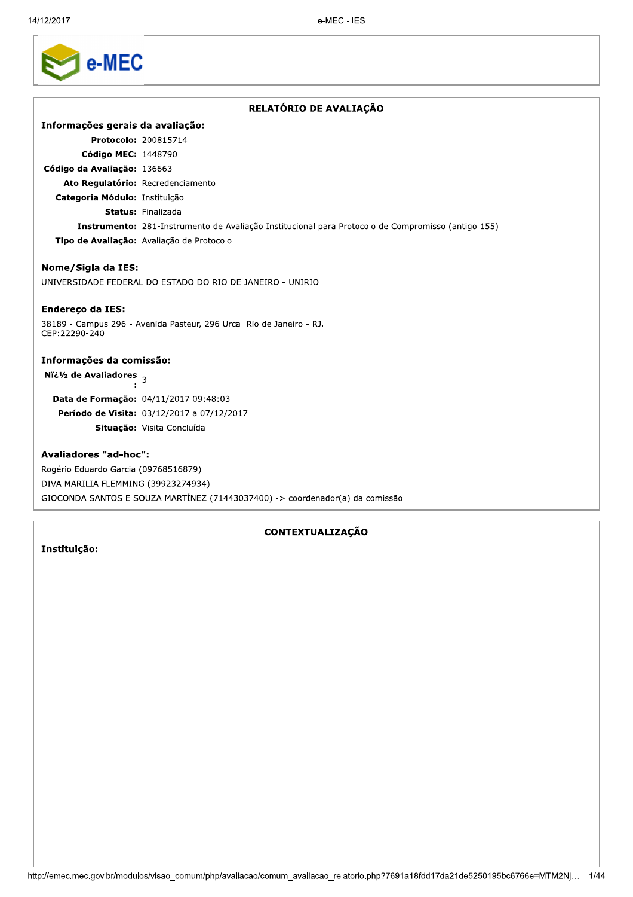# RELATÓRIO DE AVALIAÇÃO

## Informações gerais da avaliação:

**Protocolo:** 200815714
**Código MEC:** 1448790
**Código da Avaliação:** 136663
**Ato Regulatório:** Recredenciamento
**Categoria Módulo:** Instituição
**Status:** Finalizada
**Instrumento:** 281-Instrumento de Avaliação Institucional para Protocolo de Compromisso (antigo 155)
**Tipo de Avaliação:** Avaliação de Protocolo

## Nome/Sigla da IES:

UNIVERSIDADE FEDERAL DO ESTADO DO RIO DE JANEIRO - UNIRIO

## Endereço da IES:

38189 - Campus 296 - Avenida Pasteur, 296 Urca. Rio de Janeiro - RJ.
CEP:22290-240

## Informações da comissão:

**Nï¿½ de Avaliadores :** 3
**Data de Formação:** 04/11/2017 09:48:03
**Período de Visita:** 03/12/2017 a 07/12/2017
**Situação:** Visita Concluída

## Avaliadores "ad-hoc":

Rogério Eduardo Garcia (09768516879)
DIVA MARILIA FLEMMING (39923274934)
GIOCONDA SANTOS E SOUZA MARTÍNEZ (71443037400) -> coordenador(a) da comissão

# CONTEXTUALIZAÇÃO

## Instituição: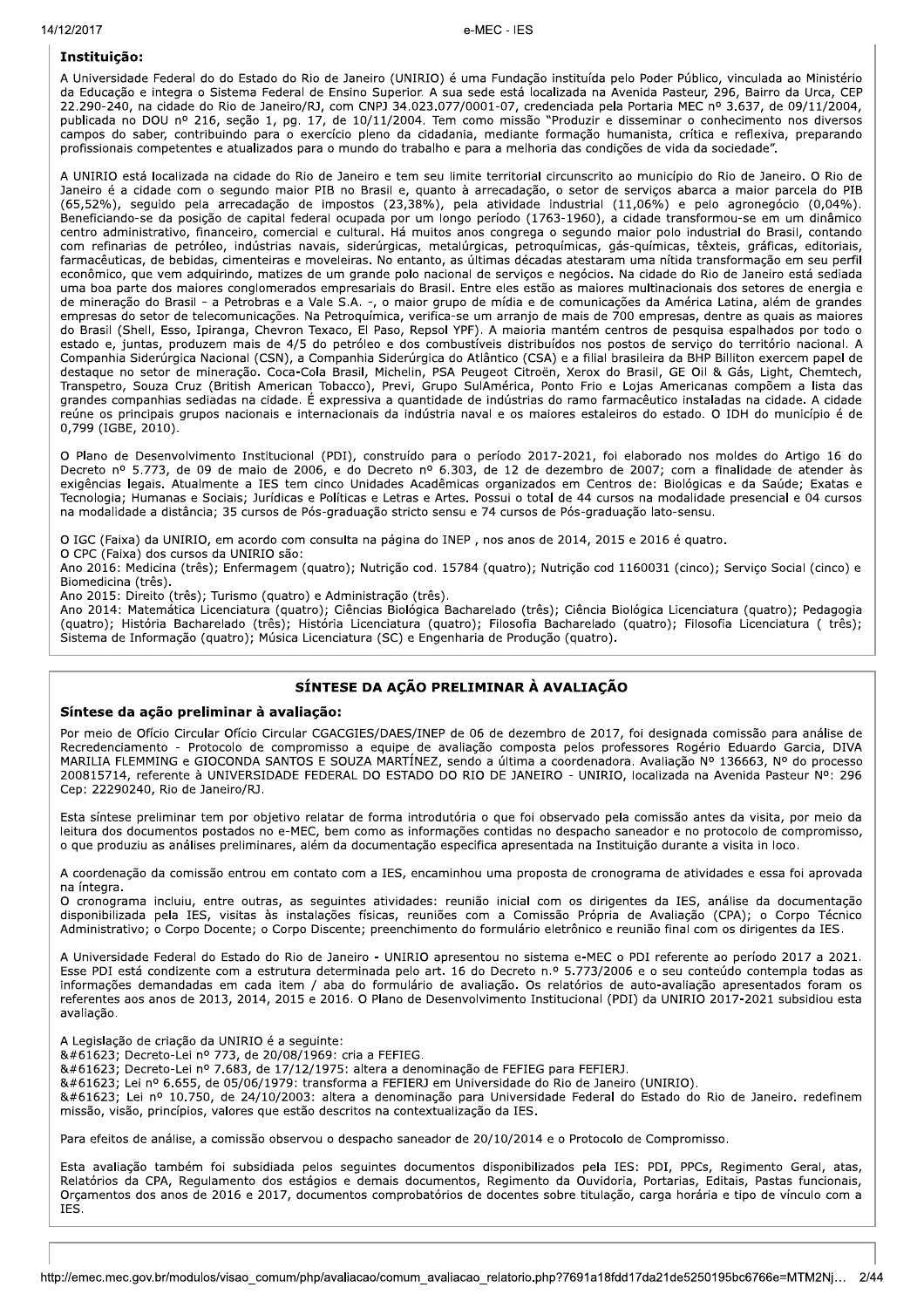### Instituição:

A Universidade Federal do do Estado do Rio de Janeiro (UNIRIO) é uma Fundação instituída pelo Poder Público, vinculada ao Ministério da Educação e integra o Sistema Federal de Ensino Superior. A sua sede está localizada na Avenida Pasteur, 296, Bairro da Urca, CEP 22.290-240, na cidade do Rio de Janeiro/RJ, com CNPJ 34.023.077/0001-07, credenciada pela Portaria MEC nº 3.637, de 09/11/2004, publicada no DOU nº 216, seção 1, pg. 17, de 10/11/2004. Tem como missão "Produzir e disseminar o conhecimento nos diversos campos do saber, contribuindo para o exercício pleno da cidadania, mediante formação humanista, crítica e reflexiva, preparando profissionais competentes e atualizados para o mundo do trabalho e para a melhoria das condições de vida da sociedade".

A UNIRIO está localizada na cidade do Rio de Janeiro e tem seu limite territorial circunscrito ao município do Rio de Janeiro. O Rio de Janeiro é a cidade com o segundo maior PIB no Brasil e, quanto à arrecadação, o setor de serviços abarca a maior parcela do PIB (65,52%), seguido pela arrecadação de impostos (23,38%), pela atividade industrial (11,06%) e pelo agronegócio (0,04%). Beneficiando-se da posição de capital federal ocupada por um longo período (1763-1960), a cidade transformou-se em um dinâmico centro administrativo, financeiro, comercial e cultural. Há muitos anos congrega o segundo maior polo industrial do Brasil, contando com refinarias de petróleo, indústrias navais, siderúrgicas, metalúrgicas, petroquímicas, gás-químicas, têxteis, gráficas, editoriais, farmacêuticas, de bebidas, cimenteiras e moveleiras. No entanto, as últimas décadas atestaram uma nítida transformação em seu perfil econômico, que vem adquirindo, matizes de um grande polo nacional de serviços e negócios. Na cidade do Rio de Janeiro está sediada uma boa parte dos maiores conglomerados empresariais do Brasil. Entre eles estão as maiores multinacionais dos setores de energia e de mineração do Brasil - a Petrobras e a Vale S.A. -, o maior grupo de mídia e de comunicações da América Latina, além de grandes empresas do setor de telecomunicações. Na Petroquímica, verifica-se um arranjo de mais de 700 empresas, dentre as quais as maiores do Brasil (Shell, Esso, Ipiranga, Chevron Texaco, El Paso, Repsol YPF). A maioria mantém centros de pesquisa espalhados por todo o estado e, juntas, produzem mais de 4/5 do petróleo e dos combustíveis distribuídos nos postos de serviço do território nacional. A Companhia Siderúrgica Nacional (CSN), a Companhia Siderúrgica do Atlântico (CSA) e a filial brasileira da BHP Billiton exercem papel de destaque no setor de mineração. Coca-Cola Brasil, Michelin, PSA Peugeot Citroën, Xerox do Brasil, GE Oil & Gás, Light, Chemtech, Transpetro, Souza Cruz (British American Tobacco), Previ, Grupo SulAmérica, Ponto Frio e Lojas Americanas compõem a lista das grandes companhias sediadas na cidade. É expressiva a quantidade de indústrias do ramo farmacêutico instaladas na cidade. A cidade reúne os principais grupos nacionais e internacionais da indústria naval e os maiores estaleiros do estado. O IDH do município é de 0,799 (IGBE, 2010).

O Plano de Desenvolvimento Institucional (PDI), construído para o período 2017-2021, foi elaborado nos moldes do Artigo 16 do Decreto nº 5.773, de 09 de maio de 2006, e do Decreto nº 6.303, de 12 de dezembro de 2007; com a finalidade de atender às exigências legais. Atualmente a IES tem cinco Unidades Acadêmicas organizados em Centros de: Biológicas e da Saúde; Exatas e Tecnologia; Humanas e Sociais; Jurídicas e Políticas e Letras e Artes. Possui o total de 44 cursos na modalidade presencial e 04 cursos na modalidade a distância; 35 cursos de Pós-graduação stricto sensu e 74 cursos de Pós-graduação lato-sensu.

O IGC (Faixa) da UNIRIO, em acordo com consulta na página do INEP , nos anos de 2014, 2015 e 2016 é quatro.
O CPC (Faixa) dos cursos da UNIRIO são:
Ano 2016: Medicina (três); Enfermagem (quatro); Nutrição cod. 15784 (quatro); Nutrição cod 1160031 (cinco); Serviço Social (cinco) e Biomedicina (três).
Ano 2015: Direito (três); Turismo (quatro) e Administração (três).
Ano 2014: Matemática Licenciatura (quatro); Ciências Biológica Bacharelado (três); Ciência Biológica Licenciatura (quatro); Pedagogia (quatro); História Bacharelado (três); História Licenciatura (quatro); Filosofia Bacharelado (quatro); Filosofia Licenciatura ( três); Sistema de Informação (quatro); Música Licenciatura (SC) e Engenharia de Produção (quatro).

## SÍNTESE DA AÇÃO PRELIMINAR À AVALIAÇÃO

### Síntese da ação preliminar à avaliação:

Por meio de Ofício Circular Ofício Circular CGACGIES/DAES/INEP de 06 de dezembro de 2017, foi designada comissão para análise de Recredenciamento - Protocolo de compromisso a equipe de avaliação composta pelos professores Rogério Eduardo Garcia, DIVA MARILIA FLEMMING e GIOCONDA SANTOS E SOUZA MARTÍNEZ, sendo a última a coordenadora. Avaliação Nº 136663, Nº do processo 200815714, referente à UNIVERSIDADE FEDERAL DO ESTADO DO RIO DE JANEIRO - UNIRIO, localizada na Avenida Pasteur Nº: 296 Cep: 22290240, Rio de Janeiro/RJ.

Esta síntese preliminar tem por objetivo relatar de forma introdutória o que foi observado pela comissão antes da visita, por meio da leitura dos documentos postados no e-MEC, bem como as informações contidas no despacho saneador e no protocolo de compromisso, o que produziu as análises preliminares, além da documentação específica apresentada na Instituição durante a visita in loco.

A coordenação da comissão entrou em contato com a IES, encaminhou uma proposta de cronograma de atividades e essa foi aprovada na íntegra.
O cronograma incluiu, entre outras, as seguintes atividades: reunião inicial com os dirigentes da IES, análise da documentação disponibilizada pela IES, visitas às instalações físicas, reuniões com a Comissão Própria de Avaliação (CPA); o Corpo Técnico Administrativo; o Corpo Docente; o Corpo Discente; preenchimento do formulário eletrônico e reunião final com os dirigentes da IES.

A Universidade Federal do Estado do Rio de Janeiro - UNIRIO apresentou no sistema e-MEC o PDI referente ao período 2017 a 2021. Esse PDI está condizente com a estrutura determinada pelo art. 16 do Decreto n.º 5.773/2006 e o seu conteúdo contempla todas as informações demandadas em cada item / aba do formulário de avaliação. Os relatórios de auto-avaliação apresentados foram os referentes aos anos de 2013, 2014, 2015 e 2016. O Plano de Desenvolvimento Institucional (PDI) da UNIRIO 2017-2021 subsidiou esta avaliação.

A Legislação de criação da UNIRIO é a seguinte:
&#61623; Decreto-Lei nº 773, de 20/08/1969: cria a FEFIEG.
&#61623; Decreto-Lei nº 7.683, de 17/12/1975: altera a denominação de FEFIEG para FEFIERJ.
&#61623; Lei nº 6.655, de 05/06/1979: transforma a FEFIERJ em Universidade do Rio de Janeiro (UNIRIO).
&#61623; Lei nº 10.750, de 24/10/2003: altera a denominação para Universidade Federal do Estado do Rio de Janeiro. redefinem missão, visão, princípios, valores que estão descritos na contextualização da IES.

Para efeitos de análise, a comissão observou o despacho saneador de 20/10/2014 e o Protocolo de Compromisso.

Esta avaliação também foi subsidiada pelos seguintes documentos disponibilizados pela IES: PDI, PPCs, Regimento Geral, atas, Relatórios da CPA, Regulamento dos estágios e demais documentos, Regimento da Ouvidoria, Portarias, Editais, Pastas funcionais, Orçamentos dos anos de 2016 e 2017, documentos comprobatórios de docentes sobre titulação, carga horária e tipo de vínculo com a IES.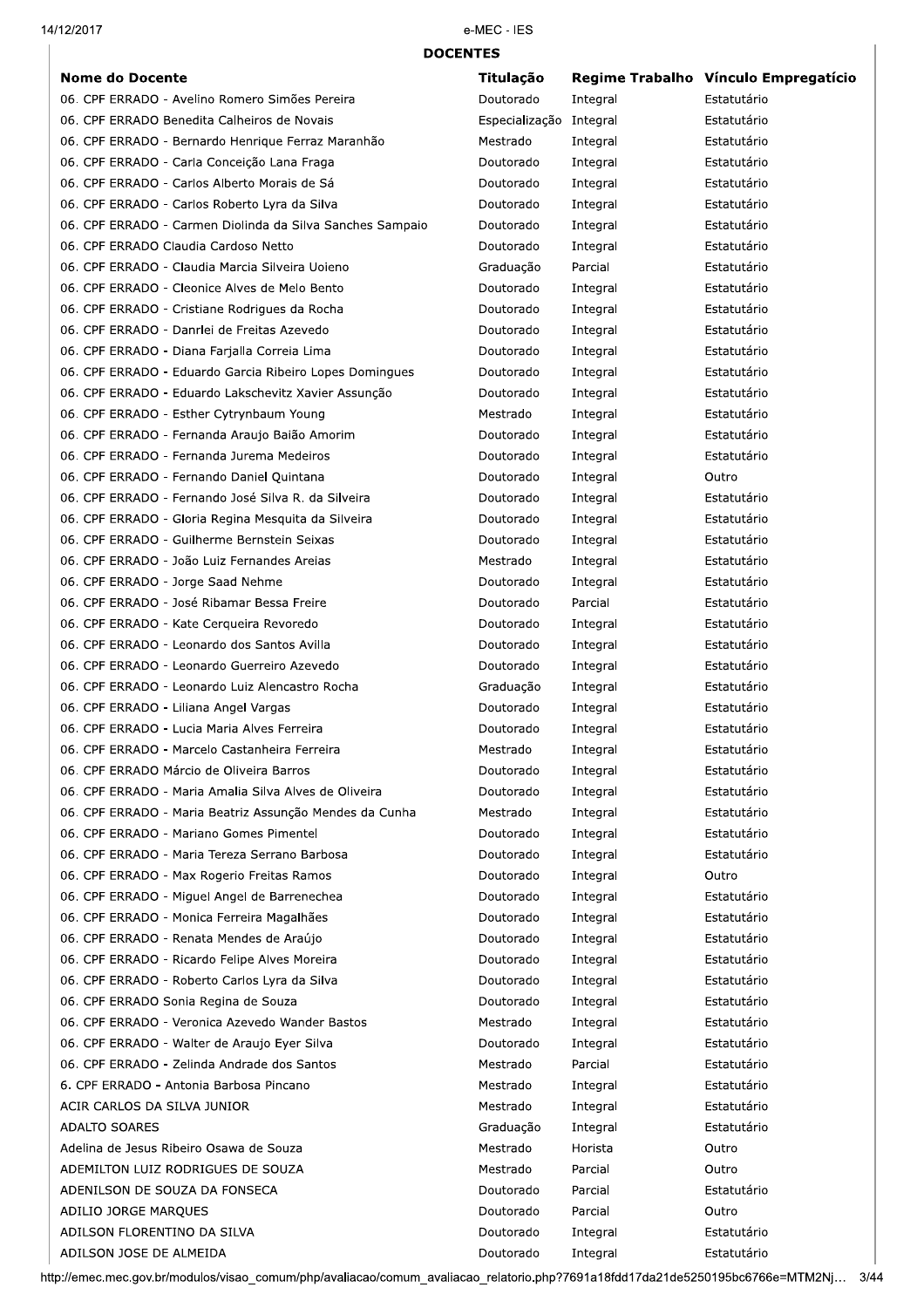## DOCENTES

| Nome do Docente | Titulação | Regime Trabalho | Vínculo Empregatício |
|---|---|---|---|
| 06. CPF ERRADO - Avelino Romero Simões Pereira | Doutorado | Integral | Estatutário |
| 06. CPF ERRADO Benedita Calheiros de Novais | Especialização | Integral | Estatutário |
| 06. CPF ERRADO - Bernardo Henrique Ferraz Maranhão | Mestrado | Integral | Estatutário |
| 06. CPF ERRADO - Carla Conceição Lana Fraga | Doutorado | Integral | Estatutário |
| 06. CPF ERRADO - Carlos Alberto Morais de Sá | Doutorado | Integral | Estatutário |
| 06. CPF ERRADO - Carlos Roberto Lyra da Silva | Doutorado | Integral | Estatutário |
| 06. CPF ERRADO - Carmen Diolinda da Silva Sanches Sampaio | Doutorado | Integral | Estatutário |
| 06. CPF ERRADO Claudia Cardoso Netto | Doutorado | Integral | Estatutário |
| 06. CPF ERRADO - Claudia Marcia Silveira Uoieno | Graduação | Parcial | Estatutário |
| 06. CPF ERRADO - Cleonice Alves de Melo Bento | Doutorado | Integral | Estatutário |
| 06. CPF ERRADO - Cristiane Rodrigues da Rocha | Doutorado | Integral | Estatutário |
| 06. CPF ERRADO - Danrlei de Freitas Azevedo | Doutorado | Integral | Estatutário |
| 06. CPF ERRADO - Diana Farjalla Correia Lima | Doutorado | Integral | Estatutário |
| 06. CPF ERRADO - Eduardo Garcia Ribeiro Lopes Domingues | Doutorado | Integral | Estatutário |
| 06. CPF ERRADO - Eduardo Lakschevitz Xavier Assunção | Doutorado | Integral | Estatutário |
| 06. CPF ERRADO - Esther Cytrynbaum Young | Mestrado | Integral | Estatutário |
| 06. CPF ERRADO - Fernanda Araujo Baião Amorim | Doutorado | Integral | Estatutário |
| 06. CPF ERRADO - Fernanda Jurema Medeiros | Doutorado | Integral | Estatutário |
| 06. CPF ERRADO - Fernando Daniel Quintana | Doutorado | Integral | Outro |
| 06. CPF ERRADO - Fernando José Silva R. da Silveira | Doutorado | Integral | Estatutário |
| 06. CPF ERRADO - Gloria Regina Mesquita da Silveira | Doutorado | Integral | Estatutário |
| 06. CPF ERRADO - Guilherme Bernstein Seixas | Doutorado | Integral | Estatutário |
| 06. CPF ERRADO - João Luiz Fernandes Areias | Mestrado | Integral | Estatutário |
| 06. CPF ERRADO - Jorge Saad Nehme | Doutorado | Integral | Estatutário |
| 06. CPF ERRADO - José Ribamar Bessa Freire | Doutorado | Parcial | Estatutário |
| 06. CPF ERRADO - Kate Cerqueira Revoredo | Doutorado | Integral | Estatutário |
| 06. CPF ERRADO - Leonardo dos Santos Avilla | Doutorado | Integral | Estatutário |
| 06. CPF ERRADO - Leonardo Guerreiro Azevedo | Doutorado | Integral | Estatutário |
| 06. CPF ERRADO - Leonardo Luiz Alencastro Rocha | Graduação | Integral | Estatutário |
| 06. CPF ERRADO - Liliana Angel Vargas | Doutorado | Integral | Estatutário |
| 06. CPF ERRADO - Lucia Maria Alves Ferreira | Doutorado | Integral | Estatutário |
| 06. CPF ERRADO - Marcelo Castanheira Ferreira | Mestrado | Integral | Estatutário |
| 06. CPF ERRADO Márcio de Oliveira Barros | Doutorado | Integral | Estatutário |
| 06. CPF ERRADO - Maria Amalia Silva Alves de Oliveira | Doutorado | Integral | Estatutário |
| 06. CPF ERRADO - Maria Beatriz Assunção Mendes da Cunha | Mestrado | Integral | Estatutário |
| 06. CPF ERRADO - Mariano Gomes Pimentel | Doutorado | Integral | Estatutário |
| 06. CPF ERRADO - Maria Tereza Serrano Barbosa | Doutorado | Integral | Estatutário |
| 06. CPF ERRADO - Max Rogerio Freitas Ramos | Doutorado | Integral | Outro |
| 06. CPF ERRADO - Miguel Angel de Barrenechea | Doutorado | Integral | Estatutário |
| 06. CPF ERRADO - Monica Ferreira Magalhães | Doutorado | Integral | Estatutário |
| 06. CPF ERRADO - Renata Mendes de Araújo | Doutorado | Integral | Estatutário |
| 06. CPF ERRADO - Ricardo Felipe Alves Moreira | Doutorado | Integral | Estatutário |
| 06. CPF ERRADO - Roberto Carlos Lyra da Silva | Doutorado | Integral | Estatutário |
| 06. CPF ERRADO Sonia Regina de Souza | Doutorado | Integral | Estatutário |
| 06. CPF ERRADO - Veronica Azevedo Wander Bastos | Mestrado | Integral | Estatutário |
| 06. CPF ERRADO - Walter de Araujo Eyer Silva | Doutorado | Integral | Estatutário |
| 06. CPF ERRADO - Zelinda Andrade dos Santos | Mestrado | Parcial | Estatutário |
| 6. CPF ERRADO - Antonia Barbosa Pincano | Mestrado | Integral | Estatutário |
| ACIR CARLOS DA SILVA JUNIOR | Mestrado | Integral | Estatutário |
| ADALTO SOARES | Graduação | Integral | Estatutário |
| Adelina de Jesus Ribeiro Osawa de Souza | Mestrado | Horista | Outro |
| ADEMILTON LUIZ RODRIGUES DE SOUZA | Mestrado | Parcial | Outro |
| ADENILSON DE SOUZA DA FONSECA | Doutorado | Parcial | Estatutário |
| ADILIO JORGE MARQUES | Doutorado | Parcial | Outro |
| ADILSON FLORENTINO DA SILVA | Doutorado | Integral | Estatutário |
| ADILSON JOSE DE ALMEIDA | Doutorado | Integral | Estatutário |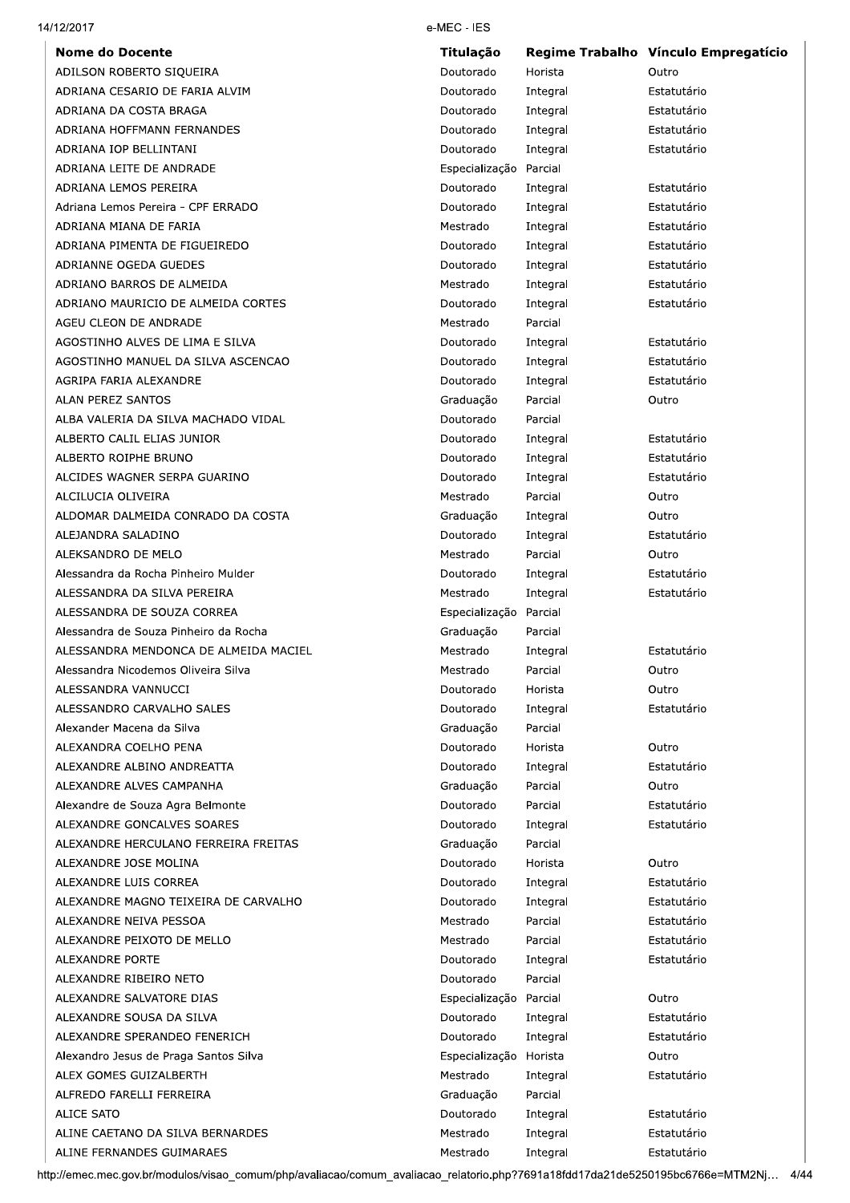| Nome do Docente | Titulação | Regime Trabalho | Vínculo Empregatício |
|---|---|---|---|
| ADILSON ROBERTO SIQUEIRA | Doutorado | Horista | Outro |
| ADRIANA CESARIO DE FARIA ALVIM | Doutorado | Integral | Estatutário |
| ADRIANA DA COSTA BRAGA | Doutorado | Integral | Estatutário |
| ADRIANA HOFFMANN FERNANDES | Doutorado | Integral | Estatutário |
| ADRIANA IOP BELLINTANI | Doutorado | Integral | Estatutário |
| ADRIANA LEITE DE ANDRADE | Especialização | Parcial | |
| ADRIANA LEMOS PEREIRA | Doutorado | Integral | Estatutário |
| Adriana Lemos Pereira - CPF ERRADO | Doutorado | Integral | Estatutário |
| ADRIANA MIANA DE FARIA | Mestrado | Integral | Estatutário |
| ADRIANA PIMENTA DE FIGUEIREDO | Doutorado | Integral | Estatutário |
| ADRIANNE OGEDA GUEDES | Doutorado | Integral | Estatutário |
| ADRIANO BARROS DE ALMEIDA | Mestrado | Integral | Estatutário |
| ADRIANO MAURICIO DE ALMEIDA CORTES | Doutorado | Integral | Estatutário |
| AGEU CLEON DE ANDRADE | Mestrado | Parcial | |
| AGOSTINHO ALVES DE LIMA E SILVA | Doutorado | Integral | Estatutário |
| AGOSTINHO MANUEL DA SILVA ASCENCAO | Doutorado | Integral | Estatutário |
| AGRIPA FARIA ALEXANDRE | Doutorado | Integral | Estatutário |
| ALAN PEREZ SANTOS | Graduação | Parcial | Outro |
| ALBA VALERIA DA SILVA MACHADO VIDAL | Doutorado | Parcial | |
| ALBERTO CALIL ELIAS JUNIOR | Doutorado | Integral | Estatutário |
| ALBERTO ROIPHE BRUNO | Doutorado | Integral | Estatutário |
| ALCIDES WAGNER SERPA GUARINO | Doutorado | Integral | Estatutário |
| ALCILUCIA OLIVEIRA | Mestrado | Parcial | Outro |
| ALDOMAR DALMEIDA CONRADO DA COSTA | Graduação | Integral | Outro |
| ALEJANDRA SALADINO | Doutorado | Integral | Estatutário |
| ALEKSANDRO DE MELO | Mestrado | Parcial | Outro |
| Alessandra da Rocha Pinheiro Mulder | Doutorado | Integral | Estatutário |
| ALESSANDRA DA SILVA PEREIRA | Mestrado | Integral | Estatutário |
| ALESSANDRA DE SOUZA CORREA | Especialização | Parcial | |
| Alessandra de Souza Pinheiro da Rocha | Graduação | Parcial | |
| ALESSANDRA MENDONCA DE ALMEIDA MACIEL | Mestrado | Integral | Estatutário |
| Alessandra Nicodemos Oliveira Silva | Mestrado | Parcial | Outro |
| ALESSANDRA VANNUCCI | Doutorado | Horista | Outro |
| ALESSANDRO CARVALHO SALES | Doutorado | Integral | Estatutário |
| Alexander Macena da Silva | Graduação | Parcial | |
| ALEXANDRA COELHO PENA | Doutorado | Horista | Outro |
| ALEXANDRE ALBINO ANDREATTA | Doutorado | Integral | Estatutário |
| ALEXANDRE ALVES CAMPANHA | Graduação | Parcial | Outro |
| Alexandre de Souza Agra Belmonte | Doutorado | Parcial | Estatutário |
| ALEXANDRE GONCALVES SOARES | Doutorado | Integral | Estatutário |
| ALEXANDRE HERCULANO FERREIRA FREITAS | Graduação | Parcial | |
| ALEXANDRE JOSE MOLINA | Doutorado | Horista | Outro |
| ALEXANDRE LUIS CORREA | Doutorado | Integral | Estatutário |
| ALEXANDRE MAGNO TEIXEIRA DE CARVALHO | Doutorado | Integral | Estatutário |
| ALEXANDRE NEIVA PESSOA | Mestrado | Parcial | Estatutário |
| ALEXANDRE PEIXOTO DE MELLO | Mestrado | Parcial | Estatutário |
| ALEXANDRE PORTE | Doutorado | Integral | Estatutário |
| ALEXANDRE RIBEIRO NETO | Doutorado | Parcial | |
| ALEXANDRE SALVATORE DIAS | Especialização | Parcial | Outro |
| ALEXANDRE SOUSA DA SILVA | Doutorado | Integral | Estatutário |
| ALEXANDRE SPERANDEO FENERICH | Doutorado | Integral | Estatutário |
| Alexandro Jesus de Praga Santos Silva | Especialização | Horista | Outro |
| ALEX GOMES GUIZALBERTH | Mestrado | Integral | Estatutário |
| ALFREDO FARELLI FERREIRA | Graduação | Parcial | |
| ALICE SATO | Doutorado | Integral | Estatutário |
| ALINE CAETANO DA SILVA BERNARDES | Mestrado | Integral | Estatutário |
| ALINE FERNANDES GUIMARAES | Mestrado | Integral | Estatutário |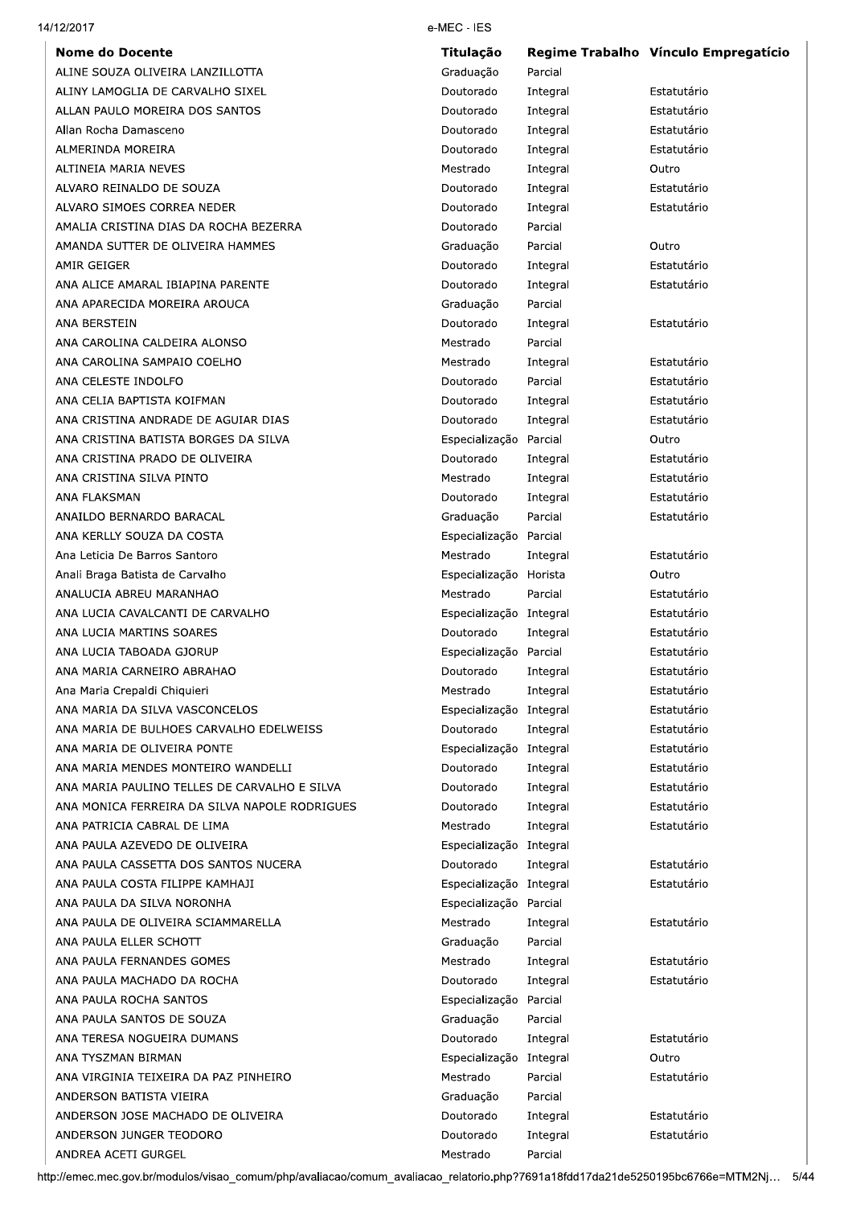| Nome do Docente | Titulação | Regime Trabalho | Vínculo Empregatício |
|---|---|---|---|
| ALINE SOUZA OLIVEIRA LANZILLOTTA | Graduação | Parcial | |
| ALINY LAMOGLIA DE CARVALHO SIXEL | Doutorado | Integral | Estatutário |
| ALLAN PAULO MOREIRA DOS SANTOS | Doutorado | Integral | Estatutário |
| Allan Rocha Damasceno | Doutorado | Integral | Estatutário |
| ALMERINDA MOREIRA | Doutorado | Integral | Estatutário |
| ALTINEIA MARIA NEVES | Mestrado | Integral | Outro |
| ALVARO REINALDO DE SOUZA | Doutorado | Integral | Estatutário |
| ALVARO SIMOES CORREA NEDER | Doutorado | Integral | Estatutário |
| AMALIA CRISTINA DIAS DA ROCHA BEZERRA | Doutorado | Parcial | |
| AMANDA SUTTER DE OLIVEIRA HAMMES | Graduação | Parcial | Outro |
| AMIR GEIGER | Doutorado | Integral | Estatutário |
| ANA ALICE AMARAL IBIAPINA PARENTE | Doutorado | Integral | Estatutário |
| ANA APARECIDA MOREIRA AROUCA | Graduação | Parcial | |
| ANA BERSTEIN | Doutorado | Integral | Estatutário |
| ANA CAROLINA CALDEIRA ALONSO | Mestrado | Parcial | |
| ANA CAROLINA SAMPAIO COELHO | Mestrado | Integral | Estatutário |
| ANA CELESTE INDOLFO | Doutorado | Parcial | Estatutário |
| ANA CELIA BAPTISTA KOIFMAN | Doutorado | Integral | Estatutário |
| ANA CRISTINA ANDRADE DE AGUIAR DIAS | Doutorado | Integral | Estatutário |
| ANA CRISTINA BATISTA BORGES DA SILVA | Especialização | Parcial | Outro |
| ANA CRISTINA PRADO DE OLIVEIRA | Doutorado | Integral | Estatutário |
| ANA CRISTINA SILVA PINTO | Mestrado | Integral | Estatutário |
| ANA FLAKSMAN | Doutorado | Integral | Estatutário |
| ANAILDO BERNARDO BARACAL | Graduação | Parcial | Estatutário |
| ANA KERLLY SOUZA DA COSTA | Especialização | Parcial | |
| Ana Leticia De Barros Santoro | Mestrado | Integral | Estatutário |
| Anali Braga Batista de Carvalho | Especialização | Horista | Outro |
| ANALUCIA ABREU MARANHAO | Mestrado | Parcial | Estatutário |
| ANA LUCIA CAVALCANTI DE CARVALHO | Especialização | Integral | Estatutário |
| ANA LUCIA MARTINS SOARES | Doutorado | Integral | Estatutário |
| ANA LUCIA TABOADA GJORUP | Especialização | Parcial | Estatutário |
| ANA MARIA CARNEIRO ABRAHAO | Doutorado | Integral | Estatutário |
| Ana Maria Crepaldi Chiquieri | Mestrado | Integral | Estatutário |
| ANA MARIA DA SILVA VASCONCELOS | Especialização | Integral | Estatutário |
| ANA MARIA DE BULHOES CARVALHO EDELWEISS | Doutorado | Integral | Estatutário |
| ANA MARIA DE OLIVEIRA PONTE | Especialização | Integral | Estatutário |
| ANA MARIA MENDES MONTEIRO WANDELLI | Doutorado | Integral | Estatutário |
| ANA MARIA PAULINO TELLES DE CARVALHO E SILVA | Doutorado | Integral | Estatutário |
| ANA MONICA FERREIRA DA SILVA NAPOLE RODRIGUES | Doutorado | Integral | Estatutário |
| ANA PATRICIA CABRAL DE LIMA | Mestrado | Integral | Estatutário |
| ANA PAULA AZEVEDO DE OLIVEIRA | Especialização | Integral | |
| ANA PAULA CASSETTA DOS SANTOS NUCERA | Doutorado | Integral | Estatutário |
| ANA PAULA COSTA FILIPPE KAMHAJI | Especialização | Integral | Estatutário |
| ANA PAULA DA SILVA NORONHA | Especialização | Parcial | |
| ANA PAULA DE OLIVEIRA SCIAMMARELLA | Mestrado | Integral | Estatutário |
| ANA PAULA ELLER SCHOTT | Graduação | Parcial | |
| ANA PAULA FERNANDES GOMES | Mestrado | Integral | Estatutário |
| ANA PAULA MACHADO DA ROCHA | Doutorado | Integral | Estatutário |
| ANA PAULA ROCHA SANTOS | Especialização | Parcial | |
| ANA PAULA SANTOS DE SOUZA | Graduação | Parcial | |
| ANA TERESA NOGUEIRA DUMANS | Doutorado | Integral | Estatutário |
| ANA TYSZMAN BIRMAN | Especialização | Integral | Outro |
| ANA VIRGINIA TEIXEIRA DA PAZ PINHEIRO | Mestrado | Parcial | Estatutário |
| ANDERSON BATISTA VIEIRA | Graduação | Parcial | |
| ANDERSON JOSE MACHADO DE OLIVEIRA | Doutorado | Integral | Estatutário |
| ANDERSON JUNGER TEODORO | Doutorado | Integral | Estatutário |
| ANDREA ACETI GURGEL | Mestrado | Parcial | |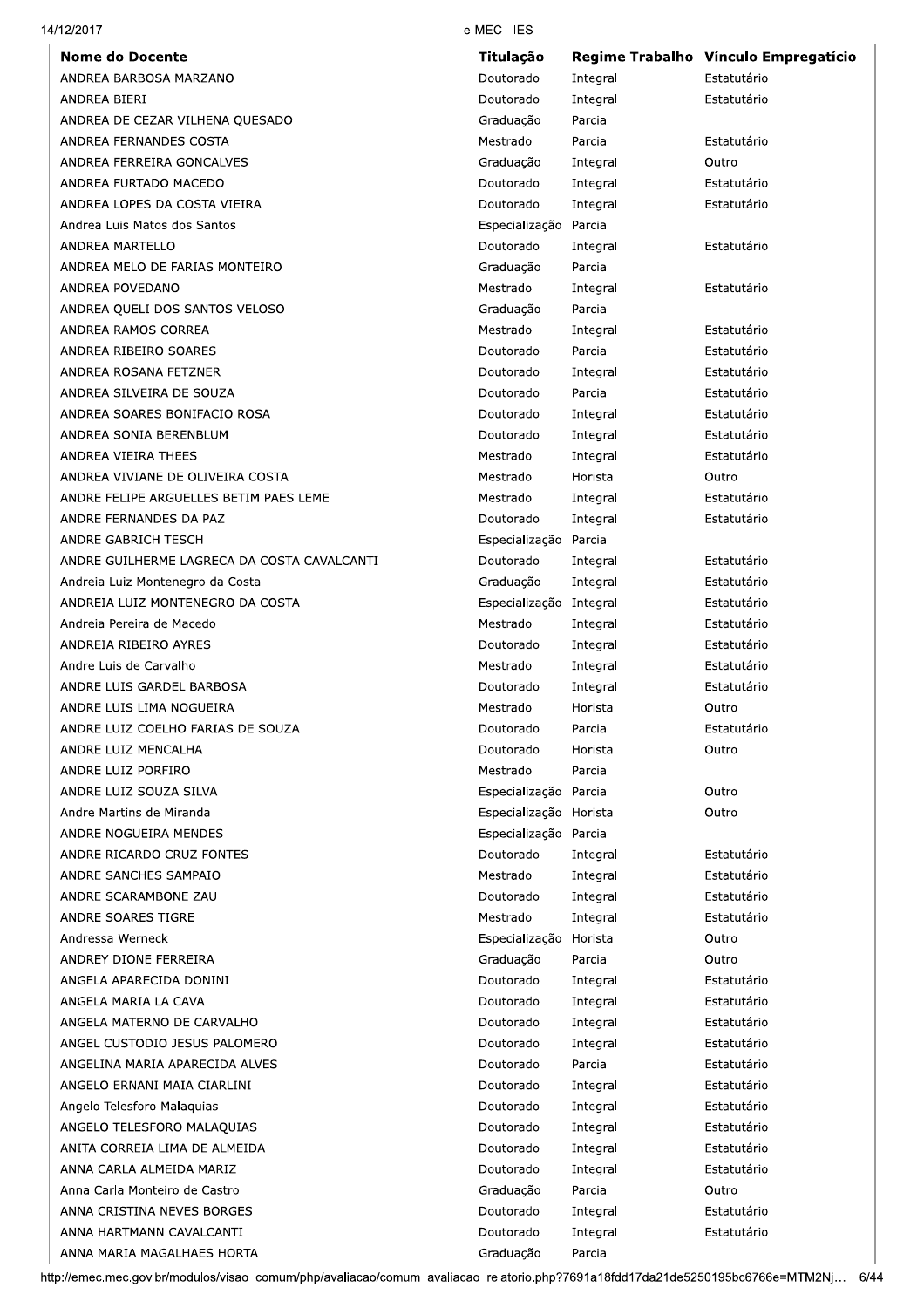| Nome do Docente | Titulação | Regime Trabalho | Vínculo Empregatício |
|---|---|---|---|
| ANDREA BARBOSA MARZANO | Doutorado | Integral | Estatutário |
| ANDREA BIERI | Doutorado | Integral | Estatutário |
| ANDREA DE CEZAR VILHENA QUESADO | Graduação | Parcial | |
| ANDREA FERNANDES COSTA | Mestrado | Parcial | Estatutário |
| ANDREA FERREIRA GONCALVES | Graduação | Integral | Outro |
| ANDREA FURTADO MACEDO | Doutorado | Integral | Estatutário |
| ANDREA LOPES DA COSTA VIEIRA | Doutorado | Integral | Estatutário |
| Andrea Luis Matos dos Santos | Especialização | Parcial | |
| ANDREA MARTELLO | Doutorado | Integral | Estatutário |
| ANDREA MELO DE FARIAS MONTEIRO | Graduação | Parcial | |
| ANDREA POVEDANO | Mestrado | Integral | Estatutário |
| ANDREA QUELI DOS SANTOS VELOSO | Graduação | Parcial | |
| ANDREA RAMOS CORREA | Mestrado | Integral | Estatutário |
| ANDREA RIBEIRO SOARES | Doutorado | Parcial | Estatutário |
| ANDREA ROSANA FETZNER | Doutorado | Integral | Estatutário |
| ANDREA SILVEIRA DE SOUZA | Doutorado | Parcial | Estatutário |
| ANDREA SOARES BONIFACIO ROSA | Doutorado | Integral | Estatutário |
| ANDREA SONIA BERENBLUM | Doutorado | Integral | Estatutário |
| ANDREA VIEIRA THEES | Mestrado | Integral | Estatutário |
| ANDREA VIVIANE DE OLIVEIRA COSTA | Mestrado | Horista | Outro |
| ANDRE FELIPE ARGUELLES BETIM PAES LEME | Mestrado | Integral | Estatutário |
| ANDRE FERNANDES DA PAZ | Doutorado | Integral | Estatutário |
| ANDRE GABRICH TESCH | Especialização | Parcial | |
| ANDRE GUILHERME LAGRECA DA COSTA CAVALCANTI | Doutorado | Integral | Estatutário |
| Andreia Luiz Montenegro da Costa | Graduação | Integral | Estatutário |
| ANDREIA LUIZ MONTENEGRO DA COSTA | Especialização | Integral | Estatutário |
| Andreia Pereira de Macedo | Mestrado | Integral | Estatutário |
| ANDREIA RIBEIRO AYRES | Doutorado | Integral | Estatutário |
| Andre Luis de Carvalho | Mestrado | Integral | Estatutário |
| ANDRE LUIS GARDEL BARBOSA | Doutorado | Integral | Estatutário |
| ANDRE LUIS LIMA NOGUEIRA | Mestrado | Horista | Outro |
| ANDRE LUIZ COELHO FARIAS DE SOUZA | Doutorado | Parcial | Estatutário |
| ANDRE LUIZ MENCALHA | Doutorado | Horista | Outro |
| ANDRE LUIZ PORFIRO | Mestrado | Parcial | |
| ANDRE LUIZ SOUZA SILVA | Especialização | Parcial | Outro |
| Andre Martins de Miranda | Especialização | Horista | Outro |
| ANDRE NOGUEIRA MENDES | Especialização | Parcial | |
| ANDRE RICARDO CRUZ FONTES | Doutorado | Integral | Estatutário |
| ANDRE SANCHES SAMPAIO | Mestrado | Integral | Estatutário |
| ANDRE SCARAMBONE ZAU | Doutorado | Integral | Estatutário |
| ANDRE SOARES TIGRE | Mestrado | Integral | Estatutário |
| Andressa Werneck | Especialização | Horista | Outro |
| ANDREY DIONE FERREIRA | Graduação | Parcial | Outro |
| ANGELA APARECIDA DONINI | Doutorado | Integral | Estatutário |
| ANGELA MARIA LA CAVA | Doutorado | Integral | Estatutário |
| ANGELA MATERNO DE CARVALHO | Doutorado | Integral | Estatutário |
| ANGEL CUSTODIO JESUS PALOMERO | Doutorado | Integral | Estatutário |
| ANGELINA MARIA APARECIDA ALVES | Doutorado | Parcial | Estatutário |
| ANGELO ERNANI MAIA CIARLINI | Doutorado | Integral | Estatutário |
| Angelo Telesforo Malaquias | Doutorado | Integral | Estatutário |
| ANGELO TELESFORO MALAQUIAS | Doutorado | Integral | Estatutário |
| ANITA CORREIA LIMA DE ALMEIDA | Doutorado | Integral | Estatutário |
| ANNA CARLA ALMEIDA MARIZ | Doutorado | Integral | Estatutário |
| Anna Carla Monteiro de Castro | Graduação | Parcial | Outro |
| ANNA CRISTINA NEVES BORGES | Doutorado | Integral | Estatutário |
| ANNA HARTMANN CAVALCANTI | Doutorado | Integral | Estatutário |
| ANNA MARIA MAGALHAES HORTA | Graduação | Parcial | |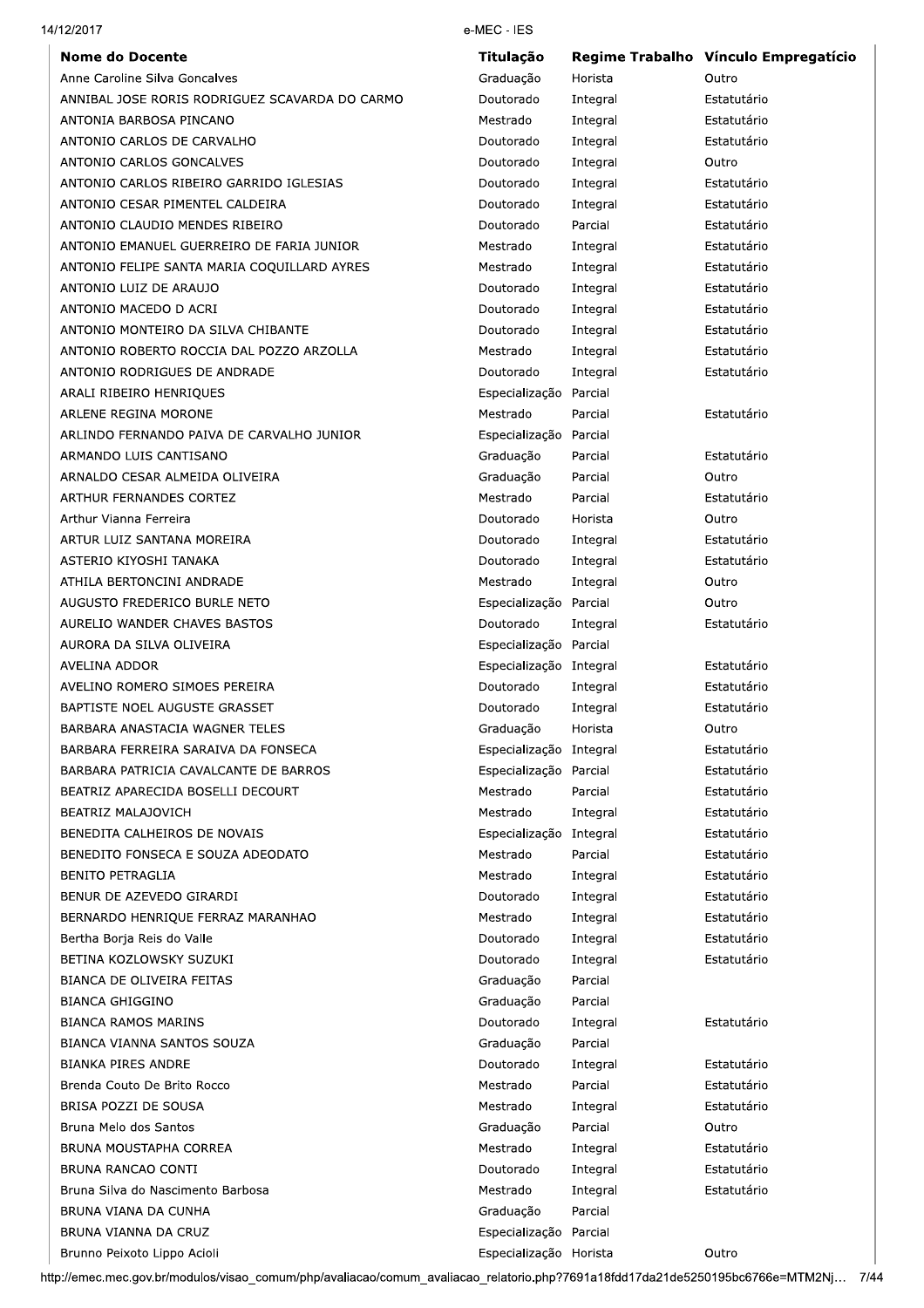| Nome do Docente | Titulação | Regime Trabalho | Vínculo Empregatício |
| --- | --- | --- | --- |
| Anne Caroline Silva Goncalves | Graduação | Horista | Outro |
| ANNIBAL JOSE RORIS RODRIGUEZ SCAVARDA DO CARMO | Doutorado | Integral | Estatutário |
| ANTONIA BARBOSA PINCANO | Mestrado | Integral | Estatutário |
| ANTONIO CARLOS DE CARVALHO | Doutorado | Integral | Estatutário |
| ANTONIO CARLOS GONCALVES | Doutorado | Integral | Outro |
| ANTONIO CARLOS RIBEIRO GARRIDO IGLESIAS | Doutorado | Integral | Estatutário |
| ANTONIO CESAR PIMENTEL CALDEIRA | Doutorado | Integral | Estatutário |
| ANTONIO CLAUDIO MENDES RIBEIRO | Doutorado | Parcial | Estatutário |
| ANTONIO EMANUEL GUERREIRO DE FARIA JUNIOR | Mestrado | Integral | Estatutário |
| ANTONIO FELIPE SANTA MARIA COQUILLARD AYRES | Mestrado | Integral | Estatutário |
| ANTONIO LUIZ DE ARAUJO | Doutorado | Integral | Estatutário |
| ANTONIO MACEDO D ACRI | Doutorado | Integral | Estatutário |
| ANTONIO MONTEIRO DA SILVA CHIBANTE | Doutorado | Integral | Estatutário |
| ANTONIO ROBERTO ROCCIA DAL POZZO ARZOLLA | Mestrado | Integral | Estatutário |
| ANTONIO RODRIGUES DE ANDRADE | Doutorado | Integral | Estatutário |
| ARALI RIBEIRO HENRIQUES | Especialização | Parcial | |
| ARLENE REGINA MORONE | Mestrado | Parcial | Estatutário |
| ARLINDO FERNANDO PAIVA DE CARVALHO JUNIOR | Especialização | Parcial | |
| ARMANDO LUIS CANTISANO | Graduação | Parcial | Estatutário |
| ARNALDO CESAR ALMEIDA OLIVEIRA | Graduação | Parcial | Outro |
| ARTHUR FERNANDES CORTEZ | Mestrado | Parcial | Estatutário |
| Arthur Vianna Ferreira | Doutorado | Horista | Outro |
| ARTUR LUIZ SANTANA MOREIRA | Doutorado | Integral | Estatutário |
| ASTERIO KIYOSHI TANAKA | Doutorado | Integral | Estatutário |
| ATHILA BERTONCINI ANDRADE | Mestrado | Integral | Outro |
| AUGUSTO FREDERICO BURLE NETO | Especialização | Parcial | Outro |
| AURELIO WANDER CHAVES BASTOS | Doutorado | Integral | Estatutário |
| AURORA DA SILVA OLIVEIRA | Especialização | Parcial | |
| AVELINA ADDOR | Especialização | Integral | Estatutário |
| AVELINO ROMERO SIMOES PEREIRA | Doutorado | Integral | Estatutário |
| BAPTISTE NOEL AUGUSTE GRASSET | Doutorado | Integral | Estatutário |
| BARBARA ANASTACIA WAGNER TELES | Graduação | Horista | Outro |
| BARBARA FERREIRA SARAIVA DA FONSECA | Especialização | Integral | Estatutário |
| BARBARA PATRICIA CAVALCANTE DE BARROS | Especialização | Parcial | Estatutário |
| BEATRIZ APARECIDA BOSELLI DECOURT | Mestrado | Parcial | Estatutário |
| BEATRIZ MALAJOVICH | Mestrado | Integral | Estatutário |
| BENEDITA CALHEIROS DE NOVAIS | Especialização | Integral | Estatutário |
| BENEDITO FONSECA E SOUZA ADEODATO | Mestrado | Parcial | Estatutário |
| BENITO PETRAGLIA | Mestrado | Integral | Estatutário |
| BENUR DE AZEVEDO GIRARDI | Doutorado | Integral | Estatutário |
| BERNARDO HENRIQUE FERRAZ MARANHAO | Mestrado | Integral | Estatutário |
| Bertha Borja Reis do Valle | Doutorado | Integral | Estatutário |
| BETINA KOZLOWSKY SUZUKI | Doutorado | Integral | Estatutário |
| BIANCA DE OLIVEIRA FEITAS | Graduação | Parcial | |
| BIANCA GHIGGINO | Graduação | Parcial | |
| BIANCA RAMOS MARINS | Doutorado | Integral | Estatutário |
| BIANCA VIANNA SANTOS SOUZA | Graduação | Parcial | |
| BIANKA PIRES ANDRE | Doutorado | Integral | Estatutário |
| Brenda Couto De Brito Rocco | Mestrado | Parcial | Estatutário |
| BRISA POZZI DE SOUSA | Mestrado | Integral | Estatutário |
| Bruna Melo dos Santos | Graduação | Parcial | Outro |
| BRUNA MOUSTAPHA CORREA | Mestrado | Integral | Estatutário |
| BRUNA RANCAO CONTI | Doutorado | Integral | Estatutário |
| Bruna Silva do Nascimento Barbosa | Mestrado | Integral | Estatutário |
| BRUNA VIANA DA CUNHA | Graduação | Parcial | |
| BRUNA VIANNA DA CRUZ | Especialização | Parcial | |
| Brunno Peixoto Lippo Acioli | Especialização | Horista | Outro |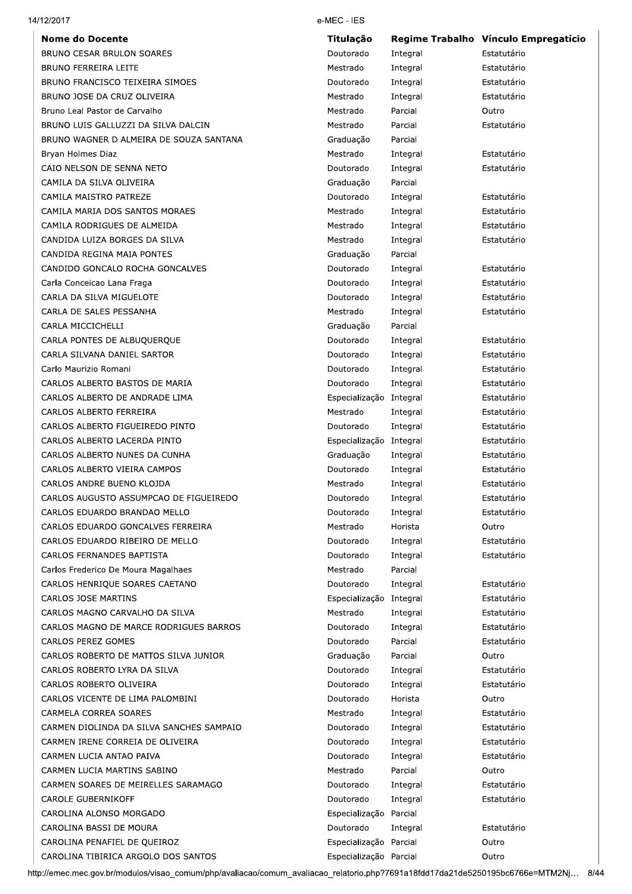| Nome do Docente | Titulação | Regime Trabalho | Vínculo Empregatício |
|---|---|---|---|
| BRUNO CESAR BRULON SOARES | Doutorado | Integral | Estatutário |
| BRUNO FERREIRA LEITE | Mestrado | Integral | Estatutário |
| BRUNO FRANCISCO TEIXEIRA SIMOES | Doutorado | Integral | Estatutário |
| BRUNO JOSE DA CRUZ OLIVEIRA | Mestrado | Integral | Estatutário |
| Bruno Leal Pastor de Carvalho | Mestrado | Parcial | Outro |
| BRUNO LUIS GALLUZZI DA SILVA DALCIN | Mestrado | Parcial | Estatutário |
| BRUNO WAGNER D ALMEIRA DE SOUZA SANTANA | Graduação | Parcial | |
| Bryan Holmes Diaz | Mestrado | Integral | Estatutário |
| CAIO NELSON DE SENNA NETO | Doutorado | Integral | Estatutário |
| CAMILA DA SILVA OLIVEIRA | Graduação | Parcial | |
| CAMILA MAISTRO PATREZE | Doutorado | Integral | Estatutário |
| CAMILA MARIA DOS SANTOS MORAES | Mestrado | Integral | Estatutário |
| CAMILA RODRIGUES DE ALMEIDA | Mestrado | Integral | Estatutário |
| CANDIDA LUIZA BORGES DA SILVA | Mestrado | Integral | Estatutário |
| CANDIDA REGINA MAIA PONTES | Graduação | Parcial | |
| CANDIDO GONCALO ROCHA GONCALVES | Doutorado | Integral | Estatutário |
| Carla Conceicao Lana Fraga | Doutorado | Integral | Estatutário |
| CARLA DA SILVA MIGUELOTE | Doutorado | Integral | Estatutário |
| CARLA DE SALES PESSANHA | Mestrado | Integral | Estatutário |
| CARLA MICCICHELLI | Graduação | Parcial | |
| CARLA PONTES DE ALBUQUERQUE | Doutorado | Integral | Estatutário |
| CARLA SILVANA DANIEL SARTOR | Doutorado | Integral | Estatutário |
| Carlo Maurizio Romani | Doutorado | Integral | Estatutário |
| CARLOS ALBERTO BASTOS DE MARIA | Doutorado | Integral | Estatutário |
| CARLOS ALBERTO DE ANDRADE LIMA | Especialização | Integral | Estatutário |
| CARLOS ALBERTO FERREIRA | Mestrado | Integral | Estatutário |
| CARLOS ALBERTO FIGUEIREDO PINTO | Doutorado | Integral | Estatutário |
| CARLOS ALBERTO LACERDA PINTO | Especialização | Integral | Estatutário |
| CARLOS ALBERTO NUNES DA CUNHA | Graduação | Integral | Estatutário |
| CARLOS ALBERTO VIEIRA CAMPOS | Doutorado | Integral | Estatutário |
| CARLOS ANDRE BUENO KLOJDA | Mestrado | Integral | Estatutário |
| CARLOS AUGUSTO ASSUMPCAO DE FIGUEIREDO | Doutorado | Integral | Estatutário |
| CARLOS EDUARDO BRANDAO MELLO | Doutorado | Integral | Estatutário |
| CARLOS EDUARDO GONCALVES FERREIRA | Mestrado | Horista | Outro |
| CARLOS EDUARDO RIBEIRO DE MELLO | Doutorado | Integral | Estatutário |
| CARLOS FERNANDES BAPTISTA | Doutorado | Integral | Estatutário |
| Carlos Frederico De Moura Magalhaes | Mestrado | Parcial | |
| CARLOS HENRIQUE SOARES CAETANO | Doutorado | Integral | Estatutário |
| CARLOS JOSE MARTINS | Especialização | Integral | Estatutário |
| CARLOS MAGNO CARVALHO DA SILVA | Mestrado | Integral | Estatutário |
| CARLOS MAGNO DE MARCE RODRIGUES BARROS | Doutorado | Integral | Estatutário |
| CARLOS PEREZ GOMES | Doutorado | Parcial | Estatutário |
| CARLOS ROBERTO DE MATTOS SILVA JUNIOR | Graduação | Parcial | Outro |
| CARLOS ROBERTO LYRA DA SILVA | Doutorado | Integral | Estatutário |
| CARLOS ROBERTO OLIVEIRA | Doutorado | Integral | Estatutário |
| CARLOS VICENTE DE LIMA PALOMBINI | Doutorado | Horista | Outro |
| CARMELA CORREA SOARES | Mestrado | Integral | Estatutário |
| CARMEN DIOLINDA DA SILVA SANCHES SAMPAIO | Doutorado | Integral | Estatutário |
| CARMEN IRENE CORREIA DE OLIVEIRA | Doutorado | Integral | Estatutário |
| CARMEN LUCIA ANTAO PAIVA | Doutorado | Integral | Estatutário |
| CARMEN LUCIA MARTINS SABINO | Mestrado | Parcial | Outro |
| CARMEN SOARES DE MEIRELLES SARAMAGO | Doutorado | Integral | Estatutário |
| CAROLE GUBERNIKOFF | Doutorado | Integral | Estatutário |
| CAROLINA ALONSO MORGADO | Especialização | Parcial | |
| CAROLINA BASSI DE MOURA | Doutorado | Integral | Estatutário |
| CAROLINA PENAFIEL DE QUEIROZ | Especialização | Parcial | Outro |
| CAROLINA TIBIRICA ARGOLO DOS SANTOS | Especialização | Parcial | Outro |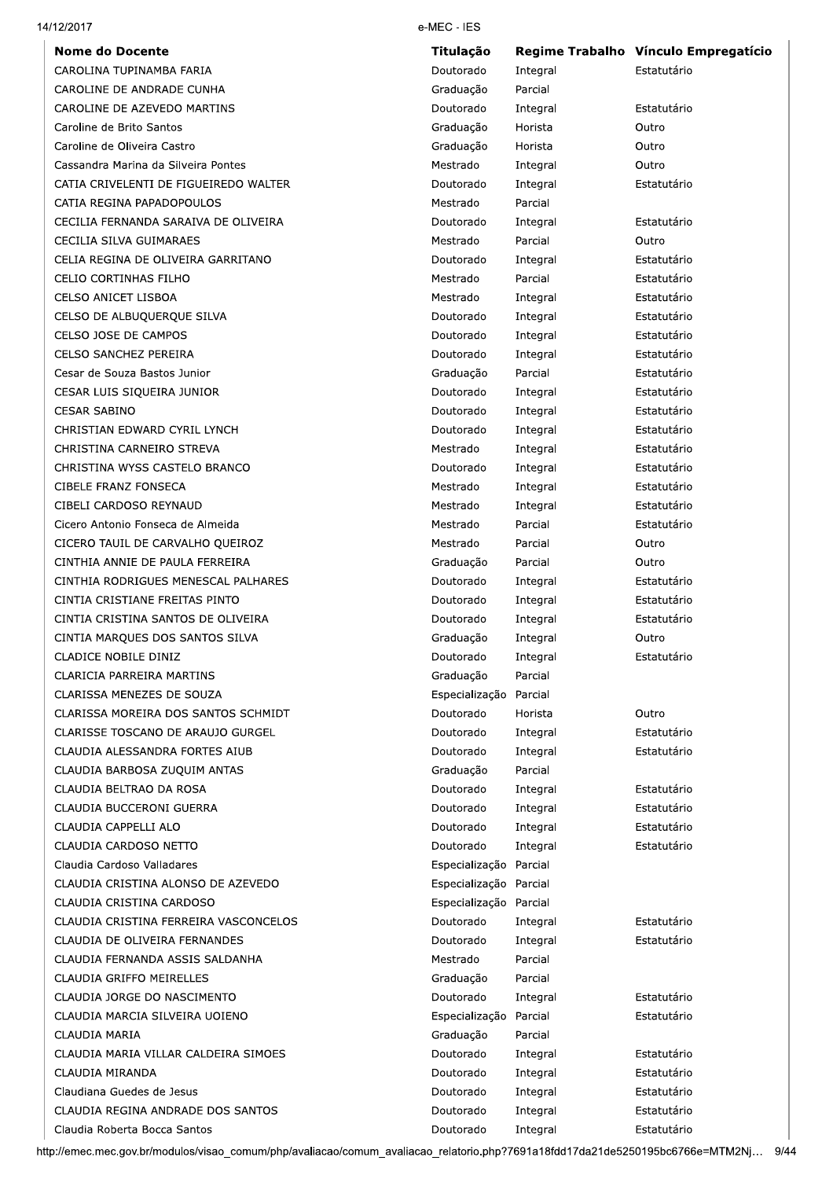| Nome do Docente | Titulação | Regime Trabalho | Vínculo Empregatício |
|---|---|---|---|
| CAROLINA TUPINAMBA FARIA | Doutorado | Integral | Estatutário |
| CAROLINE DE ANDRADE CUNHA | Graduação | Parcial | |
| CAROLINE DE AZEVEDO MARTINS | Doutorado | Integral | Estatutário |
| Caroline de Brito Santos | Graduação | Horista | Outro |
| Caroline de Oliveira Castro | Graduação | Horista | Outro |
| Cassandra Marina da Silveira Pontes | Mestrado | Integral | Outro |
| CATIA CRIVELENTI DE FIGUEIREDO WALTER | Doutorado | Integral | Estatutário |
| CATIA REGINA PAPADOPOULOS | Mestrado | Parcial | |
| CECILIA FERNANDA SARAIVA DE OLIVEIRA | Doutorado | Integral | Estatutário |
| CECILIA SILVA GUIMARAES | Mestrado | Parcial | Outro |
| CELIA REGINA DE OLIVEIRA GARRITANO | Doutorado | Integral | Estatutário |
| CELIO CORTINHAS FILHO | Mestrado | Parcial | Estatutário |
| CELSO ANICET LISBOA | Mestrado | Integral | Estatutário |
| CELSO DE ALBUQUERQUE SILVA | Doutorado | Integral | Estatutário |
| CELSO JOSE DE CAMPOS | Doutorado | Integral | Estatutário |
| CELSO SANCHEZ PEREIRA | Doutorado | Integral | Estatutário |
| Cesar de Souza Bastos Junior | Graduação | Parcial | Estatutário |
| CESAR LUIS SIQUEIRA JUNIOR | Doutorado | Integral | Estatutário |
| CESAR SABINO | Doutorado | Integral | Estatutário |
| CHRISTIAN EDWARD CYRIL LYNCH | Doutorado | Integral | Estatutário |
| CHRISTINA CARNEIRO STREVA | Mestrado | Integral | Estatutário |
| CHRISTINA WYSS CASTELO BRANCO | Doutorado | Integral | Estatutário |
| CIBELE FRANZ FONSECA | Mestrado | Integral | Estatutário |
| CIBELI CARDOSO REYNAUD | Mestrado | Integral | Estatutário |
| Cicero Antonio Fonseca de Almeida | Mestrado | Parcial | Estatutário |
| CICERO TAUIL DE CARVALHO QUEIROZ | Mestrado | Parcial | Outro |
| CINTHIA ANNIE DE PAULA FERREIRA | Graduação | Parcial | Outro |
| CINTHIA RODRIGUES MENESCAL PALHARES | Doutorado | Integral | Estatutário |
| CINTIA CRISTIANE FREITAS PINTO | Doutorado | Integral | Estatutário |
| CINTIA CRISTINA SANTOS DE OLIVEIRA | Doutorado | Integral | Estatutário |
| CINTIA MARQUES DOS SANTOS SILVA | Graduação | Integral | Outro |
| CLADICE NOBILE DINIZ | Doutorado | Integral | Estatutário |
| CLARICIA PARREIRA MARTINS | Graduação | Parcial | |
| CLARISSA MENEZES DE SOUZA | Especialização | Parcial | |
| CLARISSA MOREIRA DOS SANTOS SCHMIDT | Doutorado | Horista | Outro |
| CLARISSE TOSCANO DE ARAUJO GURGEL | Doutorado | Integral | Estatutário |
| CLAUDIA ALESSANDRA FORTES AIUB | Doutorado | Integral | Estatutário |
| CLAUDIA BARBOSA ZUQUIM ANTAS | Graduação | Parcial | |
| CLAUDIA BELTRAO DA ROSA | Doutorado | Integral | Estatutário |
| CLAUDIA BUCCERONI GUERRA | Doutorado | Integral | Estatutário |
| CLAUDIA CAPPELLI ALO | Doutorado | Integral | Estatutário |
| CLAUDIA CARDOSO NETTO | Doutorado | Integral | Estatutário |
| Claudia Cardoso Valladares | Especialização | Parcial | |
| CLAUDIA CRISTINA ALONSO DE AZEVEDO | Especialização | Parcial | |
| CLAUDIA CRISTINA CARDOSO | Especialização | Parcial | |
| CLAUDIA CRISTINA FERREIRA VASCONCELOS | Doutorado | Integral | Estatutário |
| CLAUDIA DE OLIVEIRA FERNANDES | Doutorado | Integral | Estatutário |
| CLAUDIA FERNANDA ASSIS SALDANHA | Mestrado | Parcial | |
| CLAUDIA GRIFFO MEIRELLES | Graduação | Parcial | |
| CLAUDIA JORGE DO NASCIMENTO | Doutorado | Integral | Estatutário |
| CLAUDIA MARCIA SILVEIRA UOIENO | Especialização | Parcial | Estatutário |
| CLAUDIA MARIA | Graduação | Parcial | |
| CLAUDIA MARIA VILLAR CALDEIRA SIMOES | Doutorado | Integral | Estatutário |
| CLAUDIA MIRANDA | Doutorado | Integral | Estatutário |
| Claudiana Guedes de Jesus | Doutorado | Integral | Estatutário |
| CLAUDIA REGINA ANDRADE DOS SANTOS | Doutorado | Integral | Estatutário |
| Claudia Roberta Bocca Santos | Doutorado | Integral | Estatutário |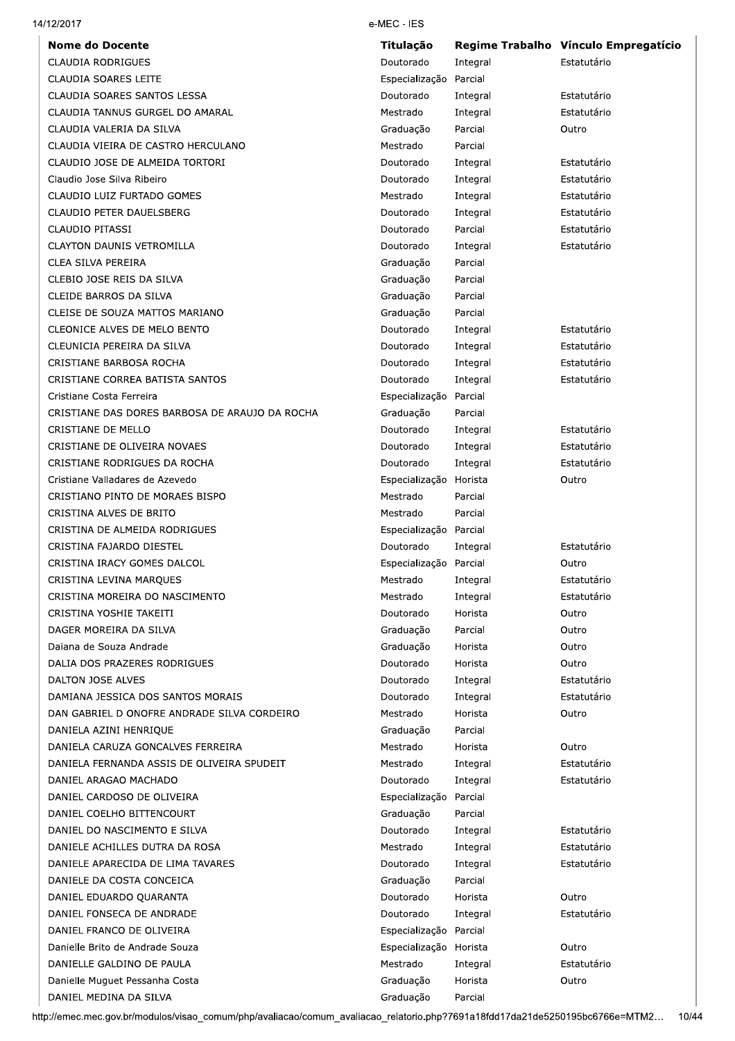| Nome do Docente | Titulação | Regime Trabalho | Vínculo Empregatício |
|---|---|---|---|
| CLAUDIA RODRIGUES | Doutorado | Integral | Estatutário |
| CLAUDIA SOARES LEITE | Especialização | Parcial | |
| CLAUDIA SOARES SANTOS LESSA | Doutorado | Integral | Estatutário |
| CLAUDIA TANNUS GURGEL DO AMARAL | Mestrado | Integral | Estatutário |
| CLAUDIA VALERIA DA SILVA | Graduação | Parcial | Outro |
| CLAUDIA VIEIRA DE CASTRO HERCULANO | Mestrado | Parcial | |
| CLAUDIO JOSE DE ALMEIDA TORTORI | Doutorado | Integral | Estatutário |
| Claudio Jose Silva Ribeiro | Doutorado | Integral | Estatutário |
| CLAUDIO LUIZ FURTADO GOMES | Mestrado | Integral | Estatutário |
| CLAUDIO PETER DAUELSBERG | Doutorado | Integral | Estatutário |
| CLAUDIO PITASSI | Doutorado | Parcial | Estatutário |
| CLAYTON DAUNIS VETROMILLA | Doutorado | Integral | Estatutário |
| CLEA SILVA PEREIRA | Graduação | Parcial | |
| CLEBIO JOSE REIS DA SILVA | Graduação | Parcial | |
| CLEIDE BARROS DA SILVA | Graduação | Parcial | |
| CLEISE DE SOUZA MATTOS MARIANO | Graduação | Parcial | |
| CLEONICE ALVES DE MELO BENTO | Doutorado | Integral | Estatutário |
| CLEUNICIA PEREIRA DA SILVA | Doutorado | Integral | Estatutário |
| CRISTIANE BARBOSA ROCHA | Doutorado | Integral | Estatutário |
| CRISTIANE CORREA BATISTA SANTOS | Doutorado | Integral | Estatutário |
| Cristiane Costa Ferreira | Especialização | Parcial | |
| CRISTIANE DAS DORES BARBOSA DE ARAUJO DA ROCHA | Graduação | Parcial | |
| CRISTIANE DE MELLO | Doutorado | Integral | Estatutário |
| CRISTIANE DE OLIVEIRA NOVAES | Doutorado | Integral | Estatutário |
| CRISTIANE RODRIGUES DA ROCHA | Doutorado | Integral | Estatutário |
| Cristiane Valladares de Azevedo | Especialização | Horista | Outro |
| CRISTIANO PINTO DE MORAES BISPO | Mestrado | Parcial | |
| CRISTINA ALVES DE BRITO | Mestrado | Parcial | |
| CRISTINA DE ALMEIDA RODRIGUES | Especialização | Parcial | |
| CRISTINA FAJARDO DIESTEL | Doutorado | Integral | Estatutário |
| CRISTINA IRACY GOMES DALCOL | Especialização | Parcial | Outro |
| CRISTINA LEVINA MARQUES | Mestrado | Integral | Estatutário |
| CRISTINA MOREIRA DO NASCIMENTO | Mestrado | Integral | Estatutário |
| CRISTINA YOSHIE TAKEITI | Doutorado | Horista | Outro |
| DAGER MOREIRA DA SILVA | Graduação | Parcial | Outro |
| Daiana de Souza Andrade | Graduação | Horista | Outro |
| DALIA DOS PRAZERES RODRIGUES | Doutorado | Horista | Outro |
| DALTON JOSE ALVES | Doutorado | Integral | Estatutário |
| DAMIANA JESSICA DOS SANTOS MORAIS | Doutorado | Integral | Estatutário |
| DAN GABRIEL D ONOFRE ANDRADE SILVA CORDEIRO | Mestrado | Horista | Outro |
| DANIELA AZINI HENRIQUE | Graduação | Parcial | |
| DANIELA CARUZA GONCALVES FERREIRA | Mestrado | Horista | Outro |
| DANIELA FERNANDA ASSIS DE OLIVEIRA SPUDEIT | Mestrado | Integral | Estatutário |
| DANIEL ARAGAO MACHADO | Doutorado | Integral | Estatutário |
| DANIEL CARDOSO DE OLIVEIRA | Especialização | Parcial | |
| DANIEL COELHO BITTENCOURT | Graduação | Parcial | |
| DANIEL DO NASCIMENTO E SILVA | Doutorado | Integral | Estatutário |
| DANIELE ACHILLES DUTRA DA ROSA | Mestrado | Integral | Estatutário |
| DANIELE APARECIDA DE LIMA TAVARES | Doutorado | Integral | Estatutário |
| DANIELE DA COSTA CONCEICA | Graduação | Parcial | |
| DANIEL EDUARDO QUARANTA | Doutorado | Horista | Outro |
| DANIEL FONSECA DE ANDRADE | Doutorado | Integral | Estatutário |
| DANIEL FRANCO DE OLIVEIRA | Especialização | Parcial | |
| Danielle Brito de Andrade Souza | Especialização | Horista | Outro |
| DANIELLE GALDINO DE PAULA | Mestrado | Integral | Estatutário |
| Danielle Muguet Pessanha Costa | Graduação | Horista | Outro |
| DANIEL MEDINA DA SILVA | Graduação | Parcial | |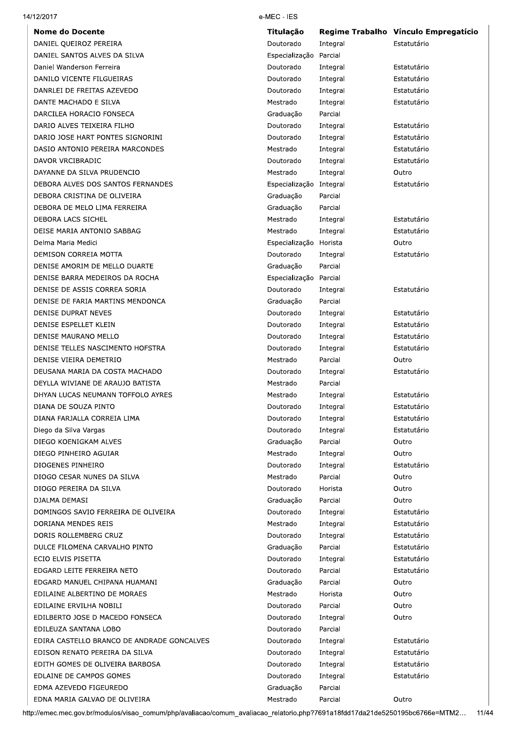| Nome do Docente | Titulação | Regime Trabalho | Vínculo Empregatício |
|---|---|---|---|
| DANIEL QUEIROZ PEREIRA | Doutorado | Integral | Estatutário |
| DANIEL SANTOS ALVES DA SILVA | Especialização | Parcial | |
| Daniel Wanderson Ferreira | Doutorado | Integral | Estatutário |
| DANILO VICENTE FILGUEIRAS | Doutorado | Integral | Estatutário |
| DANRLEI DE FREITAS AZEVEDO | Doutorado | Integral | Estatutário |
| DANTE MACHADO E SILVA | Mestrado | Integral | Estatutário |
| DARCILEA HORACIO FONSECA | Graduação | Parcial | |
| DARIO ALVES TEIXEIRA FILHO | Doutorado | Integral | Estatutário |
| DARIO JOSE HART PONTES SIGNORINI | Doutorado | Integral | Estatutário |
| DASIO ANTONIO PEREIRA MARCONDES | Mestrado | Integral | Estatutário |
| DAVOR VRCIBRADIC | Doutorado | Integral | Estatutário |
| DAYANNE DA SILVA PRUDENCIO | Mestrado | Integral | Outro |
| DEBORA ALVES DOS SANTOS FERNANDES | Especialização | Integral | Estatutário |
| DEBORA CRISTINA DE OLIVEIRA | Graduação | Parcial | |
| DEBORA DE MELO LIMA FERREIRA | Graduação | Parcial | |
| DEBORA LACS SICHEL | Mestrado | Integral | Estatutário |
| DEISE MARIA ANTONIO SABBAG | Mestrado | Integral | Estatutário |
| Delma Maria Medici | Especialização | Horista | Outro |
| DEMISON CORREIA MOTTA | Doutorado | Integral | Estatutário |
| DENISE AMORIM DE MELLO DUARTE | Graduação | Parcial | |
| DENISE BARRA MEDEIROS DA ROCHA | Especialização | Parcial | |
| DENISE DE ASSIS CORREA SORIA | Doutorado | Integral | Estatutário |
| DENISE DE FARIA MARTINS MENDONCA | Graduação | Parcial | |
| DENISE DUPRAT NEVES | Doutorado | Integral | Estatutário |
| DENISE ESPELLET KLEIN | Doutorado | Integral | Estatutário |
| DENISE MAURANO MELLO | Doutorado | Integral | Estatutário |
| DENISE TELLES NASCIMENTO HOFSTRA | Doutorado | Integral | Estatutário |
| DENISE VIEIRA DEMETRIO | Mestrado | Parcial | Outro |
| DEUSANA MARIA DA COSTA MACHADO | Doutorado | Integral | Estatutário |
| DEYLLA WIVIANE DE ARAUJO BATISTA | Mestrado | Parcial | |
| DHYAN LUCAS NEUMANN TOFFOLO AYRES | Mestrado | Integral | Estatutário |
| DIANA DE SOUZA PINTO | Doutorado | Integral | Estatutário |
| DIANA FARJALLA CORREIA LIMA | Doutorado | Integral | Estatutário |
| Diego da Silva Vargas | Doutorado | Integral | Estatutário |
| DIEGO KOENIGKAM ALVES | Graduação | Parcial | Outro |
| DIEGO PINHEIRO AGUIAR | Mestrado | Integral | Outro |
| DIOGENES PINHEIRO | Doutorado | Integral | Estatutário |
| DIOGO CESAR NUNES DA SILVA | Mestrado | Parcial | Outro |
| DIOGO PEREIRA DA SILVA | Doutorado | Horista | Outro |
| DJALMA DEMASI | Graduação | Parcial | Outro |
| DOMINGOS SAVIO FERREIRA DE OLIVEIRA | Doutorado | Integral | Estatutário |
| DORIANA MENDES REIS | Mestrado | Integral | Estatutário |
| DORIS ROLLEMBERG CRUZ | Doutorado | Integral | Estatutário |
| DULCE FILOMENA CARVALHO PINTO | Graduação | Parcial | Estatutário |
| ECIO ELVIS PISETTA | Doutorado | Integral | Estatutário |
| EDGARD LEITE FERREIRA NETO | Doutorado | Parcial | Estatutário |
| EDGARD MANUEL CHIPANA HUAMANI | Graduação | Parcial | Outro |
| EDILAINE ALBERTINO DE MORAES | Mestrado | Horista | Outro |
| EDILAINE ERVILHA NOBILI | Doutorado | Parcial | Outro |
| EDILBERTO JOSE D MACEDO FONSECA | Doutorado | Integral | Outro |
| EDILEUZA SANTANA LOBO | Doutorado | Parcial | |
| EDIRA CASTELLO BRANCO DE ANDRADE GONCALVES | Doutorado | Integral | Estatutário |
| EDISON RENATO PEREIRA DA SILVA | Doutorado | Integral | Estatutário |
| EDITH GOMES DE OLIVEIRA BARBOSA | Doutorado | Integral | Estatutário |
| EDLAINE DE CAMPOS GOMES | Doutorado | Integral | Estatutário |
| EDMA AZEVEDO FIGUEREDO | Graduação | Parcial | |
| EDNA MARIA GALVAO DE OLIVEIRA | Mestrado | Parcial | Outro |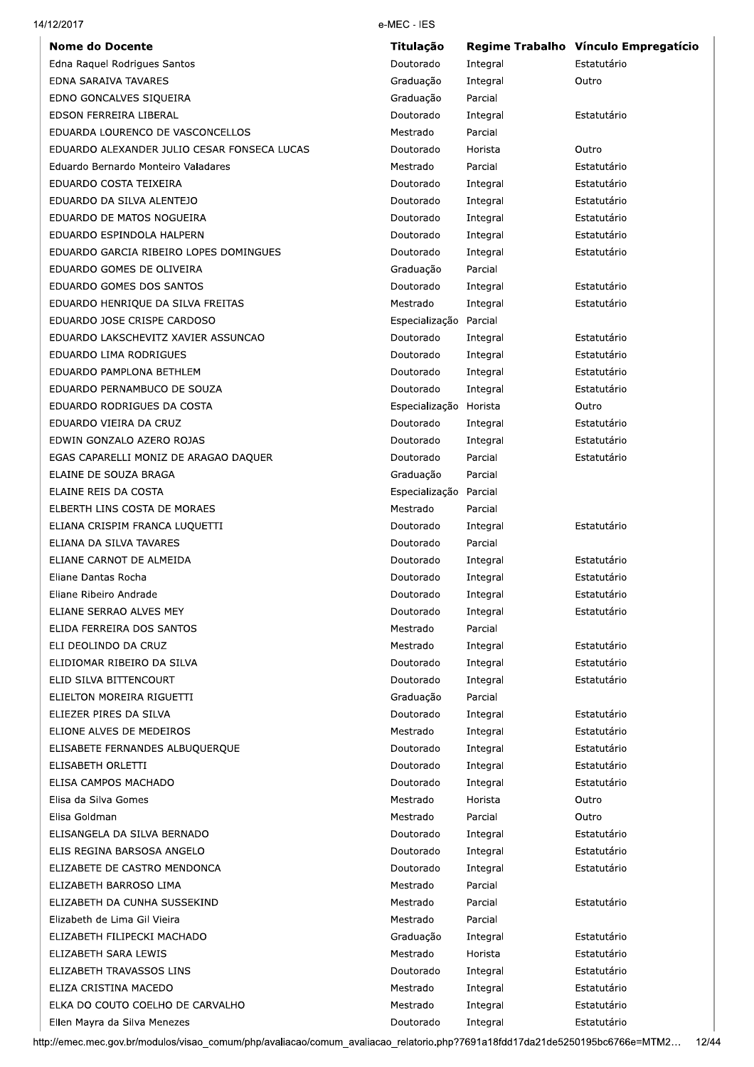| Nome do Docente | Titulação | Regime Trabalho | Vínculo Empregatício |
|---|---|---|---|
| Edna Raquel Rodrigues Santos | Doutorado | Integral | Estatutário |
| EDNA SARAIVA TAVARES | Graduação | Integral | Outro |
| EDNO GONCALVES SIQUEIRA | Graduação | Parcial | |
| EDSON FERREIRA LIBERAL | Doutorado | Integral | Estatutário |
| EDUARDA LOURENCO DE VASCONCELLOS | Mestrado | Parcial | |
| EDUARDO ALEXANDER JULIO CESAR FONSECA LUCAS | Doutorado | Horista | Outro |
| Eduardo Bernardo Monteiro Valadares | Mestrado | Parcial | Estatutário |
| EDUARDO COSTA TEIXEIRA | Doutorado | Integral | Estatutário |
| EDUARDO DA SILVA ALENTEJO | Doutorado | Integral | Estatutário |
| EDUARDO DE MATOS NOGUEIRA | Doutorado | Integral | Estatutário |
| EDUARDO ESPINDOLA HALPERN | Doutorado | Integral | Estatutário |
| EDUARDO GARCIA RIBEIRO LOPES DOMINGUES | Doutorado | Integral | Estatutário |
| EDUARDO GOMES DE OLIVEIRA | Graduação | Parcial | |
| EDUARDO GOMES DOS SANTOS | Doutorado | Integral | Estatutário |
| EDUARDO HENRIQUE DA SILVA FREITAS | Mestrado | Integral | Estatutário |
| EDUARDO JOSE CRISPE CARDOSO | Especialização | Parcial | |
| EDUARDO LAKSCHEVITZ XAVIER ASSUNCAO | Doutorado | Integral | Estatutário |
| EDUARDO LIMA RODRIGUES | Doutorado | Integral | Estatutário |
| EDUARDO PAMPLONA BETHLEM | Doutorado | Integral | Estatutário |
| EDUARDO PERNAMBUCO DE SOUZA | Doutorado | Integral | Estatutário |
| EDUARDO RODRIGUES DA COSTA | Especialização | Horista | Outro |
| EDUARDO VIEIRA DA CRUZ | Doutorado | Integral | Estatutário |
| EDWIN GONZALO AZERO ROJAS | Doutorado | Integral | Estatutário |
| EGAS CAPARELLI MONIZ DE ARAGAO DAQUER | Doutorado | Parcial | Estatutário |
| ELAINE DE SOUZA BRAGA | Graduação | Parcial | |
| ELAINE REIS DA COSTA | Especialização | Parcial | |
| ELBERTH LINS COSTA DE MORAES | Mestrado | Parcial | |
| ELIANA CRISPIM FRANCA LUQUETTI | Doutorado | Integral | Estatutário |
| ELIANA DA SILVA TAVARES | Doutorado | Parcial | |
| ELIANE CARNOT DE ALMEIDA | Doutorado | Integral | Estatutário |
| Eliane Dantas Rocha | Doutorado | Integral | Estatutário |
| Eliane Ribeiro Andrade | Doutorado | Integral | Estatutário |
| ELIANE SERRAO ALVES MEY | Doutorado | Integral | Estatutário |
| ELIDA FERREIRA DOS SANTOS | Mestrado | Parcial | |
| ELI DEOLINDO DA CRUZ | Mestrado | Integral | Estatutário |
| ELIDIOMAR RIBEIRO DA SILVA | Doutorado | Integral | Estatutário |
| ELID SILVA BITTENCOURT | Doutorado | Integral | Estatutário |
| ELIELTON MOREIRA RIGUETTI | Graduação | Parcial | |
| ELIEZER PIRES DA SILVA | Doutorado | Integral | Estatutário |
| ELIONE ALVES DE MEDEIROS | Mestrado | Integral | Estatutário |
| ELISABETE FERNANDES ALBUQUERQUE | Doutorado | Integral | Estatutário |
| ELISABETH ORLETTI | Doutorado | Integral | Estatutário |
| ELISA CAMPOS MACHADO | Doutorado | Integral | Estatutário |
| Elisa da Silva Gomes | Mestrado | Horista | Outro |
| Elisa Goldman | Mestrado | Parcial | Outro |
| ELISANGELA DA SILVA BERNADO | Doutorado | Integral | Estatutário |
| ELIS REGINA BARSOSA ANGELO | Doutorado | Integral | Estatutário |
| ELIZABETE DE CASTRO MENDONCA | Doutorado | Integral | Estatutário |
| ELIZABETH BARROSO LIMA | Mestrado | Parcial | |
| ELIZABETH DA CUNHA SUSSEKIND | Mestrado | Parcial | Estatutário |
| Elizabeth de Lima Gil Vieira | Mestrado | Parcial | |
| ELIZABETH FILIPECKI MACHADO | Graduação | Integral | Estatutário |
| ELIZABETH SARA LEWIS | Mestrado | Horista | Estatutário |
| ELIZABETH TRAVASSOS LINS | Doutorado | Integral | Estatutário |
| ELIZA CRISTINA MACEDO | Mestrado | Integral | Estatutário |
| ELKA DO COUTO COELHO DE CARVALHO | Mestrado | Integral | Estatutário |
| Ellen Mayra da Silva Menezes | Doutorado | Integral | Estatutário |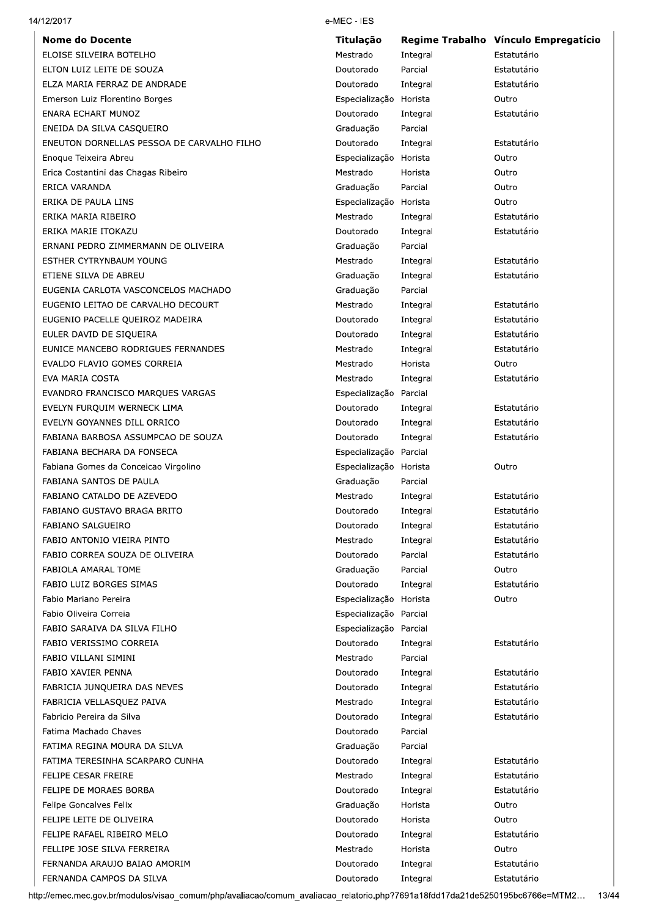| Nome do Docente | Titulação | Regime Trabalho | Vínculo Empregatício |
| --- | --- | --- | --- |
| ELOISE SILVEIRA BOTELHO | Mestrado | Integral | Estatutário |
| ELTON LUIZ LEITE DE SOUZA | Doutorado | Parcial | Estatutário |
| ELZA MARIA FERRAZ DE ANDRADE | Doutorado | Integral | Estatutário |
| Emerson Luiz Florentino Borges | Especialização | Horista | Outro |
| ENARA ECHART MUNOZ | Doutorado | Integral | Estatutário |
| ENEIDA DA SILVA CASQUEIRO | Graduação | Parcial | |
| ENEUTON DORNELLAS PESSOA DE CARVALHO FILHO | Doutorado | Integral | Estatutário |
| Enoque Teixeira Abreu | Especialização | Horista | Outro |
| Erica Costantini das Chagas Ribeiro | Mestrado | Horista | Outro |
| ERICA VARANDA | Graduação | Parcial | Outro |
| ERIKA DE PAULA LINS | Especialização | Horista | Outro |
| ERIKA MARIA RIBEIRO | Mestrado | Integral | Estatutário |
| ERIKA MARIE ITOKAZU | Doutorado | Integral | Estatutário |
| ERNANI PEDRO ZIMMERMANN DE OLIVEIRA | Graduação | Parcial | |
| ESTHER CYTRYNBAUM YOUNG | Mestrado | Integral | Estatutário |
| ETIENE SILVA DE ABREU | Graduação | Integral | Estatutário |
| EUGENIA CARLOTA VASCONCELOS MACHADO | Graduação | Parcial | |
| EUGENIO LEITAO DE CARVALHO DECOURT | Mestrado | Integral | Estatutário |
| EUGENIO PACELLE QUEIROZ MADEIRA | Doutorado | Integral | Estatutário |
| EULER DAVID DE SIQUEIRA | Doutorado | Integral | Estatutário |
| EUNICE MANCEBO RODRIGUES FERNANDES | Mestrado | Integral | Estatutário |
| EVALDO FLAVIO GOMES CORREIA | Mestrado | Horista | Outro |
| EVA MARIA COSTA | Mestrado | Integral | Estatutário |
| EVANDRO FRANCISCO MARQUES VARGAS | Especialização | Parcial | |
| EVELYN FURQUIM WERNECK LIMA | Doutorado | Integral | Estatutário |
| EVELYN GOYANNES DILL ORRICO | Doutorado | Integral | Estatutário |
| FABIANA BARBOSA ASSUMPCAO DE SOUZA | Doutorado | Integral | Estatutário |
| FABIANA BECHARA DA FONSECA | Especialização | Parcial | |
| Fabiana Gomes da Conceicao Virgolino | Especialização | Horista | Outro |
| FABIANA SANTOS DE PAULA | Graduação | Parcial | |
| FABIANO CATALDO DE AZEVEDO | Mestrado | Integral | Estatutário |
| FABIANO GUSTAVO BRAGA BRITO | Doutorado | Integral | Estatutário |
| FABIANO SALGUEIRO | Doutorado | Integral | Estatutário |
| FABIO ANTONIO VIEIRA PINTO | Mestrado | Integral | Estatutário |
| FABIO CORREA SOUZA DE OLIVEIRA | Doutorado | Parcial | Estatutário |
| FABIOLA AMARAL TOME | Graduação | Parcial | Outro |
| FABIO LUIZ BORGES SIMAS | Doutorado | Integral | Estatutário |
| Fabio Mariano Pereira | Especialização | Horista | Outro |
| Fabio Oliveira Correia | Especialização | Parcial | |
| FABIO SARAIVA DA SILVA FILHO | Especialização | Parcial | |
| FABIO VERISSIMO CORREIA | Doutorado | Integral | Estatutário |
| FABIO VILLANI SIMINI | Mestrado | Parcial | |
| FABIO XAVIER PENNA | Doutorado | Integral | Estatutário |
| FABRICIA JUNQUEIRA DAS NEVES | Doutorado | Integral | Estatutário |
| FABRICIA VELLASQUEZ PAIVA | Mestrado | Integral | Estatutário |
| Fabricio Pereira da Silva | Doutorado | Integral | Estatutário |
| Fatima Machado Chaves | Doutorado | Parcial | |
| FATIMA REGINA MOURA DA SILVA | Graduação | Parcial | |
| FATIMA TERESINHA SCARPARO CUNHA | Doutorado | Integral | Estatutário |
| FELIPE CESAR FREIRE | Mestrado | Integral | Estatutário |
| FELIPE DE MORAES BORBA | Doutorado | Integral | Estatutário |
| Felipe Goncalves Felix | Graduação | Horista | Outro |
| FELIPE LEITE DE OLIVEIRA | Doutorado | Horista | Outro |
| FELIPE RAFAEL RIBEIRO MELO | Doutorado | Integral | Estatutário |
| FELLIPE JOSE SILVA FERREIRA | Mestrado | Horista | Outro |
| FERNANDA ARAUJO BAIAO AMORIM | Doutorado | Integral | Estatutário |
| FERNANDA CAMPOS DA SILVA | Doutorado | Integral | Estatutário |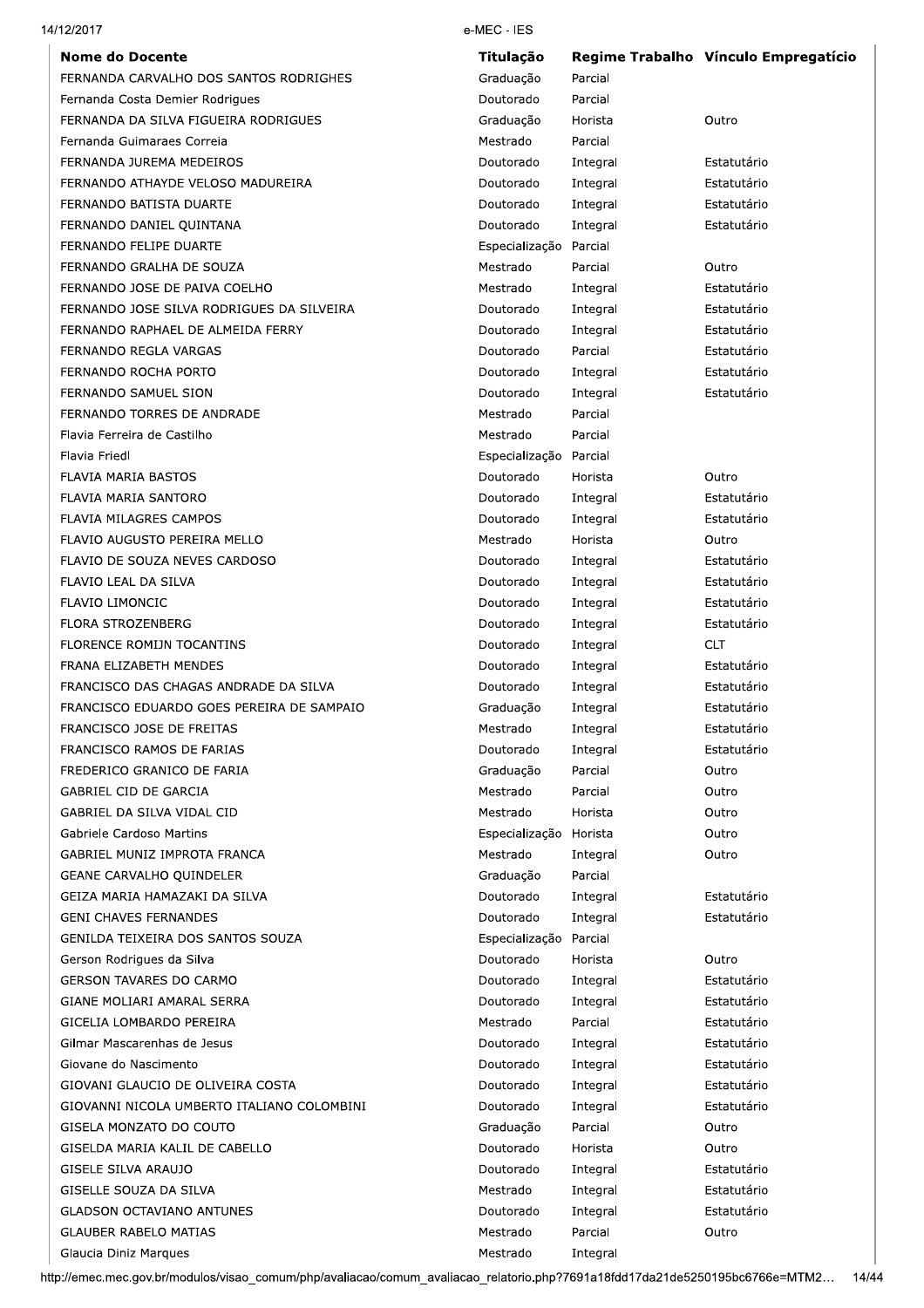| Nome do Docente | Titulação | Regime Trabalho | Vínculo Empregatício |
| --- | --- | --- | --- |
| FERNANDA CARVALHO DOS SANTOS RODRIGHES | Graduação | Parcial | |
| Fernanda Costa Demier Rodrigues | Doutorado | Parcial | |
| FERNANDA DA SILVA FIGUEIRA RODRIGUES | Graduação | Horista | Outro |
| Fernanda Guimaraes Correia | Mestrado | Parcial | |
| FERNANDA JUREMA MEDEIROS | Doutorado | Integral | Estatutário |
| FERNANDO ATHAYDE VELOSO MADUREIRA | Doutorado | Integral | Estatutário |
| FERNANDO BATISTA DUARTE | Doutorado | Integral | Estatutário |
| FERNANDO DANIEL QUINTANA | Doutorado | Integral | Estatutário |
| FERNANDO FELIPE DUARTE | Especialização | Parcial | |
| FERNANDO GRALHA DE SOUZA | Mestrado | Parcial | Outro |
| FERNANDO JOSE DE PAIVA COELHO | Mestrado | Integral | Estatutário |
| FERNANDO JOSE SILVA RODRIGUES DA SILVEIRA | Doutorado | Integral | Estatutário |
| FERNANDO RAPHAEL DE ALMEIDA FERRY | Doutorado | Integral | Estatutário |
| FERNANDO REGLA VARGAS | Doutorado | Parcial | Estatutário |
| FERNANDO ROCHA PORTO | Doutorado | Integral | Estatutário |
| FERNANDO SAMUEL SION | Doutorado | Integral | Estatutário |
| FERNANDO TORRES DE ANDRADE | Mestrado | Parcial | |
| Flavia Ferreira de Castilho | Mestrado | Parcial | |
| Flavia Friedl | Especialização | Parcial | |
| FLAVIA MARIA BASTOS | Doutorado | Horista | Outro |
| FLAVIA MARIA SANTORO | Doutorado | Integral | Estatutário |
| FLAVIA MILAGRES CAMPOS | Doutorado | Integral | Estatutário |
| FLAVIO AUGUSTO PEREIRA MELLO | Mestrado | Horista | Outro |
| FLAVIO DE SOUZA NEVES CARDOSO | Doutorado | Integral | Estatutário |
| FLAVIO LEAL DA SILVA | Doutorado | Integral | Estatutário |
| FLAVIO LIMONCIC | Doutorado | Integral | Estatutário |
| FLORA STROZENBERG | Doutorado | Integral | Estatutário |
| FLORENCE ROMIJN TOCANTINS | Doutorado | Integral | CLT |
| FRANA ELIZABETH MENDES | Doutorado | Integral | Estatutário |
| FRANCISCO DAS CHAGAS ANDRADE DA SILVA | Doutorado | Integral | Estatutário |
| FRANCISCO EDUARDO GOES PEREIRA DE SAMPAIO | Graduação | Integral | Estatutário |
| FRANCISCO JOSE DE FREITAS | Mestrado | Integral | Estatutário |
| FRANCISCO RAMOS DE FARIAS | Doutorado | Integral | Estatutário |
| FREDERICO GRANICO DE FARIA | Graduação | Parcial | Outro |
| GABRIEL CID DE GARCIA | Mestrado | Parcial | Outro |
| GABRIEL DA SILVA VIDAL CID | Mestrado | Horista | Outro |
| Gabriele Cardoso Martins | Especialização | Horista | Outro |
| GABRIEL MUNIZ IMPROTA FRANCA | Mestrado | Integral | Outro |
| GEANE CARVALHO QUINDELER | Graduação | Parcial | |
| GEIZA MARIA HAMAZAKI DA SILVA | Doutorado | Integral | Estatutário |
| GENI CHAVES FERNANDES | Doutorado | Integral | Estatutário |
| GENILDA TEIXEIRA DOS SANTOS SOUZA | Especialização | Parcial | |
| Gerson Rodrigues da Silva | Doutorado | Horista | Outro |
| GERSON TAVARES DO CARMO | Doutorado | Integral | Estatutário |
| GIANE MOLIARI AMARAL SERRA | Doutorado | Integral | Estatutário |
| GICELIA LOMBARDO PEREIRA | Mestrado | Parcial | Estatutário |
| Gilmar Mascarenhas de Jesus | Doutorado | Integral | Estatutário |
| Giovane do Nascimento | Doutorado | Integral | Estatutário |
| GIOVANI GLAUCIO DE OLIVEIRA COSTA | Doutorado | Integral | Estatutário |
| GIOVANNI NICOLA UMBERTO ITALIANO COLOMBINI | Doutorado | Integral | Estatutário |
| GISELA MONZATO DO COUTO | Graduação | Parcial | Outro |
| GISELDA MARIA KALIL DE CABELLO | Doutorado | Horista | Outro |
| GISELE SILVA ARAUJO | Doutorado | Integral | Estatutário |
| GISELLE SOUZA DA SILVA | Mestrado | Integral | Estatutário |
| GLADSON OCTAVIANO ANTUNES | Doutorado | Integral | Estatutário |
| GLAUBER RABELO MATIAS | Mestrado | Parcial | Outro |
| Glaucia Diniz Marques | Mestrado | Integral | |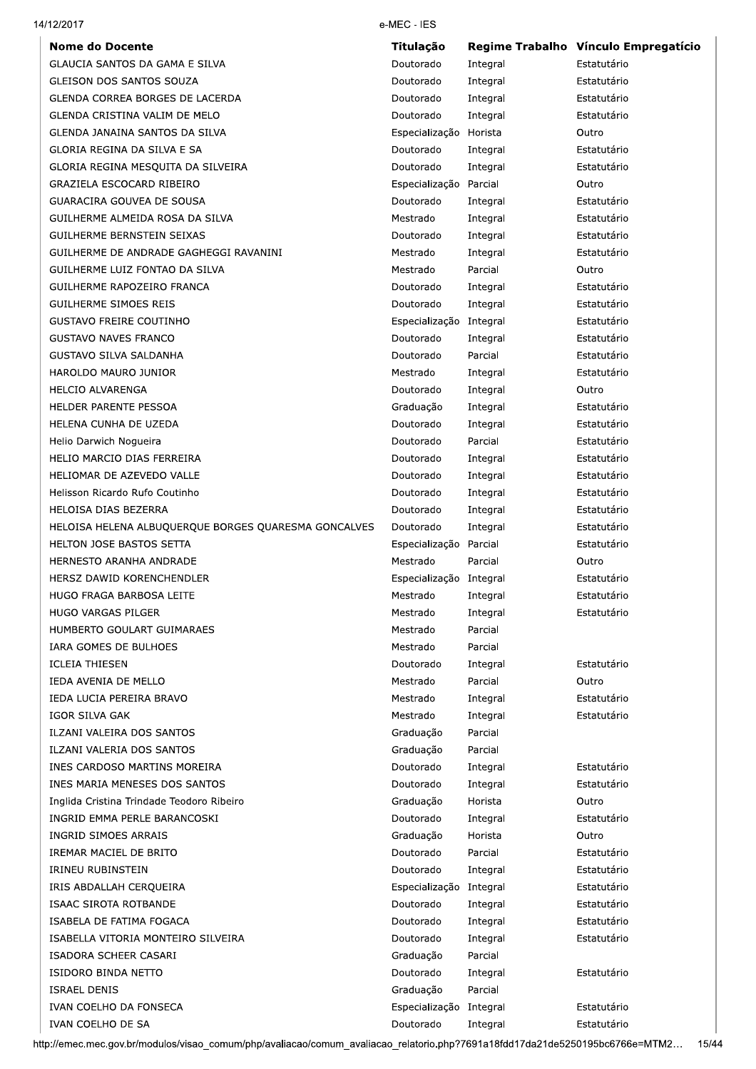| Nome do Docente | Titulação | Regime Trabalho | Vínculo Empregatício |
| --- | --- | --- | --- |
| GLAUCIA SANTOS DA GAMA E SILVA | Doutorado | Integral | Estatutário |
| GLEISON DOS SANTOS SOUZA | Doutorado | Integral | Estatutário |
| GLENDA CORREA BORGES DE LACERDA | Doutorado | Integral | Estatutário |
| GLENDA CRISTINA VALIM DE MELO | Doutorado | Integral | Estatutário |
| GLENDA JANAINA SANTOS DA SILVA | Especialização | Horista | Outro |
| GLORIA REGINA DA SILVA E SA | Doutorado | Integral | Estatutário |
| GLORIA REGINA MESQUITA DA SILVEIRA | Doutorado | Integral | Estatutário |
| GRAZIELA ESCOCARD RIBEIRO | Especialização | Parcial | Outro |
| GUARACIRA GOUVEA DE SOUSA | Doutorado | Integral | Estatutário |
| GUILHERME ALMEIDA ROSA DA SILVA | Mestrado | Integral | Estatutário |
| GUILHERME BERNSTEIN SEIXAS | Doutorado | Integral | Estatutário |
| GUILHERME DE ANDRADE GAGHEGGI RAVANINI | Mestrado | Integral | Estatutário |
| GUILHERME LUIZ FONTAO DA SILVA | Mestrado | Parcial | Outro |
| GUILHERME RAPOZEIRO FRANCA | Doutorado | Integral | Estatutário |
| GUILHERME SIMOES REIS | Doutorado | Integral | Estatutário |
| GUSTAVO FREIRE COUTINHO | Especialização | Integral | Estatutário |
| GUSTAVO NAVES FRANCO | Doutorado | Integral | Estatutário |
| GUSTAVO SILVA SALDANHA | Doutorado | Parcial | Estatutário |
| HAROLDO MAURO JUNIOR | Mestrado | Integral | Estatutário |
| HELCIO ALVARENGA | Doutorado | Integral | Outro |
| HELDER PARENTE PESSOA | Graduação | Integral | Estatutário |
| HELENA CUNHA DE UZEDA | Doutorado | Integral | Estatutário |
| Helio Darwich Nogueira | Doutorado | Parcial | Estatutário |
| HELIO MARCIO DIAS FERREIRA | Doutorado | Integral | Estatutário |
| HELIOMAR DE AZEVEDO VALLE | Doutorado | Integral | Estatutário |
| Helisson Ricardo Rufo Coutinho | Doutorado | Integral | Estatutário |
| HELOISA DIAS BEZERRA | Doutorado | Integral | Estatutário |
| HELOISA HELENA ALBUQUERQUE BORGES QUARESMA GONCALVES | Doutorado | Integral | Estatutário |
| HELTON JOSE BASTOS SETTA | Especialização | Parcial | Estatutário |
| HERNESTO ARANHA ANDRADE | Mestrado | Parcial | Outro |
| HERSZ DAWID KORENCHENDLER | Especialização | Integral | Estatutário |
| HUGO FRAGA BARBOSA LEITE | Mestrado | Integral | Estatutário |
| HUGO VARGAS PILGER | Mestrado | Integral | Estatutário |
| HUMBERTO GOULART GUIMARAES | Mestrado | Parcial | |
| IARA GOMES DE BULHOES | Mestrado | Parcial | |
| ICLEIA THIESEN | Doutorado | Integral | Estatutário |
| IEDA AVENIA DE MELLO | Mestrado | Parcial | Outro |
| IEDA LUCIA PEREIRA BRAVO | Mestrado | Integral | Estatutário |
| IGOR SILVA GAK | Mestrado | Integral | Estatutário |
| ILZANI VALEIRA DOS SANTOS | Graduação | Parcial | |
| ILZANI VALERIA DOS SANTOS | Graduação | Parcial | |
| INES CARDOSO MARTINS MOREIRA | Doutorado | Integral | Estatutário |
| INES MARIA MENESES DOS SANTOS | Doutorado | Integral | Estatutário |
| Inglida Cristina Trindade Teodoro Ribeiro | Graduação | Horista | Outro |
| INGRID EMMA PERLE BARANCOSKI | Doutorado | Integral | Estatutário |
| INGRID SIMOES ARRAIS | Graduação | Horista | Outro |
| IREMAR MACIEL DE BRITO | Doutorado | Parcial | Estatutário |
| IRINEU RUBINSTEIN | Doutorado | Integral | Estatutário |
| IRIS ABDALLAH CERQUEIRA | Especialização | Integral | Estatutário |
| ISAAC SIROTA ROTBANDE | Doutorado | Integral | Estatutário |
| ISABELA DE FATIMA FOGACA | Doutorado | Integral | Estatutário |
| ISABELLA VITORIA MONTEIRO SILVEIRA | Doutorado | Integral | Estatutário |
| ISADORA SCHEER CASARI | Graduação | Parcial | |
| ISIDORO BINDA NETTO | Doutorado | Integral | Estatutário |
| ISRAEL DENIS | Graduação | Parcial | |
| IVAN COELHO DA FONSECA | Especialização | Integral | Estatutário |
| IVAN COELHO DE SA | Doutorado | Integral | Estatutário |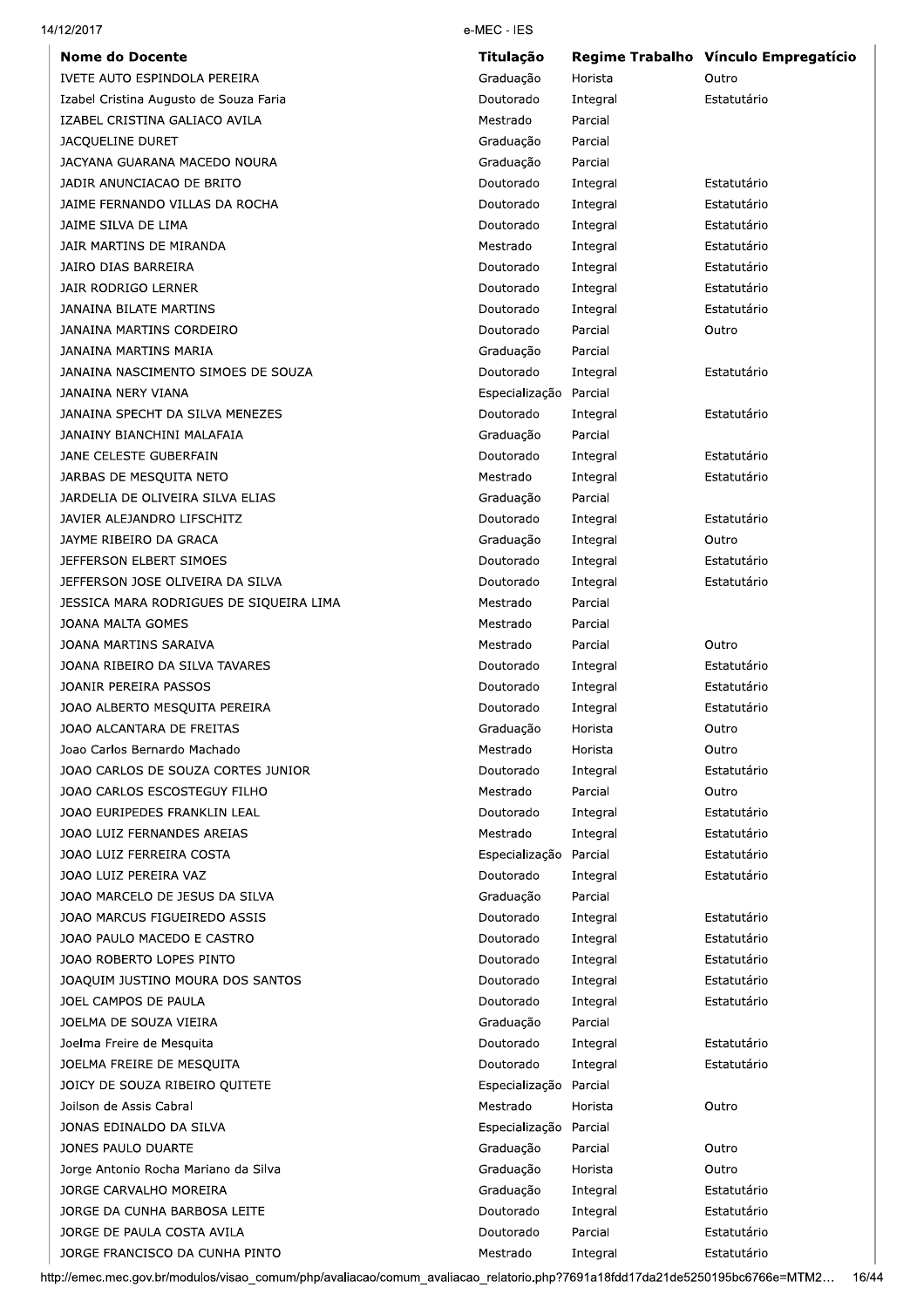| Nome do Docente | Titulação | Regime Trabalho | Vínculo Empregatício |
|---|---|---|---|
| IVETE AUTO ESPINDOLA PEREIRA | Graduação | Horista | Outro |
| Izabel Cristina Augusto de Souza Faria | Doutorado | Integral | Estatutário |
| IZABEL CRISTINA GALIACO AVILA | Mestrado | Parcial | |
| JACQUELINE DURET | Graduação | Parcial | |
| JACYANA GUARANA MACEDO NOURA | Graduação | Parcial | |
| JADIR ANUNCIACAO DE BRITO | Doutorado | Integral | Estatutário |
| JAIME FERNANDO VILLAS DA ROCHA | Doutorado | Integral | Estatutário |
| JAIME SILVA DE LIMA | Doutorado | Integral | Estatutário |
| JAIR MARTINS DE MIRANDA | Mestrado | Integral | Estatutário |
| JAIRO DIAS BARREIRA | Doutorado | Integral | Estatutário |
| JAIR RODRIGO LERNER | Doutorado | Integral | Estatutário |
| JANAINA BILATE MARTINS | Doutorado | Integral | Estatutário |
| JANAINA MARTINS CORDEIRO | Doutorado | Parcial | Outro |
| JANAINA MARTINS MARIA | Graduação | Parcial | |
| JANAINA NASCIMENTO SIMOES DE SOUZA | Doutorado | Integral | Estatutário |
| JANAINA NERY VIANA | Especialização | Parcial | |
| JANAINA SPECHT DA SILVA MENEZES | Doutorado | Integral | Estatutário |
| JANAINY BIANCHINI MALAFAIA | Graduação | Parcial | |
| JANE CELESTE GUBERFAIN | Doutorado | Integral | Estatutário |
| JARBAS DE MESQUITA NETO | Mestrado | Integral | Estatutário |
| JARDELIA DE OLIVEIRA SILVA ELIAS | Graduação | Parcial | |
| JAVIER ALEJANDRO LIFSCHITZ | Doutorado | Integral | Estatutário |
| JAYME RIBEIRO DA GRACA | Graduação | Integral | Outro |
| JEFFERSON ELBERT SIMOES | Doutorado | Integral | Estatutário |
| JEFFERSON JOSE OLIVEIRA DA SILVA | Doutorado | Integral | Estatutário |
| JESSICA MARA RODRIGUES DE SIQUEIRA LIMA | Mestrado | Parcial | |
| JOANA MALTA GOMES | Mestrado | Parcial | |
| JOANA MARTINS SARAIVA | Mestrado | Parcial | Outro |
| JOANA RIBEIRO DA SILVA TAVARES | Doutorado | Integral | Estatutário |
| JOANIR PEREIRA PASSOS | Doutorado | Integral | Estatutário |
| JOAO ALBERTO MESQUITA PEREIRA | Doutorado | Integral | Estatutário |
| JOAO ALCANTARA DE FREITAS | Graduação | Horista | Outro |
| Joao Carlos Bernardo Machado | Mestrado | Horista | Outro |
| JOAO CARLOS DE SOUZA CORTES JUNIOR | Doutorado | Integral | Estatutário |
| JOAO CARLOS ESCOSTEGUY FILHO | Mestrado | Parcial | Outro |
| JOAO EURIPEDES FRANKLIN LEAL | Doutorado | Integral | Estatutário |
| JOAO LUIZ FERNANDES AREIAS | Mestrado | Integral | Estatutário |
| JOAO LUIZ FERREIRA COSTA | Especialização | Parcial | Estatutário |
| JOAO LUIZ PEREIRA VAZ | Doutorado | Integral | Estatutário |
| JOAO MARCELO DE JESUS DA SILVA | Graduação | Parcial | |
| JOAO MARCUS FIGUEIREDO ASSIS | Doutorado | Integral | Estatutário |
| JOAO PAULO MACEDO E CASTRO | Doutorado | Integral | Estatutário |
| JOAO ROBERTO LOPES PINTO | Doutorado | Integral | Estatutário |
| JOAQUIM JUSTINO MOURA DOS SANTOS | Doutorado | Integral | Estatutário |
| JOEL CAMPOS DE PAULA | Doutorado | Integral | Estatutário |
| JOELMA DE SOUZA VIEIRA | Graduação | Parcial | |
| Joelma Freire de Mesquita | Doutorado | Integral | Estatutário |
| JOELMA FREIRE DE MESQUITA | Doutorado | Integral | Estatutário |
| JOICY DE SOUZA RIBEIRO QUITETE | Especialização | Parcial | |
| Joilson de Assis Cabral | Mestrado | Horista | Outro |
| JONAS EDINALDO DA SILVA | Especialização | Parcial | |
| JONES PAULO DUARTE | Graduação | Parcial | Outro |
| Jorge Antonio Rocha Mariano da Silva | Graduação | Horista | Outro |
| JORGE CARVALHO MOREIRA | Graduação | Integral | Estatutário |
| JORGE DA CUNHA BARBOSA LEITE | Doutorado | Integral | Estatutário |
| JORGE DE PAULA COSTA AVILA | Doutorado | Parcial | Estatutário |
| JORGE FRANCISCO DA CUNHA PINTO | Mestrado | Integral | Estatutário |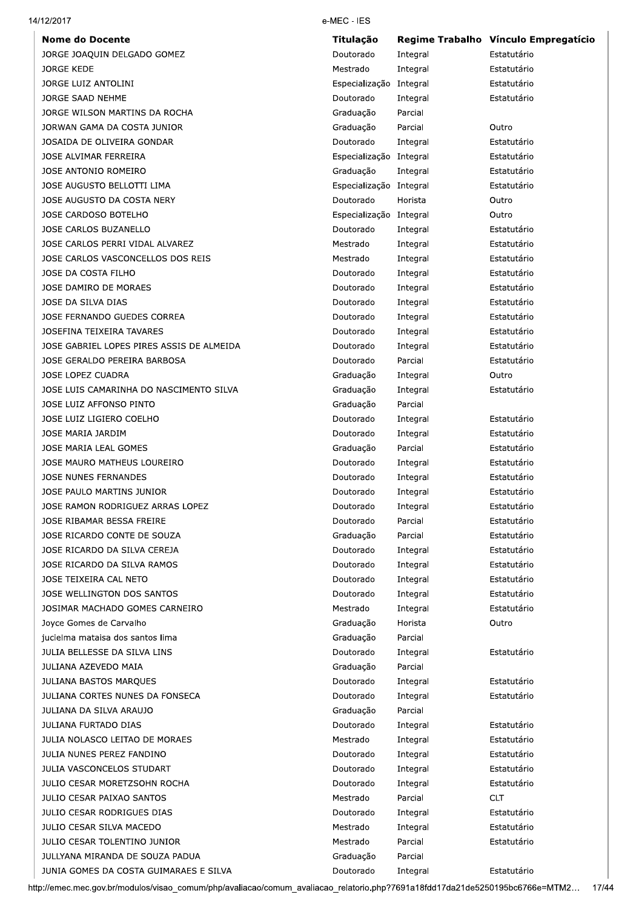| Nome do Docente | Titulação | Regime Trabalho | Vínculo Empregatício |
|---|---|---|---|
| JORGE JOAQUIN DELGADO GOMEZ | Doutorado | Integral | Estatutário |
| JORGE KEDE | Mestrado | Integral | Estatutário |
| JORGE LUIZ ANTOLINI | Especialização | Integral | Estatutário |
| JORGE SAAD NEHME | Doutorado | Integral | Estatutário |
| JORGE WILSON MARTINS DA ROCHA | Graduação | Parcial | |
| JORWAN GAMA DA COSTA JUNIOR | Graduação | Parcial | Outro |
| JOSAIDA DE OLIVEIRA GONDAR | Doutorado | Integral | Estatutário |
| JOSE ALVIMAR FERREIRA | Especialização | Integral | Estatutário |
| JOSE ANTONIO ROMEIRO | Graduação | Integral | Estatutário |
| JOSE AUGUSTO BELLOTTI LIMA | Especialização | Integral | Estatutário |
| JOSE AUGUSTO DA COSTA NERY | Doutorado | Horista | Outro |
| JOSE CARDOSO BOTELHO | Especialização | Integral | Outro |
| JOSE CARLOS BUZANELLO | Doutorado | Integral | Estatutário |
| JOSE CARLOS PERRI VIDAL ALVAREZ | Mestrado | Integral | Estatutário |
| JOSE CARLOS VASCONCELLOS DOS REIS | Mestrado | Integral | Estatutário |
| JOSE DA COSTA FILHO | Doutorado | Integral | Estatutário |
| JOSE DAMIRO DE MORAES | Doutorado | Integral | Estatutário |
| JOSE DA SILVA DIAS | Doutorado | Integral | Estatutário |
| JOSE FERNANDO GUEDES CORREA | Doutorado | Integral | Estatutário |
| JOSEFINA TEIXEIRA TAVARES | Doutorado | Integral | Estatutário |
| JOSE GABRIEL LOPES PIRES ASSIS DE ALMEIDA | Doutorado | Integral | Estatutário |
| JOSE GERALDO PEREIRA BARBOSA | Doutorado | Parcial | Estatutário |
| JOSE LOPEZ CUADRA | Graduação | Integral | Outro |
| JOSE LUIS CAMARINHA DO NASCIMENTO SILVA | Graduação | Integral | Estatutário |
| JOSE LUIZ AFFONSO PINTO | Graduação | Parcial | |
| JOSE LUIZ LIGIERO COELHO | Doutorado | Integral | Estatutário |
| JOSE MARIA JARDIM | Doutorado | Integral | Estatutário |
| JOSE MARIA LEAL GOMES | Graduação | Parcial | Estatutário |
| JOSE MAURO MATHEUS LOUREIRO | Doutorado | Integral | Estatutário |
| JOSE NUNES FERNANDES | Doutorado | Integral | Estatutário |
| JOSE PAULO MARTINS JUNIOR | Doutorado | Integral | Estatutário |
| JOSE RAMON RODRIGUEZ ARRAS LOPEZ | Doutorado | Integral | Estatutário |
| JOSE RIBAMAR BESSA FREIRE | Doutorado | Parcial | Estatutário |
| JOSE RICARDO CONTE DE SOUZA | Graduação | Parcial | Estatutário |
| JOSE RICARDO DA SILVA CEREJA | Doutorado | Integral | Estatutário |
| JOSE RICARDO DA SILVA RAMOS | Doutorado | Integral | Estatutário |
| JOSE TEIXEIRA CAL NETO | Doutorado | Integral | Estatutário |
| JOSE WELLINGTON DOS SANTOS | Doutorado | Integral | Estatutário |
| JOSIMAR MACHADO GOMES CARNEIRO | Mestrado | Integral | Estatutário |
| Joyce Gomes de Carvalho | Graduação | Horista | Outro |
| jucielma mataisa dos santos lima | Graduação | Parcial | |
| JULIA BELLESSE DA SILVA LINS | Doutorado | Integral | Estatutário |
| JULIANA AZEVEDO MAIA | Graduação | Parcial | |
| JULIANA BASTOS MARQUES | Doutorado | Integral | Estatutário |
| JULIANA CORTES NUNES DA FONSECA | Doutorado | Integral | Estatutário |
| JULIANA DA SILVA ARAUJO | Graduação | Parcial | |
| JULIANA FURTADO DIAS | Doutorado | Integral | Estatutário |
| JULIA NOLASCO LEITAO DE MORAES | Mestrado | Integral | Estatutário |
| JULIA NUNES PEREZ FANDINO | Doutorado | Integral | Estatutário |
| JULIA VASCONCELOS STUDART | Doutorado | Integral | Estatutário |
| JULIO CESAR MORETZSOHN ROCHA | Doutorado | Integral | Estatutário |
| JULIO CESAR PAIXAO SANTOS | Mestrado | Parcial | CLT |
| JULIO CESAR RODRIGUES DIAS | Doutorado | Integral | Estatutário |
| JULIO CESAR SILVA MACEDO | Mestrado | Integral | Estatutário |
| JULIO CESAR TOLENTINO JUNIOR | Mestrado | Parcial | Estatutário |
| JULLYANA MIRANDA DE SOUZA PADUA | Graduação | Parcial | |
| JUNIA GOMES DA COSTA GUIMARAES E SILVA | Doutorado | Integral | Estatutário |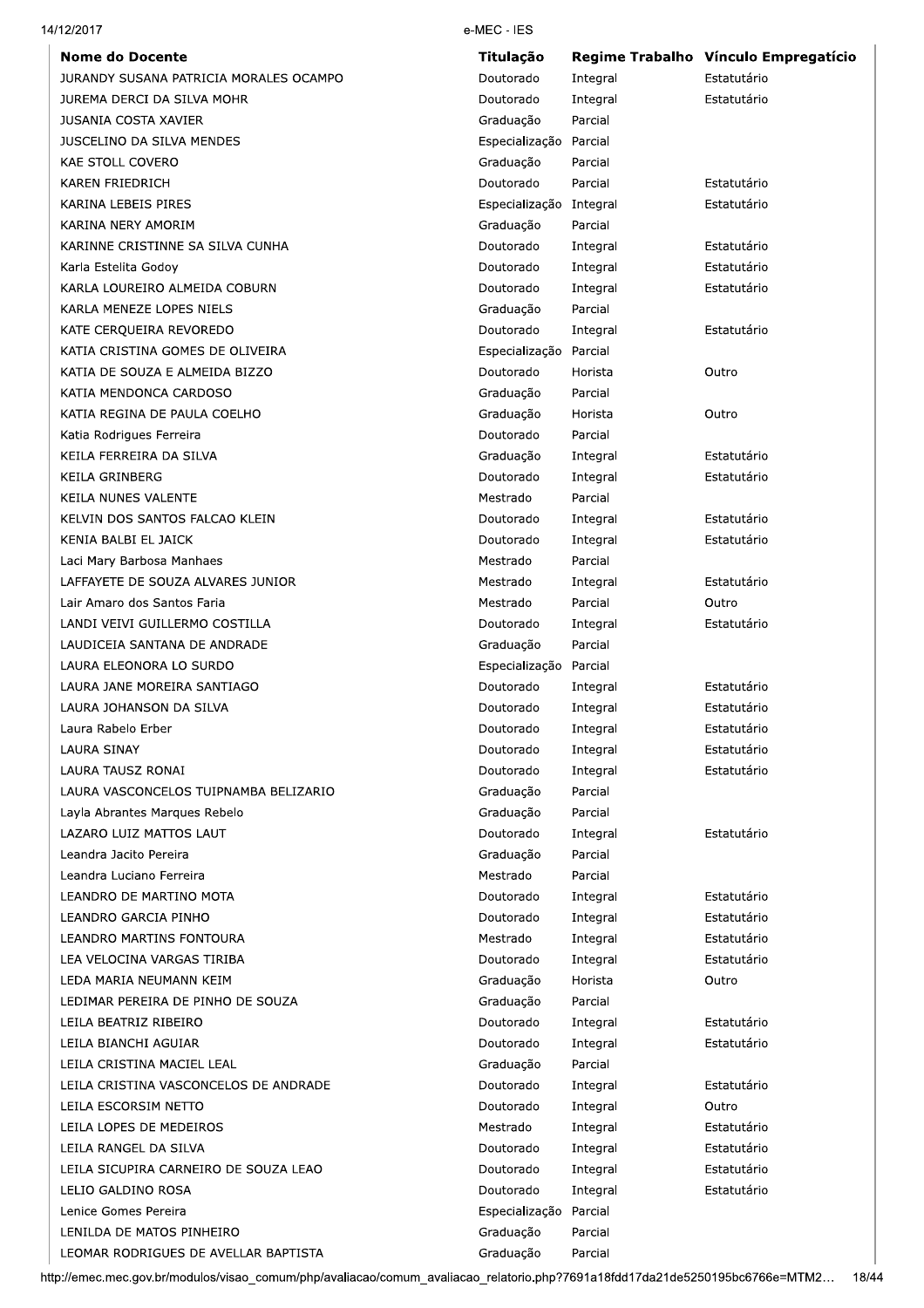| Nome do Docente | Titulação | Regime Trabalho | Vínculo Empregatício |
|---|---|---|---|
| JURANDY SUSANA PATRICIA MORALES OCAMPO | Doutorado | Integral | Estatutário |
| JUREMA DERCI DA SILVA MOHR | Doutorado | Integral | Estatutário |
| JUSANIA COSTA XAVIER | Graduação | Parcial | |
| JUSCELINO DA SILVA MENDES | Especialização | Parcial | |
| KAE STOLL COVERO | Graduação | Parcial | |
| KAREN FRIEDRICH | Doutorado | Parcial | Estatutário |
| KARINA LEBEIS PIRES | Especialização | Integral | Estatutário |
| KARINA NERY AMORIM | Graduação | Parcial | |
| KARINNE CRISTINNE SA SILVA CUNHA | Doutorado | Integral | Estatutário |
| Karla Estelita Godoy | Doutorado | Integral | Estatutário |
| KARLA LOUREIRO ALMEIDA COBURN | Doutorado | Integral | Estatutário |
| KARLA MENEZE LOPES NIELS | Graduação | Parcial | |
| KATE CERQUEIRA REVOREDO | Doutorado | Integral | Estatutário |
| KATIA CRISTINA GOMES DE OLIVEIRA | Especialização | Parcial | |
| KATIA DE SOUZA E ALMEIDA BIZZO | Doutorado | Horista | Outro |
| KATIA MENDONCA CARDOSO | Graduação | Parcial | |
| KATIA REGINA DE PAULA COELHO | Graduação | Horista | Outro |
| Katia Rodrigues Ferreira | Doutorado | Parcial | |
| KEILA FERREIRA DA SILVA | Graduação | Integral | Estatutário |
| KEILA GRINBERG | Doutorado | Integral | Estatutário |
| KEILA NUNES VALENTE | Mestrado | Parcial | |
| KELVIN DOS SANTOS FALCAO KLEIN | Doutorado | Integral | Estatutário |
| KENIA BALBI EL JAICK | Doutorado | Integral | Estatutário |
| Laci Mary Barbosa Manhaes | Mestrado | Parcial | |
| LAFFAYETE DE SOUZA ALVARES JUNIOR | Mestrado | Integral | Estatutário |
| Lair Amaro dos Santos Faria | Mestrado | Parcial | Outro |
| LANDI VEIVI GUILLERMO COSTILLA | Doutorado | Integral | Estatutário |
| LAUDICEIA SANTANA DE ANDRADE | Graduação | Parcial | |
| LAURA ELEONORA LO SURDO | Especialização | Parcial | |
| LAURA JANE MOREIRA SANTIAGO | Doutorado | Integral | Estatutário |
| LAURA JOHANSON DA SILVA | Doutorado | Integral | Estatutário |
| Laura Rabelo Erber | Doutorado | Integral | Estatutário |
| LAURA SINAY | Doutorado | Integral | Estatutário |
| LAURA TAUSZ RONAI | Doutorado | Integral | Estatutário |
| LAURA VASCONCELOS TUIPNAMBA BELIZARIO | Graduação | Parcial | |
| Layla Abrantes Marques Rebelo | Graduação | Parcial | |
| LAZARO LUIZ MATTOS LAUT | Doutorado | Integral | Estatutário |
| Leandra Jacito Pereira | Graduação | Parcial | |
| Leandra Luciano Ferreira | Mestrado | Parcial | |
| LEANDRO DE MARTINO MOTA | Doutorado | Integral | Estatutário |
| LEANDRO GARCIA PINHO | Doutorado | Integral | Estatutário |
| LEANDRO MARTINS FONTOURA | Mestrado | Integral | Estatutário |
| LEA VELOCINA VARGAS TIRIBA | Doutorado | Integral | Estatutário |
| LEDA MARIA NEUMANN KEIM | Graduação | Horista | Outro |
| LEDIMAR PEREIRA DE PINHO DE SOUZA | Graduação | Parcial | |
| LEILA BEATRIZ RIBEIRO | Doutorado | Integral | Estatutário |
| LEILA BIANCHI AGUIAR | Doutorado | Integral | Estatutário |
| LEILA CRISTINA MACIEL LEAL | Graduação | Parcial | |
| LEILA CRISTINA VASCONCELOS DE ANDRADE | Doutorado | Integral | Estatutário |
| LEILA ESCORSIM NETTO | Doutorado | Integral | Outro |
| LEILA LOPES DE MEDEIROS | Mestrado | Integral | Estatutário |
| LEILA RANGEL DA SILVA | Doutorado | Integral | Estatutário |
| LEILA SICUPIRA CARNEIRO DE SOUZA LEAO | Doutorado | Integral | Estatutário |
| LELIO GALDINO ROSA | Doutorado | Integral | Estatutário |
| Lenice Gomes Pereira | Especialização | Parcial | |
| LENILDA DE MATOS PINHEIRO | Graduação | Parcial | |
| LEOMAR RODRIGUES DE AVELLAR BAPTISTA | Graduação | Parcial | |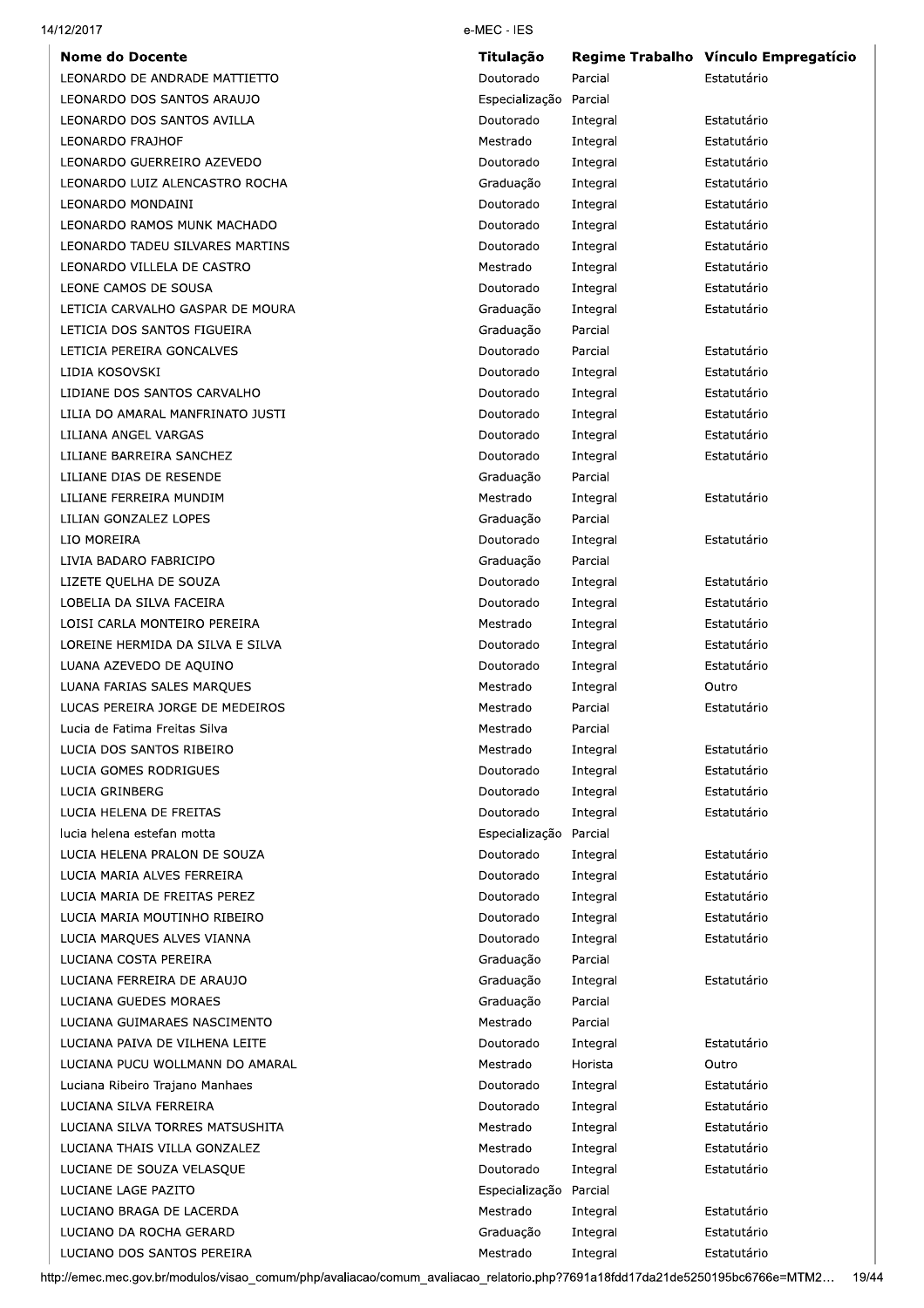| Nome do Docente | Titulação | Regime Trabalho | Vínculo Empregatício |
|---|---|---|---|
| LEONARDO DE ANDRADE MATTIETTO | Doutorado | Parcial | Estatutário |
| LEONARDO DOS SANTOS ARAUJO | Especialização | Parcial | |
| LEONARDO DOS SANTOS AVILLA | Doutorado | Integral | Estatutário |
| LEONARDO FRAJHOF | Mestrado | Integral | Estatutário |
| LEONARDO GUERREIRO AZEVEDO | Doutorado | Integral | Estatutário |
| LEONARDO LUIZ ALENCASTRO ROCHA | Graduação | Integral | Estatutário |
| LEONARDO MONDAINI | Doutorado | Integral | Estatutário |
| LEONARDO RAMOS MUNK MACHADO | Doutorado | Integral | Estatutário |
| LEONARDO TADEU SILVARES MARTINS | Doutorado | Integral | Estatutário |
| LEONARDO VILLELA DE CASTRO | Mestrado | Integral | Estatutário |
| LEONE CAMOS DE SOUSA | Doutorado | Integral | Estatutário |
| LETICIA CARVALHO GASPAR DE MOURA | Graduação | Integral | Estatutário |
| LETICIA DOS SANTOS FIGUEIRA | Graduação | Parcial | |
| LETICIA PEREIRA GONCALVES | Doutorado | Parcial | Estatutário |
| LIDIA KOSOVSKI | Doutorado | Integral | Estatutário |
| LIDIANE DOS SANTOS CARVALHO | Doutorado | Integral | Estatutário |
| LILIA DO AMARAL MANFRINATO JUSTI | Doutorado | Integral | Estatutário |
| LILIANA ANGEL VARGAS | Doutorado | Integral | Estatutário |
| LILIANE BARREIRA SANCHEZ | Doutorado | Integral | Estatutário |
| LILIANE DIAS DE RESENDE | Graduação | Parcial | |
| LILIANE FERREIRA MUNDIM | Mestrado | Integral | Estatutário |
| LILIAN GONZALEZ LOPES | Graduação | Parcial | |
| LIO MOREIRA | Doutorado | Integral | Estatutário |
| LIVIA BADARO FABRICIPO | Graduação | Parcial | |
| LIZETE QUELHA DE SOUZA | Doutorado | Integral | Estatutário |
| LOBELIA DA SILVA FACEIRA | Doutorado | Integral | Estatutário |
| LOISI CARLA MONTEIRO PEREIRA | Mestrado | Integral | Estatutário |
| LOREINE HERMIDA DA SILVA E SILVA | Doutorado | Integral | Estatutário |
| LUANA AZEVEDO DE AQUINO | Doutorado | Integral | Estatutário |
| LUANA FARIAS SALES MARQUES | Mestrado | Integral | Outro |
| LUCAS PEREIRA JORGE DE MEDEIROS | Mestrado | Parcial | Estatutário |
| Lucia de Fatima Freitas Silva | Mestrado | Parcial | |
| LUCIA DOS SANTOS RIBEIRO | Mestrado | Integral | Estatutário |
| LUCIA GOMES RODRIGUES | Doutorado | Integral | Estatutário |
| LUCIA GRINBERG | Doutorado | Integral | Estatutário |
| LUCIA HELENA DE FREITAS | Doutorado | Integral | Estatutário |
| lucia helena estefan motta | Especialização | Parcial | |
| LUCIA HELENA PRALON DE SOUZA | Doutorado | Integral | Estatutário |
| LUCIA MARIA ALVES FERREIRA | Doutorado | Integral | Estatutário |
| LUCIA MARIA DE FREITAS PEREZ | Doutorado | Integral | Estatutário |
| LUCIA MARIA MOUTINHO RIBEIRO | Doutorado | Integral | Estatutário |
| LUCIA MARQUES ALVES VIANNA | Doutorado | Integral | Estatutário |
| LUCIANA COSTA PEREIRA | Graduação | Parcial | |
| LUCIANA FERREIRA DE ARAUJO | Graduação | Integral | Estatutário |
| LUCIANA GUEDES MORAES | Graduação | Parcial | |
| LUCIANA GUIMARAES NASCIMENTO | Mestrado | Parcial | |
| LUCIANA PAIVA DE VILHENA LEITE | Doutorado | Integral | Estatutário |
| LUCIANA PUCU WOLLMANN DO AMARAL | Mestrado | Horista | Outro |
| Luciana Ribeiro Trajano Manhaes | Doutorado | Integral | Estatutário |
| LUCIANA SILVA FERREIRA | Doutorado | Integral | Estatutário |
| LUCIANA SILVA TORRES MATSUSHITA | Mestrado | Integral | Estatutário |
| LUCIANA THAIS VILLA GONZALEZ | Mestrado | Integral | Estatutário |
| LUCIANE DE SOUZA VELASQUE | Doutorado | Integral | Estatutário |
| LUCIANE LAGE PAZITO | Especialização | Parcial | |
| LUCIANO BRAGA DE LACERDA | Mestrado | Integral | Estatutário |
| LUCIANO DA ROCHA GERARD | Graduação | Integral | Estatutário |
| LUCIANO DOS SANTOS PEREIRA | Mestrado | Integral | Estatutário |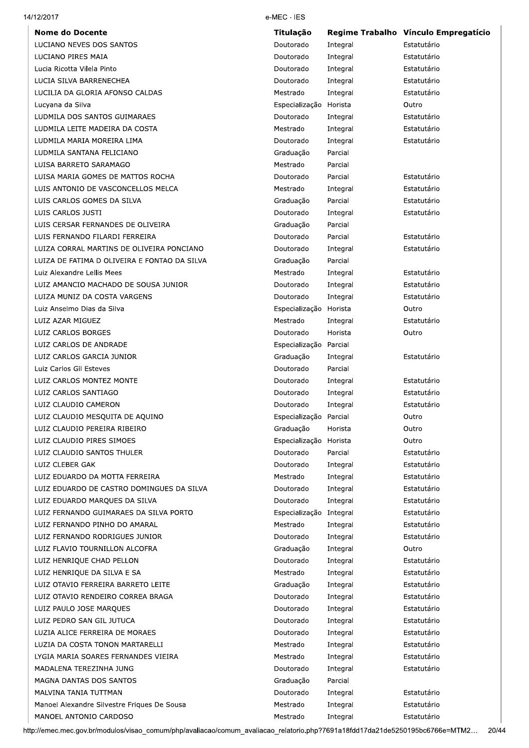| Nome do Docente | Titulação | Regime Trabalho | Vínculo Empregatício |
|---|---|---|---|
| LUCIANO NEVES DOS SANTOS | Doutorado | Integral | Estatutário |
| LUCIANO PIRES MAIA | Doutorado | Integral | Estatutário |
| Lucia Ricotta Vilela Pinto | Doutorado | Integral | Estatutário |
| LUCIA SILVA BARRENECHEA | Doutorado | Integral | Estatutário |
| LUCILIA DA GLORIA AFONSO CALDAS | Mestrado | Integral | Estatutário |
| Lucyana da Silva | Especialização | Horista | Outro |
| LUDMILA DOS SANTOS GUIMARAES | Doutorado | Integral | Estatutário |
| LUDMILA LEITE MADEIRA DA COSTA | Mestrado | Integral | Estatutário |
| LUDMILA MARIA MOREIRA LIMA | Doutorado | Integral | Estatutário |
| LUDMILA SANTANA FELICIANO | Graduação | Parcial | |
| LUISA BARRETO SARAMAGO | Mestrado | Parcial | |
| LUISA MARIA GOMES DE MATTOS ROCHA | Doutorado | Parcial | Estatutário |
| LUIS ANTONIO DE VASCONCELLOS MELCA | Mestrado | Integral | Estatutário |
| LUIS CARLOS GOMES DA SILVA | Graduação | Parcial | Estatutário |
| LUIS CARLOS JUSTI | Doutorado | Integral | Estatutário |
| LUIS CERSAR FERNANDES DE OLIVEIRA | Graduação | Parcial | |
| LUIS FERNANDO FILARDI FERREIRA | Doutorado | Parcial | Estatutário |
| LUIZA CORRAL MARTINS DE OLIVEIRA PONCIANO | Doutorado | Integral | Estatutário |
| LUIZA DE FATIMA D OLIVEIRA E FONTAO DA SILVA | Graduação | Parcial | |
| Luiz Alexandre Lellis Mees | Mestrado | Integral | Estatutário |
| LUIZ AMANCIO MACHADO DE SOUSA JUNIOR | Doutorado | Integral | Estatutário |
| LUIZA MUNIZ DA COSTA VARGENS | Doutorado | Integral | Estatutário |
| Luiz Anselmo Dias da Silva | Especialização | Horista | Outro |
| LUIZ AZAR MIGUEZ | Mestrado | Integral | Estatutário |
| LUIZ CARLOS BORGES | Doutorado | Horista | Outro |
| LUIZ CARLOS DE ANDRADE | Especialização | Parcial | |
| LUIZ CARLOS GARCIA JUNIOR | Graduação | Integral | Estatutário |
| Luiz Carlos Gil Esteves | Doutorado | Parcial | |
| LUIZ CARLOS MONTEZ MONTE | Doutorado | Integral | Estatutário |
| LUIZ CARLOS SANTIAGO | Doutorado | Integral | Estatutário |
| LUIZ CLAUDIO CAMERON | Doutorado | Integral | Estatutário |
| LUIZ CLAUDIO MESQUITA DE AQUINO | Especialização | Parcial | Outro |
| LUIZ CLAUDIO PEREIRA RIBEIRO | Graduação | Horista | Outro |
| LUIZ CLAUDIO PIRES SIMOES | Especialização | Horista | Outro |
| LUIZ CLAUDIO SANTOS THULER | Doutorado | Parcial | Estatutário |
| LUIZ CLEBER GAK | Doutorado | Integral | Estatutário |
| LUIZ EDUARDO DA MOTTA FERREIRA | Mestrado | Integral | Estatutário |
| LUIZ EDUARDO DE CASTRO DOMINGUES DA SILVA | Doutorado | Integral | Estatutário |
| LUIZ EDUARDO MARQUES DA SILVA | Doutorado | Integral | Estatutário |
| LUIZ FERNANDO GUIMARAES DA SILVA PORTO | Especialização | Integral | Estatutário |
| LUIZ FERNANDO PINHO DO AMARAL | Mestrado | Integral | Estatutário |
| LUIZ FERNANDO RODRIGUES JUNIOR | Doutorado | Integral | Estatutário |
| LUIZ FLAVIO TOURNILLON ALCOFRA | Graduação | Integral | Outro |
| LUIZ HENRIQUE CHAD PELLON | Doutorado | Integral | Estatutário |
| LUIZ HENRIQUE DA SILVA E SA | Mestrado | Integral | Estatutário |
| LUIZ OTAVIO FERREIRA BARRETO LEITE | Graduação | Integral | Estatutário |
| LUIZ OTAVIO RENDEIRO CORREA BRAGA | Doutorado | Integral | Estatutário |
| LUIZ PAULO JOSE MARQUES | Doutorado | Integral | Estatutário |
| LUIZ PEDRO SAN GIL JUTUCA | Doutorado | Integral | Estatutário |
| LUZIA ALICE FERREIRA DE MORAES | Doutorado | Integral | Estatutário |
| LUZIA DA COSTA TONON MARTARELLI | Mestrado | Integral | Estatutário |
| LYGIA MARIA SOARES FERNANDES VIEIRA | Mestrado | Integral | Estatutário |
| MADALENA TEREZINHA JUNG | Doutorado | Integral | Estatutário |
| MAGNA DANTAS DOS SANTOS | Graduação | Parcial | |
| MALVINA TANIA TUTTMAN | Doutorado | Integral | Estatutário |
| Manoel Alexandre Silvestre Friques De Sousa | Mestrado | Integral | Estatutário |
| MANOEL ANTONIO CARDOSO | Mestrado | Integral | Estatutário |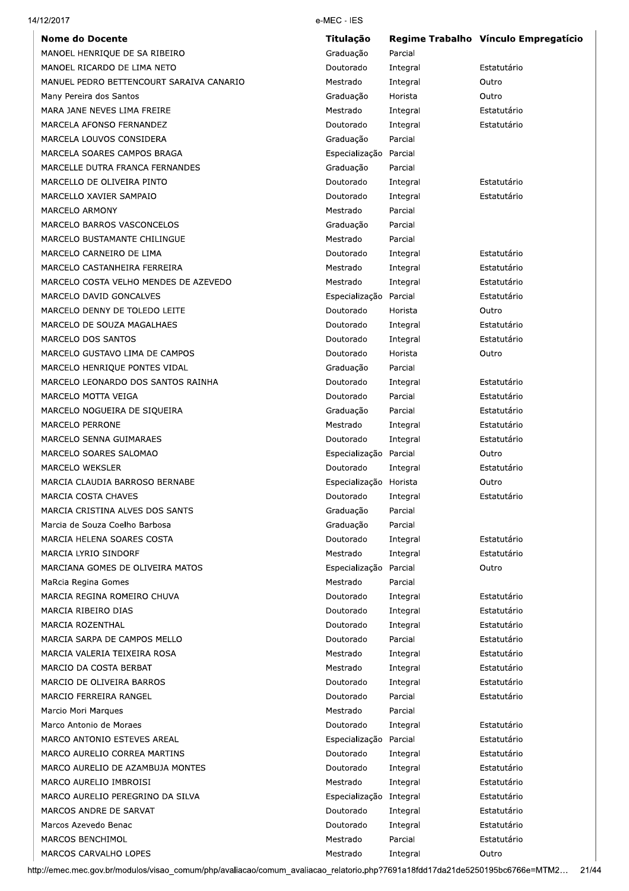| Nome do Docente | Titulação | Regime Trabalho | Vínculo Empregatício |
|---|---|---|---|
| MANOEL HENRIQUE DE SA RIBEIRO | Graduação | Parcial | |
| MANOEL RICARDO DE LIMA NETO | Doutorado | Integral | Estatutário |
| MANUEL PEDRO BETTENCOURT SARAIVA CANARIO | Mestrado | Integral | Outro |
| Many Pereira dos Santos | Graduação | Horista | Outro |
| MARA JANE NEVES LIMA FREIRE | Mestrado | Integral | Estatutário |
| MARCELA AFONSO FERNANDEZ | Doutorado | Integral | Estatutário |
| MARCELA LOUVOS CONSIDERA | Graduação | Parcial | |
| MARCELA SOARES CAMPOS BRAGA | Especialização | Parcial | |
| MARCELLE DUTRA FRANCA FERNANDES | Graduação | Parcial | |
| MARCELLO DE OLIVEIRA PINTO | Doutorado | Integral | Estatutário |
| MARCELLO XAVIER SAMPAIO | Doutorado | Integral | Estatutário |
| MARCELO ARMONY | Mestrado | Parcial | |
| MARCELO BARROS VASCONCELOS | Graduação | Parcial | |
| MARCELO BUSTAMANTE CHILINGUE | Mestrado | Parcial | |
| MARCELO CARNEIRO DE LIMA | Doutorado | Integral | Estatutário |
| MARCELO CASTANHEIRA FERREIRA | Mestrado | Integral | Estatutário |
| MARCELO COSTA VELHO MENDES DE AZEVEDO | Mestrado | Integral | Estatutário |
| MARCELO DAVID GONCALVES | Especialização | Parcial | Estatutário |
| MARCELO DENNY DE TOLEDO LEITE | Doutorado | Horista | Outro |
| MARCELO DE SOUZA MAGALHAES | Doutorado | Integral | Estatutário |
| MARCELO DOS SANTOS | Doutorado | Integral | Estatutário |
| MARCELO GUSTAVO LIMA DE CAMPOS | Doutorado | Horista | Outro |
| MARCELO HENRIQUE PONTES VIDAL | Graduação | Parcial | |
| MARCELO LEONARDO DOS SANTOS RAINHA | Doutorado | Integral | Estatutário |
| MARCELO MOTTA VEIGA | Doutorado | Parcial | Estatutário |
| MARCELO NOGUEIRA DE SIQUEIRA | Graduação | Parcial | Estatutário |
| MARCELO PERRONE | Mestrado | Integral | Estatutário |
| MARCELO SENNA GUIMARAES | Doutorado | Integral | Estatutário |
| MARCELO SOARES SALOMAO | Especialização | Parcial | Outro |
| MARCELO WEKSLER | Doutorado | Integral | Estatutário |
| MARCIA CLAUDIA BARROSO BERNABE | Especialização | Horista | Outro |
| MARCIA COSTA CHAVES | Doutorado | Integral | Estatutário |
| MARCIA CRISTINA ALVES DOS SANTS | Graduação | Parcial | |
| Marcia de Souza Coelho Barbosa | Graduação | Parcial | |
| MARCIA HELENA SOARES COSTA | Doutorado | Integral | Estatutário |
| MARCIA LYRIO SINDORF | Mestrado | Integral | Estatutário |
| MARCIANA GOMES DE OLIVEIRA MATOS | Especialização | Parcial | Outro |
| MaRcia Regina Gomes | Mestrado | Parcial | |
| MARCIA REGINA ROMEIRO CHUVA | Doutorado | Integral | Estatutário |
| MARCIA RIBEIRO DIAS | Doutorado | Integral | Estatutário |
| MARCIA ROZENTHAL | Doutorado | Integral | Estatutário |
| MARCIA SARPA DE CAMPOS MELLO | Doutorado | Parcial | Estatutário |
| MARCIA VALERIA TEIXEIRA ROSA | Mestrado | Integral | Estatutário |
| MARCIO DA COSTA BERBAT | Mestrado | Integral | Estatutário |
| MARCIO DE OLIVEIRA BARROS | Doutorado | Integral | Estatutário |
| MARCIO FERREIRA RANGEL | Doutorado | Parcial | Estatutário |
| Marcio Mori Marques | Mestrado | Parcial | |
| Marco Antonio de Moraes | Doutorado | Integral | Estatutário |
| MARCO ANTONIO ESTEVES AREAL | Especialização | Parcial | Estatutário |
| MARCO AURELIO CORREA MARTINS | Doutorado | Integral | Estatutário |
| MARCO AURELIO DE AZAMBUJA MONTES | Doutorado | Integral | Estatutário |
| MARCO AURELIO IMBROISI | Mestrado | Integral | Estatutário |
| MARCO AURELIO PEREGRINO DA SILVA | Especialização | Integral | Estatutário |
| MARCOS ANDRE DE SARVAT | Doutorado | Integral | Estatutário |
| Marcos Azevedo Benac | Doutorado | Integral | Estatutário |
| MARCOS BENCHIMOL | Mestrado | Parcial | Estatutário |
| MARCOS CARVALHO LOPES | Mestrado | Integral | Outro |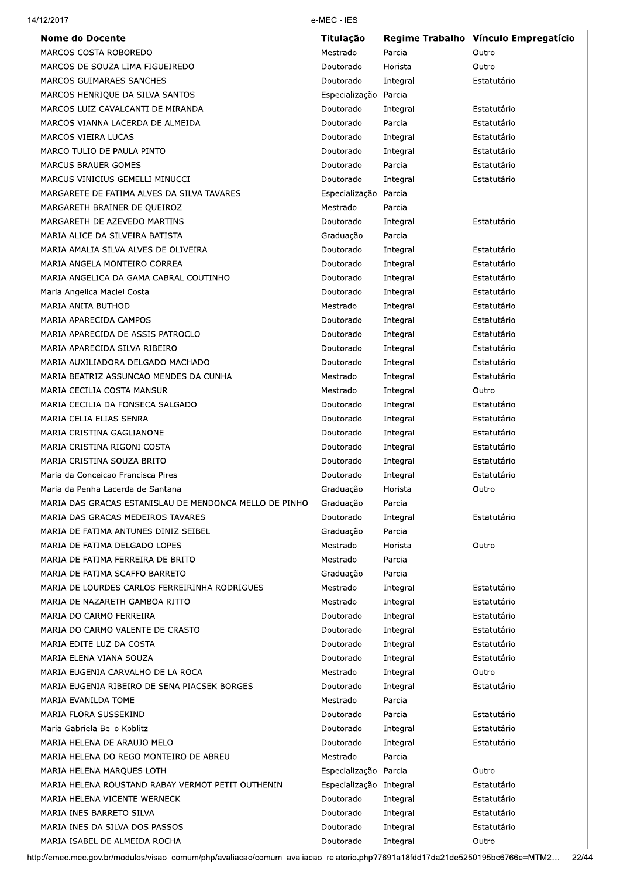| Nome do Docente | Titulação | Regime Trabalho | Vínculo Empregatício |
|---|---|---|---|
| MARCOS COSTA ROBOREDO | Mestrado | Parcial | Outro |
| MARCOS DE SOUZA LIMA FIGUEIREDO | Doutorado | Horista | Outro |
| MARCOS GUIMARAES SANCHES | Doutorado | Integral | Estatutário |
| MARCOS HENRIQUE DA SILVA SANTOS | Especialização | Parcial | |
| MARCOS LUIZ CAVALCANTI DE MIRANDA | Doutorado | Integral | Estatutário |
| MARCOS VIANNA LACERDA DE ALMEIDA | Doutorado | Parcial | Estatutário |
| MARCOS VIEIRA LUCAS | Doutorado | Integral | Estatutário |
| MARCO TULIO DE PAULA PINTO | Doutorado | Integral | Estatutário |
| MARCUS BRAUER GOMES | Doutorado | Parcial | Estatutário |
| MARCUS VINICIUS GEMELLI MINUCCI | Doutorado | Integral | Estatutário |
| MARGARETE DE FATIMA ALVES DA SILVA TAVARES | Especialização | Parcial | |
| MARGARETH BRAINER DE QUEIROZ | Mestrado | Parcial | |
| MARGARETH DE AZEVEDO MARTINS | Doutorado | Integral | Estatutário |
| MARIA ALICE DA SILVEIRA BATISTA | Graduação | Parcial | |
| MARIA AMALIA SILVA ALVES DE OLIVEIRA | Doutorado | Integral | Estatutário |
| MARIA ANGELA MONTEIRO CORREA | Doutorado | Integral | Estatutário |
| MARIA ANGELICA DA GAMA CABRAL COUTINHO | Doutorado | Integral | Estatutário |
| Maria Angelica Maciel Costa | Doutorado | Integral | Estatutário |
| MARIA ANITA BUTHOD | Mestrado | Integral | Estatutário |
| MARIA APARECIDA CAMPOS | Doutorado | Integral | Estatutário |
| MARIA APARECIDA DE ASSIS PATROCLO | Doutorado | Integral | Estatutário |
| MARIA APARECIDA SILVA RIBEIRO | Doutorado | Integral | Estatutário |
| MARIA AUXILIADORA DELGADO MACHADO | Doutorado | Integral | Estatutário |
| MARIA BEATRIZ ASSUNCAO MENDES DA CUNHA | Mestrado | Integral | Estatutário |
| MARIA CECILIA COSTA MANSUR | Mestrado | Integral | Outro |
| MARIA CECILIA DA FONSECA SALGADO | Doutorado | Integral | Estatutário |
| MARIA CELIA ELIAS SENRA | Doutorado | Integral | Estatutário |
| MARIA CRISTINA GAGLIANONE | Doutorado | Integral | Estatutário |
| MARIA CRISTINA RIGONI COSTA | Doutorado | Integral | Estatutário |
| MARIA CRISTINA SOUZA BRITO | Doutorado | Integral | Estatutário |
| Maria da Conceicao Francisca Pires | Doutorado | Integral | Estatutário |
| Maria da Penha Lacerda de Santana | Graduação | Horista | Outro |
| MARIA DAS GRACAS ESTANISLAU DE MENDONCA MELLO DE PINHO | Graduação | Parcial | |
| MARIA DAS GRACAS MEDEIROS TAVARES | Doutorado | Integral | Estatutário |
| MARIA DE FATIMA ANTUNES DINIZ SEIBEL | Graduação | Parcial | |
| MARIA DE FATIMA DELGADO LOPES | Mestrado | Horista | Outro |
| MARIA DE FATIMA FERREIRA DE BRITO | Mestrado | Parcial | |
| MARIA DE FATIMA SCAFFO BARRETO | Graduação | Parcial | |
| MARIA DE LOURDES CARLOS FERREIRINHA RODRIGUES | Mestrado | Integral | Estatutário |
| MARIA DE NAZARETH GAMBOA RITTO | Mestrado | Integral | Estatutário |
| MARIA DO CARMO FERREIRA | Doutorado | Integral | Estatutário |
| MARIA DO CARMO VALENTE DE CRASTO | Doutorado | Integral | Estatutário |
| MARIA EDITE LUZ DA COSTA | Doutorado | Integral | Estatutário |
| MARIA ELENA VIANA SOUZA | Doutorado | Integral | Estatutário |
| MARIA EUGENIA CARVALHO DE LA ROCA | Mestrado | Integral | Outro |
| MARIA EUGENIA RIBEIRO DE SENA PIACSEK BORGES | Doutorado | Integral | Estatutário |
| MARIA EVANILDA TOME | Mestrado | Parcial | |
| MARIA FLORA SUSSEKIND | Doutorado | Parcial | Estatutário |
| Maria Gabriela Bello Koblitz | Doutorado | Integral | Estatutário |
| MARIA HELENA DE ARAUJO MELO | Doutorado | Integral | Estatutário |
| MARIA HELENA DO REGO MONTEIRO DE ABREU | Mestrado | Parcial | |
| MARIA HELENA MARQUES LOTH | Especialização | Parcial | Outro |
| MARIA HELENA ROUSTAND RABAY VERMOT PETIT OUTHENIN | Especialização | Integral | Estatutário |
| MARIA HELENA VICENTE WERNECK | Doutorado | Integral | Estatutário |
| MARIA INES BARRETO SILVA | Doutorado | Integral | Estatutário |
| MARIA INES DA SILVA DOS PASSOS | Doutorado | Integral | Estatutário |
| MARIA ISABEL DE ALMEIDA ROCHA | Doutorado | Integral | Outro |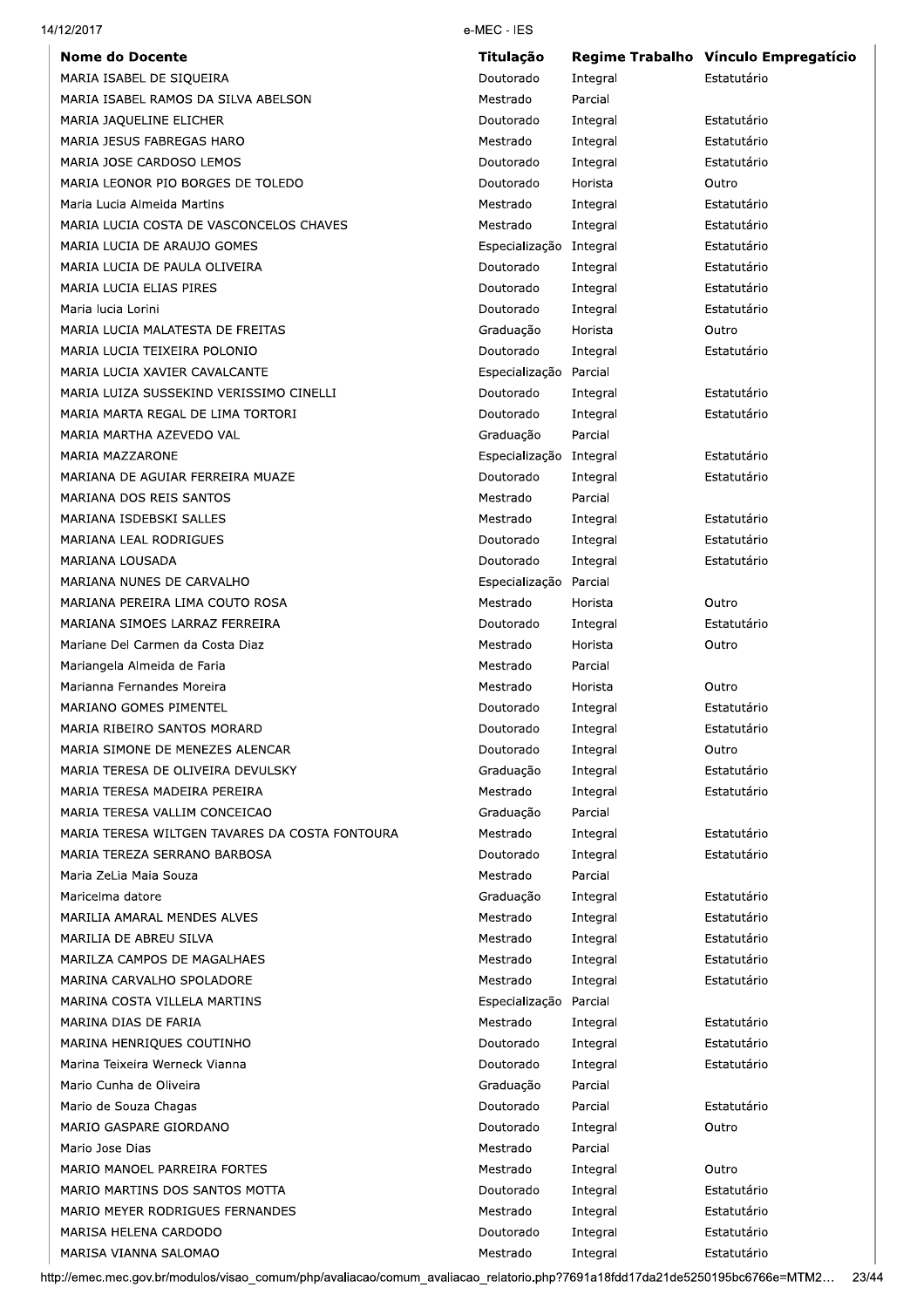| Nome do Docente | Titulação | Regime Trabalho | Vínculo Empregatício |
|---|---|---|---|
| MARIA ISABEL DE SIQUEIRA | Doutorado | Integral | Estatutário |
| MARIA ISABEL RAMOS DA SILVA ABELSON | Mestrado | Parcial | |
| MARIA JAQUELINE ELICHER | Doutorado | Integral | Estatutário |
| MARIA JESUS FABREGAS HARO | Mestrado | Integral | Estatutário |
| MARIA JOSE CARDOSO LEMOS | Doutorado | Integral | Estatutário |
| MARIA LEONOR PIO BORGES DE TOLEDO | Doutorado | Horista | Outro |
| Maria Lucia Almeida Martins | Mestrado | Integral | Estatutário |
| MARIA LUCIA COSTA DE VASCONCELOS CHAVES | Mestrado | Integral | Estatutário |
| MARIA LUCIA DE ARAUJO GOMES | Especialização | Integral | Estatutário |
| MARIA LUCIA DE PAULA OLIVEIRA | Doutorado | Integral | Estatutário |
| MARIA LUCIA ELIAS PIRES | Doutorado | Integral | Estatutário |
| Maria lucia Lorini | Doutorado | Integral | Estatutário |
| MARIA LUCIA MALATESTA DE FREITAS | Graduação | Horista | Outro |
| MARIA LUCIA TEIXEIRA POLONIO | Doutorado | Integral | Estatutário |
| MARIA LUCIA XAVIER CAVALCANTE | Especialização | Parcial | |
| MARIA LUIZA SUSSEKIND VERISSIMO CINELLI | Doutorado | Integral | Estatutário |
| MARIA MARTA REGAL DE LIMA TORTORI | Doutorado | Integral | Estatutário |
| MARIA MARTHA AZEVEDO VAL | Graduação | Parcial | |
| MARIA MAZZARONE | Especialização | Integral | Estatutário |
| MARIANA DE AGUIAR FERREIRA MUAZE | Doutorado | Integral | Estatutário |
| MARIANA DOS REIS SANTOS | Mestrado | Parcial | |
| MARIANA ISDEBSKI SALLES | Mestrado | Integral | Estatutário |
| MARIANA LEAL RODRIGUES | Doutorado | Integral | Estatutário |
| MARIANA LOUSADA | Doutorado | Integral | Estatutário |
| MARIANA NUNES DE CARVALHO | Especialização | Parcial | |
| MARIANA PEREIRA LIMA COUTO ROSA | Mestrado | Horista | Outro |
| MARIANA SIMOES LARRAZ FERREIRA | Doutorado | Integral | Estatutário |
| Mariane Del Carmen da Costa Diaz | Mestrado | Horista | Outro |
| Mariangela Almeida de Faria | Mestrado | Parcial | |
| Marianna Fernandes Moreira | Mestrado | Horista | Outro |
| MARIANO GOMES PIMENTEL | Doutorado | Integral | Estatutário |
| MARIA RIBEIRO SANTOS MORARD | Doutorado | Integral | Estatutário |
| MARIA SIMONE DE MENEZES ALENCAR | Doutorado | Integral | Outro |
| MARIA TERESA DE OLIVEIRA DEVULSKY | Graduação | Integral | Estatutário |
| MARIA TERESA MADEIRA PEREIRA | Mestrado | Integral | Estatutário |
| MARIA TERESA VALLIM CONCEICAO | Graduação | Parcial | |
| MARIA TERESA WILTGEN TAVARES DA COSTA FONTOURA | Mestrado | Integral | Estatutário |
| MARIA TEREZA SERRANO BARBOSA | Doutorado | Integral | Estatutário |
| Maria ZeLia Maia Souza | Mestrado | Parcial | |
| Maricelma datore | Graduação | Integral | Estatutário |
| MARILIA AMARAL MENDES ALVES | Mestrado | Integral | Estatutário |
| MARILIA DE ABREU SILVA | Mestrado | Integral | Estatutário |
| MARILZA CAMPOS DE MAGALHAES | Mestrado | Integral | Estatutário |
| MARINA CARVALHO SPOLADORE | Mestrado | Integral | Estatutário |
| MARINA COSTA VILLELA MARTINS | Especialização | Parcial | |
| MARINA DIAS DE FARIA | Mestrado | Integral | Estatutário |
| MARINA HENRIQUES COUTINHO | Doutorado | Integral | Estatutário |
| Marina Teixeira Werneck Vianna | Doutorado | Integral | Estatutário |
| Mario Cunha de Oliveira | Graduação | Parcial | |
| Mario de Souza Chagas | Doutorado | Parcial | Estatutário |
| MARIO GASPARE GIORDANO | Doutorado | Integral | Outro |
| Mario Jose Dias | Mestrado | Parcial | |
| MARIO MANOEL PARREIRA FORTES | Mestrado | Integral | Outro |
| MARIO MARTINS DOS SANTOS MOTTA | Doutorado | Integral | Estatutário |
| MARIO MEYER RODRIGUES FERNANDES | Mestrado | Integral | Estatutário |
| MARISA HELENA CARDODO | Doutorado | Integral | Estatutário |
| MARISA VIANNA SALOMAO | Mestrado | Integral | Estatutário |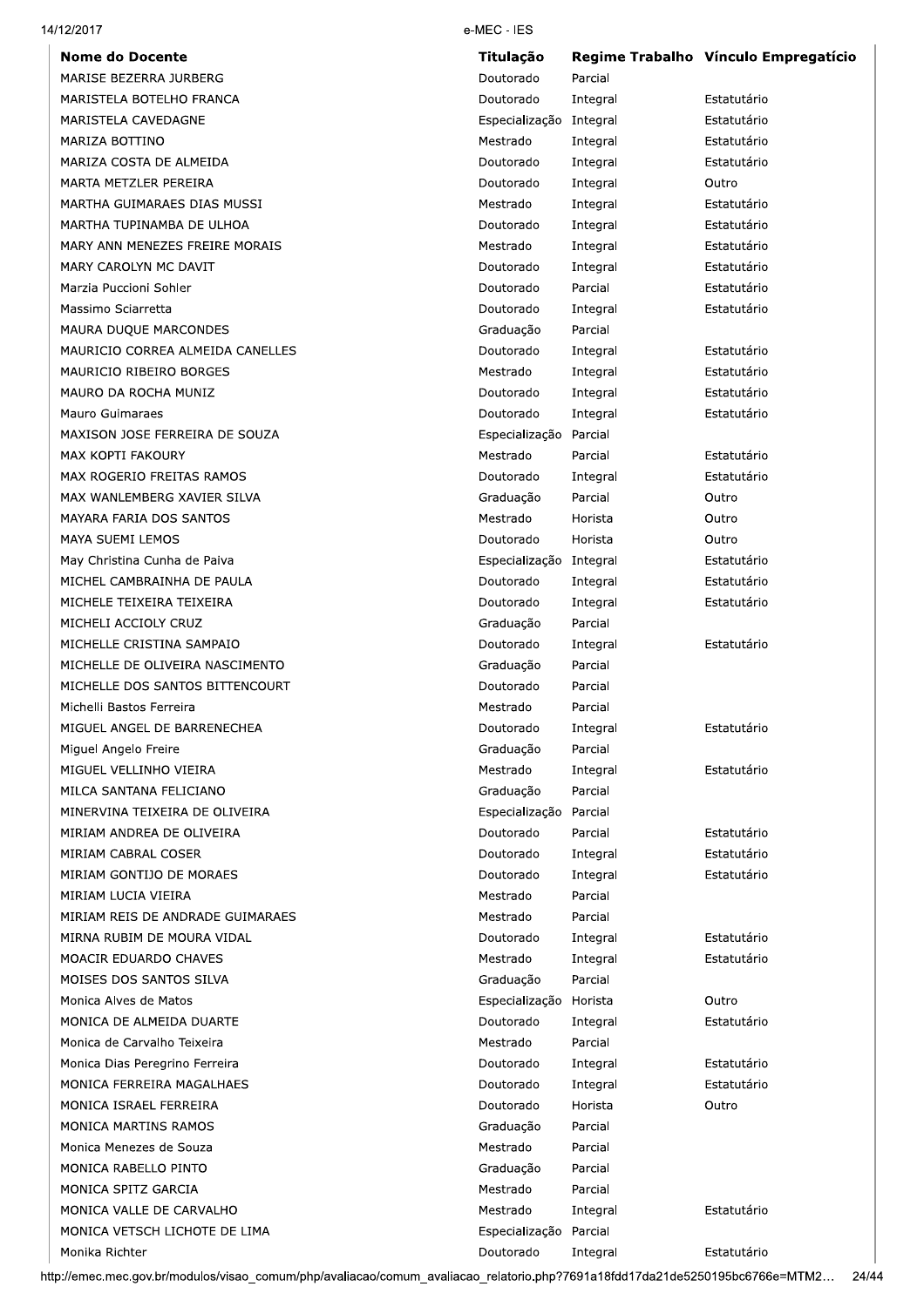| Nome do Docente | Titulação | Regime Trabalho | Vínculo Empregatício |
| --- | --- | --- | --- |
| MARISE BEZERRA JURBERG | Doutorado | Parcial | |
| MARISTELA BOTELHO FRANCA | Doutorado | Integral | Estatutário |
| MARISTELA CAVEDAGNE | Especialização | Integral | Estatutário |
| MARIZA BOTTINO | Mestrado | Integral | Estatutário |
| MARIZA COSTA DE ALMEIDA | Doutorado | Integral | Estatutário |
| MARTA METZLER PEREIRA | Doutorado | Integral | Outro |
| MARTHA GUIMARAES DIAS MUSSI | Mestrado | Integral | Estatutário |
| MARTHA TUPINAMBA DE ULHOA | Doutorado | Integral | Estatutário |
| MARY ANN MENEZES FREIRE MORAIS | Mestrado | Integral | Estatutário |
| MARY CAROLYN MC DAVIT | Doutorado | Integral | Estatutário |
| Marzia Puccioni Sohler | Doutorado | Parcial | Estatutário |
| Massimo Sciarretta | Doutorado | Integral | Estatutário |
| MAURA DUQUE MARCONDES | Graduação | Parcial | |
| MAURICIO CORREA ALMEIDA CANELLES | Doutorado | Integral | Estatutário |
| MAURICIO RIBEIRO BORGES | Mestrado | Integral | Estatutário |
| MAURO DA ROCHA MUNIZ | Doutorado | Integral | Estatutário |
| Mauro Guimaraes | Doutorado | Integral | Estatutário |
| MAXISON JOSE FERREIRA DE SOUZA | Especialização | Parcial | |
| MAX KOPTI FAKOURY | Mestrado | Parcial | Estatutário |
| MAX ROGERIO FREITAS RAMOS | Doutorado | Integral | Estatutário |
| MAX WANLEMBERG XAVIER SILVA | Graduação | Parcial | Outro |
| MAYARA FARIA DOS SANTOS | Mestrado | Horista | Outro |
| MAYA SUEMI LEMOS | Doutorado | Horista | Outro |
| May Christina Cunha de Paiva | Especialização | Integral | Estatutário |
| MICHEL CAMBRAINHA DE PAULA | Doutorado | Integral | Estatutário |
| MICHELE TEIXEIRA TEIXEIRA | Doutorado | Integral | Estatutário |
| MICHELI ACCIOLY CRUZ | Graduação | Parcial | |
| MICHELLE CRISTINA SAMPAIO | Doutorado | Integral | Estatutário |
| MICHELLE DE OLIVEIRA NASCIMENTO | Graduação | Parcial | |
| MICHELLE DOS SANTOS BITTENCOURT | Doutorado | Parcial | |
| Michelli Bastos Ferreira | Mestrado | Parcial | |
| MIGUEL ANGEL DE BARRENECHEA | Doutorado | Integral | Estatutário |
| Miguel Angelo Freire | Graduação | Parcial | |
| MIGUEL VELLINHO VIEIRA | Mestrado | Integral | Estatutário |
| MILCA SANTANA FELICIANO | Graduação | Parcial | |
| MINERVINA TEIXEIRA DE OLIVEIRA | Especialização | Parcial | |
| MIRIAM ANDREA DE OLIVEIRA | Doutorado | Parcial | Estatutário |
| MIRIAM CABRAL COSER | Doutorado | Integral | Estatutário |
| MIRIAM GONTIJO DE MORAES | Doutorado | Integral | Estatutário |
| MIRIAM LUCIA VIEIRA | Mestrado | Parcial | |
| MIRIAM REIS DE ANDRADE GUIMARAES | Mestrado | Parcial | |
| MIRNA RUBIM DE MOURA VIDAL | Doutorado | Integral | Estatutário |
| MOACIR EDUARDO CHAVES | Mestrado | Integral | Estatutário |
| MOISES DOS SANTOS SILVA | Graduação | Parcial | |
| Monica Alves de Matos | Especialização | Horista | Outro |
| MONICA DE ALMEIDA DUARTE | Doutorado | Integral | Estatutário |
| Monica de Carvalho Teixeira | Mestrado | Parcial | |
| Monica Dias Peregrino Ferreira | Doutorado | Integral | Estatutário |
| MONICA FERREIRA MAGALHAES | Doutorado | Integral | Estatutário |
| MONICA ISRAEL FERREIRA | Doutorado | Horista | Outro |
| MONICA MARTINS RAMOS | Graduação | Parcial | |
| Monica Menezes de Souza | Mestrado | Parcial | |
| MONICA RABELLO PINTO | Graduação | Parcial | |
| MONICA SPITZ GARCIA | Mestrado | Parcial | |
| MONICA VALLE DE CARVALHO | Mestrado | Integral | Estatutário |
| MONICA VETSCH LICHOTE DE LIMA | Especialização | Parcial | |
| Monika Richter | Doutorado | Integral | Estatutário |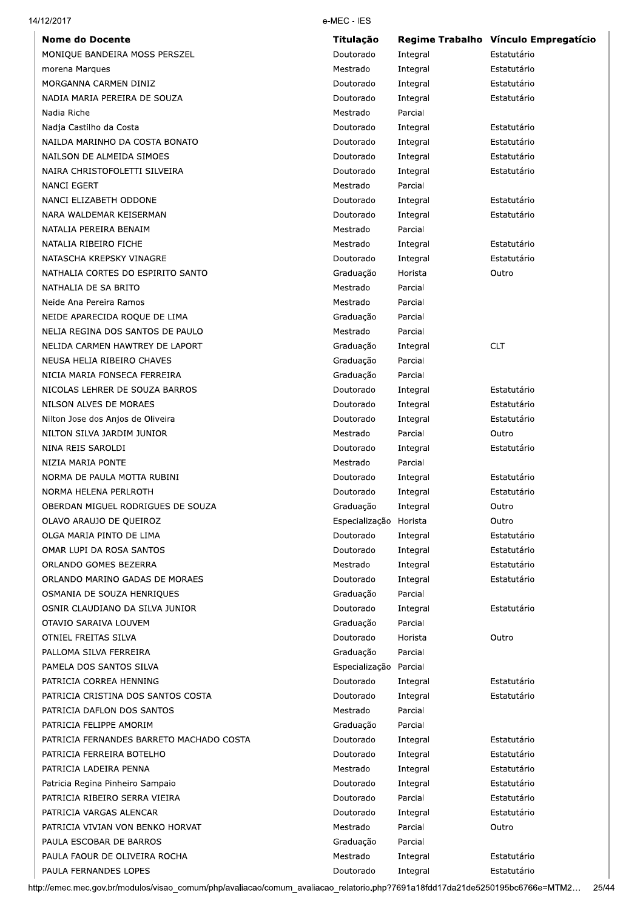| Nome do Docente | Titulação | Regime Trabalho | Vínculo Empregatício |
|---|---|---|---|
| MONIQUE BANDEIRA MOSS PERSZEL | Doutorado | Integral | Estatutário |
| morena Marques | Mestrado | Integral | Estatutário |
| MORGANNA CARMEN DINIZ | Doutorado | Integral | Estatutário |
| NADIA MARIA PEREIRA DE SOUZA | Doutorado | Integral | Estatutário |
| Nadia Riche | Mestrado | Parcial | |
| Nadja Castilho da Costa | Doutorado | Integral | Estatutário |
| NAILDA MARINHO DA COSTA BONATO | Doutorado | Integral | Estatutário |
| NAILSON DE ALMEIDA SIMOES | Doutorado | Integral | Estatutário |
| NAIRA CHRISTOFOLETTI SILVEIRA | Doutorado | Integral | Estatutário |
| NANCI EGERT | Mestrado | Parcial | |
| NANCI ELIZABETH ODDONE | Doutorado | Integral | Estatutário |
| NARA WALDEMAR KEISERMAN | Doutorado | Integral | Estatutário |
| NATALIA PEREIRA BENAIM | Mestrado | Parcial | |
| NATALIA RIBEIRO FICHE | Mestrado | Integral | Estatutário |
| NATASCHA KREPSKY VINAGRE | Doutorado | Integral | Estatutário |
| NATHALIA CORTES DO ESPIRITO SANTO | Graduação | Horista | Outro |
| NATHALIA DE SA BRITO | Mestrado | Parcial | |
| Neide Ana Pereira Ramos | Mestrado | Parcial | |
| NEIDE APARECIDA ROQUE DE LIMA | Graduação | Parcial | |
| NELIA REGINA DOS SANTOS DE PAULO | Mestrado | Parcial | |
| NELIDA CARMEN HAWTREY DE LAPORT | Graduação | Integral | CLT |
| NEUSA HELIA RIBEIRO CHAVES | Graduação | Parcial | |
| NICIA MARIA FONSECA FERREIRA | Graduação | Parcial | |
| NICOLAS LEHRER DE SOUZA BARROS | Doutorado | Integral | Estatutário |
| NILSON ALVES DE MORAES | Doutorado | Integral | Estatutário |
| Nilton Jose dos Anjos de Oliveira | Doutorado | Integral | Estatutário |
| NILTON SILVA JARDIM JUNIOR | Mestrado | Parcial | Outro |
| NINA REIS SAROLDI | Doutorado | Integral | Estatutário |
| NIZIA MARIA PONTE | Mestrado | Parcial | |
| NORMA DE PAULA MOTTA RUBINI | Doutorado | Integral | Estatutário |
| NORMA HELENA PERLROTH | Doutorado | Integral | Estatutário |
| OBERDAN MIGUEL RODRIGUES DE SOUZA | Graduação | Integral | Outro |
| OLAVO ARAUJO DE QUEIROZ | Especialização | Horista | Outro |
| OLGA MARIA PINTO DE LIMA | Doutorado | Integral | Estatutário |
| OMAR LUPI DA ROSA SANTOS | Doutorado | Integral | Estatutário |
| ORLANDO GOMES BEZERRA | Mestrado | Integral | Estatutário |
| ORLANDO MARINO GADAS DE MORAES | Doutorado | Integral | Estatutário |
| OSMANIA DE SOUZA HENRIQUES | Graduação | Parcial | |
| OSNIR CLAUDIANO DA SILVA JUNIOR | Doutorado | Integral | Estatutário |
| OTAVIO SARAIVA LOUVEM | Graduação | Parcial | |
| OTNIEL FREITAS SILVA | Doutorado | Horista | Outro |
| PALLOMA SILVA FERREIRA | Graduação | Parcial | |
| PAMELA DOS SANTOS SILVA | Especialização | Parcial | |
| PATRICIA CORREA HENNING | Doutorado | Integral | Estatutário |
| PATRICIA CRISTINA DOS SANTOS COSTA | Doutorado | Integral | Estatutário |
| PATRICIA DAFLON DOS SANTOS | Mestrado | Parcial | |
| PATRICIA FELIPPE AMORIM | Graduação | Parcial | |
| PATRICIA FERNANDES BARRETO MACHADO COSTA | Doutorado | Integral | Estatutário |
| PATRICIA FERREIRA BOTELHO | Doutorado | Integral | Estatutário |
| PATRICIA LADEIRA PENNA | Mestrado | Integral | Estatutário |
| Patricia Regina Pinheiro Sampaio | Doutorado | Integral | Estatutário |
| PATRICIA RIBEIRO SERRA VIEIRA | Doutorado | Parcial | Estatutário |
| PATRICIA VARGAS ALENCAR | Doutorado | Integral | Estatutário |
| PATRICIA VIVIAN VON BENKO HORVAT | Mestrado | Parcial | Outro |
| PAULA ESCOBAR DE BARROS | Graduação | Parcial | |
| PAULA FAOUR DE OLIVEIRA ROCHA | Mestrado | Integral | Estatutário |
| PAULA FERNANDES LOPES | Doutorado | Integral | Estatutário |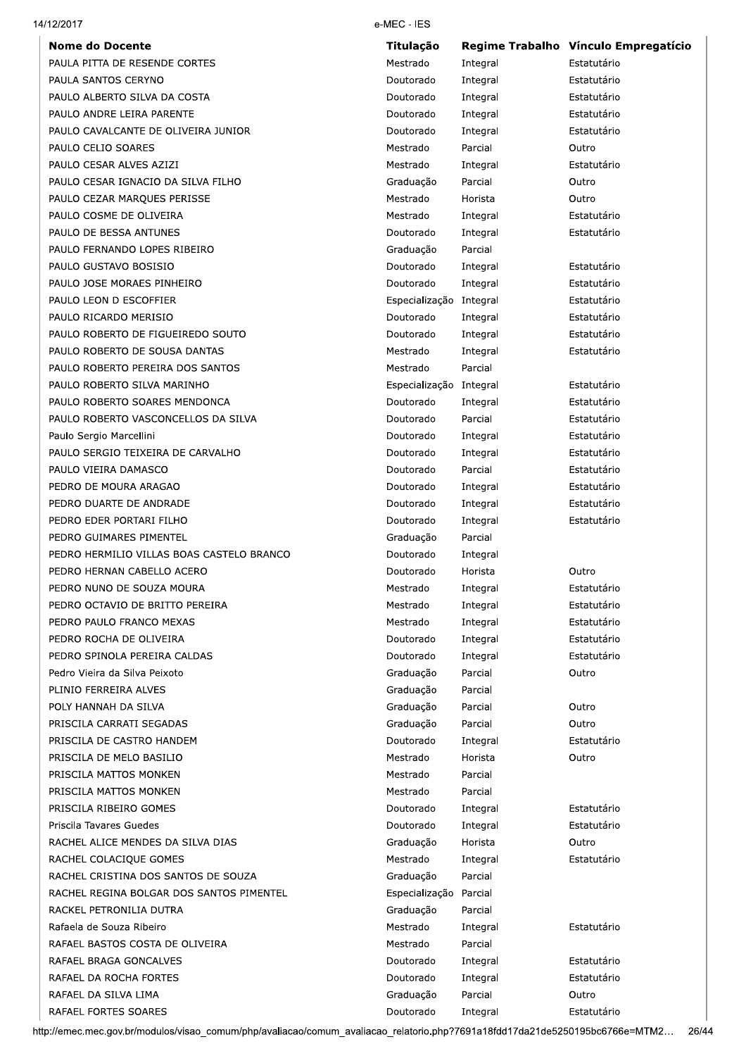| Nome do Docente | Titulação | Regime Trabalho | Vínculo Empregatício |
|---|---|---|---|
| PAULA PITTA DE RESENDE CORTES | Mestrado | Integral | Estatutário |
| PAULA SANTOS CERYNO | Doutorado | Integral | Estatutário |
| PAULO ALBERTO SILVA DA COSTA | Doutorado | Integral | Estatutário |
| PAULO ANDRE LEIRA PARENTE | Doutorado | Integral | Estatutário |
| PAULO CAVALCANTE DE OLIVEIRA JUNIOR | Doutorado | Integral | Estatutário |
| PAULO CELIO SOARES | Mestrado | Parcial | Outro |
| PAULO CESAR ALVES AZIZI | Mestrado | Integral | Estatutário |
| PAULO CESAR IGNACIO DA SILVA FILHO | Graduação | Parcial | Outro |
| PAULO CEZAR MARQUES PERISSE | Mestrado | Horista | Outro |
| PAULO COSME DE OLIVEIRA | Mestrado | Integral | Estatutário |
| PAULO DE BESSA ANTUNES | Doutorado | Integral | Estatutário |
| PAULO FERNANDO LOPES RIBEIRO | Graduação | Parcial | |
| PAULO GUSTAVO BOSISIO | Doutorado | Integral | Estatutário |
| PAULO JOSE MORAES PINHEIRO | Doutorado | Integral | Estatutário |
| PAULO LEON D ESCOFFIER | Especialização | Integral | Estatutário |
| PAULO RICARDO MERISIO | Doutorado | Integral | Estatutário |
| PAULO ROBERTO DE FIGUEIREDO SOUTO | Doutorado | Integral | Estatutário |
| PAULO ROBERTO DE SOUSA DANTAS | Mestrado | Integral | Estatutário |
| PAULO ROBERTO PEREIRA DOS SANTOS | Mestrado | Parcial | |
| PAULO ROBERTO SILVA MARINHO | Especialização | Integral | Estatutário |
| PAULO ROBERTO SOARES MENDONCA | Doutorado | Integral | Estatutário |
| PAULO ROBERTO VASCONCELLOS DA SILVA | Doutorado | Parcial | Estatutário |
| Paulo Sergio Marcellini | Doutorado | Integral | Estatutário |
| PAULO SERGIO TEIXEIRA DE CARVALHO | Doutorado | Integral | Estatutário |
| PAULO VIEIRA DAMASCO | Doutorado | Parcial | Estatutário |
| PEDRO DE MOURA ARAGAO | Doutorado | Integral | Estatutário |
| PEDRO DUARTE DE ANDRADE | Doutorado | Integral | Estatutário |
| PEDRO EDER PORTARI FILHO | Doutorado | Integral | Estatutário |
| PEDRO GUIMARES PIMENTEL | Graduação | Parcial | |
| PEDRO HERMILIO VILLAS BOAS CASTELO BRANCO | Doutorado | Integral | |
| PEDRO HERNAN CABELLO ACERO | Doutorado | Horista | Outro |
| PEDRO NUNO DE SOUZA MOURA | Mestrado | Integral | Estatutário |
| PEDRO OCTAVIO DE BRITTO PEREIRA | Mestrado | Integral | Estatutário |
| PEDRO PAULO FRANCO MEXAS | Mestrado | Integral | Estatutário |
| PEDRO ROCHA DE OLIVEIRA | Doutorado | Integral | Estatutário |
| PEDRO SPINOLA PEREIRA CALDAS | Doutorado | Integral | Estatutário |
| Pedro Vieira da Silva Peixoto | Graduação | Parcial | Outro |
| PLINIO FERREIRA ALVES | Graduação | Parcial | |
| POLY HANNAH DA SILVA | Graduação | Parcial | Outro |
| PRISCILA CARRATI SEGADAS | Graduação | Parcial | Outro |
| PRISCILA DE CASTRO HANDEM | Doutorado | Integral | Estatutário |
| PRISCILA DE MELO BASILIO | Mestrado | Horista | Outro |
| PRISCILA MATTOS MONKEN | Mestrado | Parcial | |
| PRISCILA MATTOS MONKEN | Mestrado | Parcial | |
| PRISCILA RIBEIRO GOMES | Doutorado | Integral | Estatutário |
| Priscila Tavares Guedes | Doutorado | Integral | Estatutário |
| RACHEL ALICE MENDES DA SILVA DIAS | Graduação | Horista | Outro |
| RACHEL COLACIQUE GOMES | Mestrado | Integral | Estatutário |
| RACHEL CRISTINA DOS SANTOS DE SOUZA | Graduação | Parcial | |
| RACHEL REGINA BOLGAR DOS SANTOS PIMENTEL | Especialização | Parcial | |
| RACKEL PETRONILIA DUTRA | Graduação | Parcial | |
| Rafaela de Souza Ribeiro | Mestrado | Integral | Estatutário |
| RAFAEL BASTOS COSTA DE OLIVEIRA | Mestrado | Parcial | |
| RAFAEL BRAGA GONCALVES | Doutorado | Integral | Estatutário |
| RAFAEL DA ROCHA FORTES | Doutorado | Integral | Estatutário |
| RAFAEL DA SILVA LIMA | Graduação | Parcial | Outro |
| RAFAEL FORTES SOARES | Doutorado | Integral | Estatutário |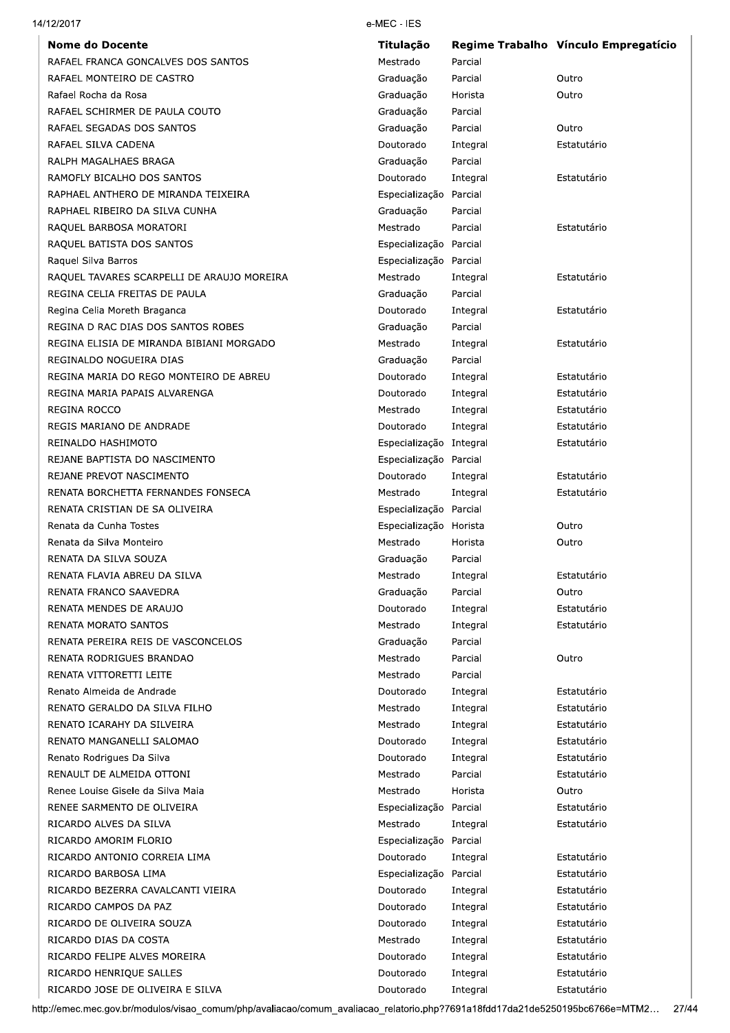| Nome do Docente | Titulação | Regime Trabalho | Vínculo Empregatício |
|---|---|---|---|
| RAFAEL FRANCA GONCALVES DOS SANTOS | Mestrado | Parcial | |
| RAFAEL MONTEIRO DE CASTRO | Graduação | Parcial | Outro |
| Rafael Rocha da Rosa | Graduação | Horista | Outro |
| RAFAEL SCHIRMER DE PAULA COUTO | Graduação | Parcial | |
| RAFAEL SEGADAS DOS SANTOS | Graduação | Parcial | Outro |
| RAFAEL SILVA CADENA | Doutorado | Integral | Estatutário |
| RALPH MAGALHAES BRAGA | Graduação | Parcial | |
| RAMOFLY BICALHO DOS SANTOS | Doutorado | Integral | Estatutário |
| RAPHAEL ANTHERO DE MIRANDA TEIXEIRA | Especialização | Parcial | |
| RAPHAEL RIBEIRO DA SILVA CUNHA | Graduação | Parcial | |
| RAQUEL BARBOSA MORATORI | Mestrado | Parcial | Estatutário |
| RAQUEL BATISTA DOS SANTOS | Especialização | Parcial | |
| Raquel Silva Barros | Especialização | Parcial | |
| RAQUEL TAVARES SCARPELLI DE ARAUJO MOREIRA | Mestrado | Integral | Estatutário |
| REGINA CELIA FREITAS DE PAULA | Graduação | Parcial | |
| Regina Celia Moreth Braganca | Doutorado | Integral | Estatutário |
| REGINA D RAC DIAS DOS SANTOS ROBES | Graduação | Parcial | |
| REGINA ELISIA DE MIRANDA BIBIANI MORGADO | Mestrado | Integral | Estatutário |
| REGINALDO NOGUEIRA DIAS | Graduação | Parcial | |
| REGINA MARIA DO REGO MONTEIRO DE ABREU | Doutorado | Integral | Estatutário |
| REGINA MARIA PAPAIS ALVARENGA | Doutorado | Integral | Estatutário |
| REGINA ROCCO | Mestrado | Integral | Estatutário |
| REGIS MARIANO DE ANDRADE | Doutorado | Integral | Estatutário |
| REINALDO HASHIMOTO | Especialização | Integral | Estatutário |
| REJANE BAPTISTA DO NASCIMENTO | Especialização | Parcial | |
| REJANE PREVOT NASCIMENTO | Doutorado | Integral | Estatutário |
| RENATA BORCHETTA FERNANDES FONSECA | Mestrado | Integral | Estatutário |
| RENATA CRISTIAN DE SA OLIVEIRA | Especialização | Parcial | |
| Renata da Cunha Tostes | Especialização | Horista | Outro |
| Renata da Silva Monteiro | Mestrado | Horista | Outro |
| RENATA DA SILVA SOUZA | Graduação | Parcial | |
| RENATA FLAVIA ABREU DA SILVA | Mestrado | Integral | Estatutário |
| RENATA FRANCO SAAVEDRA | Graduação | Parcial | Outro |
| RENATA MENDES DE ARAUJO | Doutorado | Integral | Estatutário |
| RENATA MORATO SANTOS | Mestrado | Integral | Estatutário |
| RENATA PEREIRA REIS DE VASCONCELOS | Graduação | Parcial | |
| RENATA RODRIGUES BRANDAO | Mestrado | Parcial | Outro |
| RENATA VITTORETTI LEITE | Mestrado | Parcial | |
| Renato Almeida de Andrade | Doutorado | Integral | Estatutário |
| RENATO GERALDO DA SILVA FILHO | Mestrado | Integral | Estatutário |
| RENATO ICARAHY DA SILVEIRA | Mestrado | Integral | Estatutário |
| RENATO MANGANELLI SALOMAO | Doutorado | Integral | Estatutário |
| Renato Rodrigues Da Silva | Doutorado | Integral | Estatutário |
| RENAULT DE ALMEIDA OTTONI | Mestrado | Parcial | Estatutário |
| Renee Louise Gisele da Silva Maia | Mestrado | Horista | Outro |
| RENEE SARMENTO DE OLIVEIRA | Especialização | Parcial | Estatutário |
| RICARDO ALVES DA SILVA | Mestrado | Integral | Estatutário |
| RICARDO AMORIM FLORIO | Especialização | Parcial | |
| RICARDO ANTONIO CORREIA LIMA | Doutorado | Integral | Estatutário |
| RICARDO BARBOSA LIMA | Especialização | Parcial | Estatutário |
| RICARDO BEZERRA CAVALCANTI VIEIRA | Doutorado | Integral | Estatutário |
| RICARDO CAMPOS DA PAZ | Doutorado | Integral | Estatutário |
| RICARDO DE OLIVEIRA SOUZA | Doutorado | Integral | Estatutário |
| RICARDO DIAS DA COSTA | Mestrado | Integral | Estatutário |
| RICARDO FELIPE ALVES MOREIRA | Doutorado | Integral | Estatutário |
| RICARDO HENRIQUE SALLES | Doutorado | Integral | Estatutário |
| RICARDO JOSE DE OLIVEIRA E SILVA | Doutorado | Integral | Estatutário |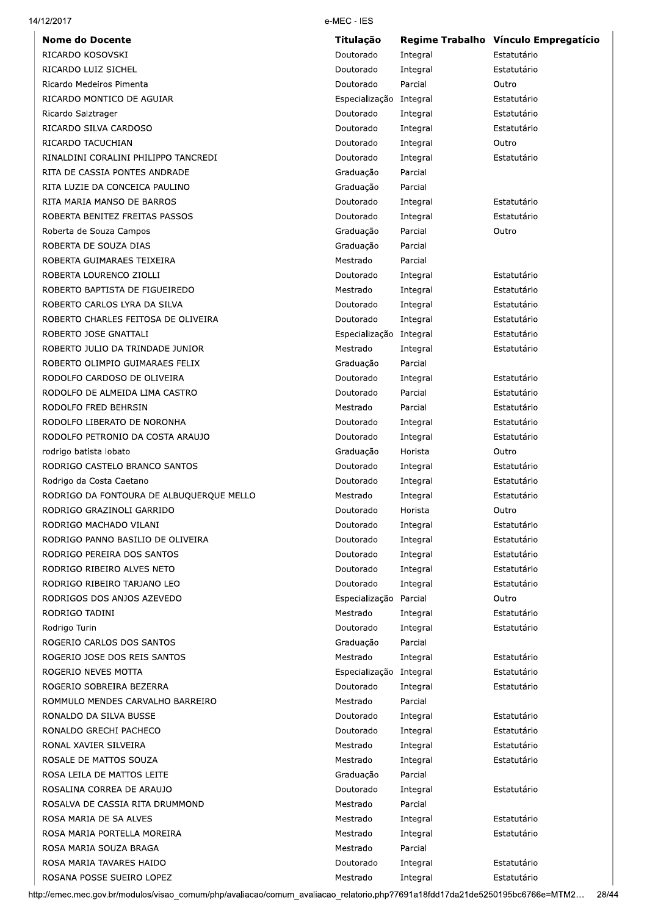| Nome do Docente | Titulação | Regime Trabalho | Vínculo Empregatício |
| --- | --- | --- | --- |
| RICARDO KOSOVSKI | Doutorado | Integral | Estatutário |
| RICARDO LUIZ SICHEL | Doutorado | Integral | Estatutário |
| Ricardo Medeiros Pimenta | Doutorado | Parcial | Outro |
| RICARDO MONTICO DE AGUIAR | Especialização | Integral | Estatutário |
| Ricardo Salztrager | Doutorado | Integral | Estatutário |
| RICARDO SILVA CARDOSO | Doutorado | Integral | Estatutário |
| RICARDO TACUCHIAN | Doutorado | Integral | Outro |
| RINALDINI CORALINI PHILIPPO TANCREDI | Doutorado | Integral | Estatutário |
| RITA DE CASSIA PONTES ANDRADE | Graduação | Parcial | |
| RITA LUZIE DA CONCEICA PAULINO | Graduação | Parcial | |
| RITA MARIA MANSO DE BARROS | Doutorado | Integral | Estatutário |
| ROBERTA BENITEZ FREITAS PASSOS | Doutorado | Integral | Estatutário |
| Roberta de Souza Campos | Graduação | Parcial | Outro |
| ROBERTA DE SOUZA DIAS | Graduação | Parcial | |
| ROBERTA GUIMARAES TEIXEIRA | Mestrado | Parcial | |
| ROBERTA LOURENCO ZIOLLI | Doutorado | Integral | Estatutário |
| ROBERTO BAPTISTA DE FIGUEIREDO | Mestrado | Integral | Estatutário |
| ROBERTO CARLOS LYRA DA SILVA | Doutorado | Integral | Estatutário |
| ROBERTO CHARLES FEITOSA DE OLIVEIRA | Doutorado | Integral | Estatutário |
| ROBERTO JOSE GNATTALI | Especialização | Integral | Estatutário |
| ROBERTO JULIO DA TRINDADE JUNIOR | Mestrado | Integral | Estatutário |
| ROBERTO OLIMPIO GUIMARAES FELIX | Graduação | Parcial | |
| RODOLFO CARDOSO DE OLIVEIRA | Doutorado | Integral | Estatutário |
| RODOLFO DE ALMEIDA LIMA CASTRO | Doutorado | Parcial | Estatutário |
| RODOLFO FRED BEHRSIN | Mestrado | Parcial | Estatutário |
| RODOLFO LIBERATO DE NORONHA | Doutorado | Integral | Estatutário |
| RODOLFO PETRONIO DA COSTA ARAUJO | Doutorado | Integral | Estatutário |
| rodrigo batista lobato | Graduação | Horista | Outro |
| RODRIGO CASTELO BRANCO SANTOS | Doutorado | Integral | Estatutário |
| Rodrigo da Costa Caetano | Doutorado | Integral | Estatutário |
| RODRIGO DA FONTOURA DE ALBUQUERQUE MELLO | Mestrado | Integral | Estatutário |
| RODRIGO GRAZINOLI GARRIDO | Doutorado | Horista | Outro |
| RODRIGO MACHADO VILANI | Doutorado | Integral | Estatutário |
| RODRIGO PANNO BASILIO DE OLIVEIRA | Doutorado | Integral | Estatutário |
| RODRIGO PEREIRA DOS SANTOS | Doutorado | Integral | Estatutário |
| RODRIGO RIBEIRO ALVES NETO | Doutorado | Integral | Estatutário |
| RODRIGO RIBEIRO TARJANO LEO | Doutorado | Integral | Estatutário |
| RODRIGOS DOS ANJOS AZEVEDO | Especialização | Parcial | Outro |
| RODRIGO TADINI | Mestrado | Integral | Estatutário |
| Rodrigo Turin | Doutorado | Integral | Estatutário |
| ROGERIO CARLOS DOS SANTOS | Graduação | Parcial | |
| ROGERIO JOSE DOS REIS SANTOS | Mestrado | Integral | Estatutário |
| ROGERIO NEVES MOTTA | Especialização | Integral | Estatutário |
| ROGERIO SOBREIRA BEZERRA | Doutorado | Integral | Estatutário |
| ROMMULO MENDES CARVALHO BARREIRO | Mestrado | Parcial | |
| RONALDO DA SILVA BUSSE | Doutorado | Integral | Estatutário |
| RONALDO GRECHI PACHECO | Doutorado | Integral | Estatutário |
| RONAL XAVIER SILVEIRA | Mestrado | Integral | Estatutário |
| ROSALE DE MATTOS SOUZA | Mestrado | Integral | Estatutário |
| ROSA LEILA DE MATTOS LEITE | Graduação | Parcial | |
| ROSALINA CORREA DE ARAUJO | Doutorado | Integral | Estatutário |
| ROSALVA DE CASSIA RITA DRUMMOND | Mestrado | Parcial | |
| ROSA MARIA DE SA ALVES | Mestrado | Integral | Estatutário |
| ROSA MARIA PORTELLA MOREIRA | Mestrado | Integral | Estatutário |
| ROSA MARIA SOUZA BRAGA | Mestrado | Parcial | |
| ROSA MARIA TAVARES HAIDO | Doutorado | Integral | Estatutário |
| ROSANA POSSE SUEIRO LOPEZ | Mestrado | Integral | Estatutário |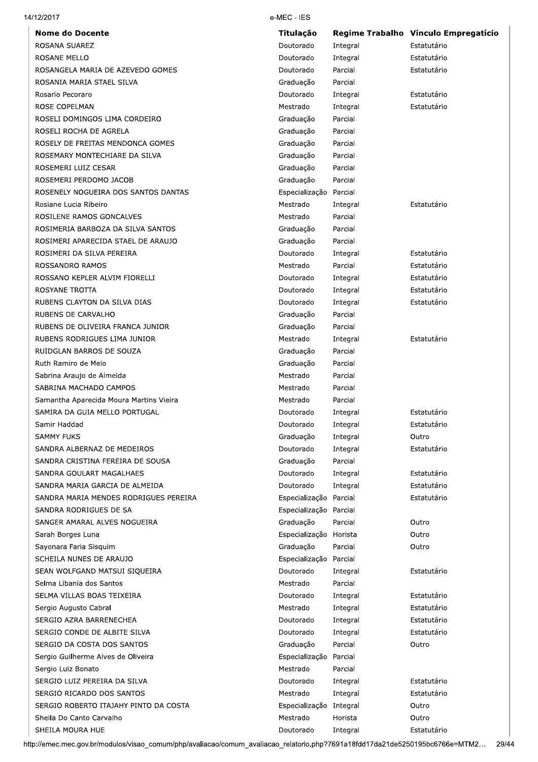| Nome do Docente | Titulação | Regime Trabalho | Vínculo Empregatício |
|---|---|---|---|
| ROSANA SUAREZ | Doutorado | Integral | Estatutário |
| ROSANE MELLO | Doutorado | Integral | Estatutário |
| ROSANGELA MARIA DE AZEVEDO GOMES | Doutorado | Parcial | Estatutário |
| ROSANIA MARIA STAEL SILVA | Graduação | Parcial | |
| Rosario Pecoraro | Doutorado | Integral | Estatutário |
| ROSE COPELMAN | Mestrado | Integral | Estatutário |
| ROSELI DOMINGOS LIMA CORDEIRO | Graduação | Parcial | |
| ROSELI ROCHA DE AGRELA | Graduação | Parcial | |
| ROSELY DE FREITAS MENDONCA GOMES | Graduação | Parcial | |
| ROSEMARY MONTECHIARE DA SILVA | Graduação | Parcial | |
| ROSEMERI LUIZ CESAR | Graduação | Parcial | |
| ROSEMERI PERDOMO JACOB | Graduação | Parcial | |
| ROSENELY NOGUEIRA DOS SANTOS DANTAS | Especialização | Parcial | |
| Rosiane Lucia Ribeiro | Mestrado | Integral | Estatutário |
| ROSILENE RAMOS GONCALVES | Mestrado | Parcial | |
| ROSIMERIA BARBOZA DA SILVA SANTOS | Graduação | Parcial | |
| ROSIMERI APARECIDA STAEL DE ARAUJO | Graduação | Parcial | |
| ROSIMERI DA SILVA PEREIRA | Doutorado | Integral | Estatutário |
| ROSSANDRO RAMOS | Mestrado | Parcial | Estatutário |
| ROSSANO KEPLER ALVIM FIORELLI | Doutorado | Integral | Estatutário |
| ROSYANE TROTTA | Doutorado | Integral | Estatutário |
| RUBENS CLAYTON DA SILVA DIAS | Doutorado | Integral | Estatutário |
| RUBENS DE CARVALHO | Graduação | Parcial | |
| RUBENS DE OLIVEIRA FRANCA JUNIOR | Graduação | Parcial | |
| RUBENS RODRIGUES LIMA JUNIOR | Mestrado | Integral | Estatutário |
| RUIDGLAN BARROS DE SOUZA | Graduação | Parcial | |
| Ruth Ramiro de Melo | Graduação | Parcial | |
| Sabrina Araujo de Almeida | Mestrado | Parcial | |
| SABRINA MACHADO CAMPOS | Mestrado | Parcial | |
| Samantha Aparecida Moura Martins Vieira | Mestrado | Parcial | |
| SAMIRA DA GUIA MELLO PORTUGAL | Doutorado | Integral | Estatutário |
| Samir Haddad | Doutorado | Integral | Estatutário |
| SAMMY FUKS | Graduação | Integral | Outro |
| SANDRA ALBERNAZ DE MEDEIROS | Doutorado | Integral | Estatutário |
| SANDRA CRISTINA FEREIRA DE SOUSA | Graduação | Parcial | |
| SANDRA GOULART MAGALHAES | Doutorado | Integral | Estatutário |
| SANDRA MARIA GARCIA DE ALMEIDA | Doutorado | Integral | Estatutário |
| SANDRA MARIA MENDES RODRIGUES PEREIRA | Especialização | Parcial | Estatutário |
| SANDRA RODRIGUES DE SA | Especialização | Parcial | |
| SANGER AMARAL ALVES NOGUEIRA | Graduação | Parcial | Outro |
| Sarah Borges Luna | Especialização | Horista | Outro |
| Sayonara Faria Sisquim | Graduação | Parcial | Outro |
| SCHEILA NUNES DE ARAUJO | Especialização | Parcial | |
| SEAN WOLFGAND MATSUI SIQUEIRA | Doutorado | Integral | Estatutário |
| Selma Libania dos Santos | Mestrado | Parcial | |
| SELMA VILLAS BOAS TEIXEIRA | Doutorado | Integral | Estatutário |
| Sergio Augusto Cabral | Mestrado | Integral | Estatutário |
| SERGIO AZRA BARRENECHEA | Doutorado | Integral | Estatutário |
| SERGIO CONDE DE ALBITE SILVA | Doutorado | Integral | Estatutário |
| SERGIO DA COSTA DOS SANTOS | Graduação | Parcial | Outro |
| Sergio Guilherme Alves de Oliveira | Especialização | Parcial | |
| Sergio Luiz Bonato | Mestrado | Parcial | |
| SERGIO LUIZ PEREIRA DA SILVA | Doutorado | Integral | Estatutário |
| SERGIO RICARDO DOS SANTOS | Mestrado | Integral | Estatutário |
| SERGIO ROBERTO ITAJAHY PINTO DA COSTA | Especialização | Integral | Outro |
| Sheila Do Canto Carvalho | Mestrado | Horista | Outro |
| SHEILA MOURA HUE | Doutorado | Integral | Estatutário |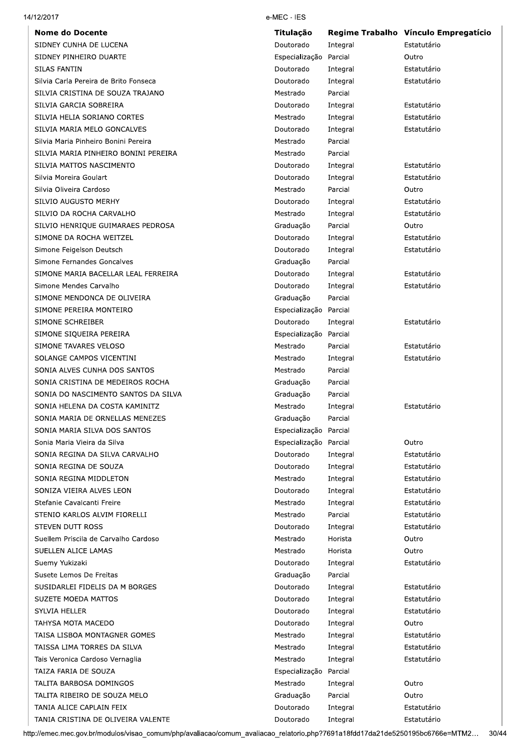| Nome do Docente | Titulação | Regime Trabalho | Vínculo Empregatício |
|---|---|---|---|
| SIDNEY CUNHA DE LUCENA | Doutorado | Integral | Estatutário |
| SIDNEY PINHEIRO DUARTE | Especialização | Parcial | Outro |
| SILAS FANTIN | Doutorado | Integral | Estatutário |
| Silvia Carla Pereira de Brito Fonseca | Doutorado | Integral | Estatutário |
| SILVIA CRISTINA DE SOUZA TRAJANO | Mestrado | Parcial | |
| SILVIA GARCIA SOBREIRA | Doutorado | Integral | Estatutário |
| SILVIA HELIA SORIANO CORTES | Mestrado | Integral | Estatutário |
| SILVIA MARIA MELO GONCALVES | Doutorado | Integral | Estatutário |
| Silvia Maria Pinheiro Bonini Pereira | Mestrado | Parcial | |
| SILVIA MARIA PINHEIRO BONINI PEREIRA | Mestrado | Parcial | |
| SILVIA MATTOS NASCIMENTO | Doutorado | Integral | Estatutário |
| Silvia Moreira Goulart | Doutorado | Integral | Estatutário |
| Silvia Oliveira Cardoso | Mestrado | Parcial | Outro |
| SILVIO AUGUSTO MERHY | Doutorado | Integral | Estatutário |
| SILVIO DA ROCHA CARVALHO | Mestrado | Integral | Estatutário |
| SILVIO HENRIQUE GUIMARAES PEDROSA | Graduação | Parcial | Outro |
| SIMONE DA ROCHA WEITZEL | Doutorado | Integral | Estatutário |
| Simone Feigelson Deutsch | Doutorado | Integral | Estatutário |
| Simone Fernandes Goncalves | Graduação | Parcial | |
| SIMONE MARIA BACELLAR LEAL FERREIRA | Doutorado | Integral | Estatutário |
| Simone Mendes Carvalho | Doutorado | Integral | Estatutário |
| SIMONE MENDONCA DE OLIVEIRA | Graduação | Parcial | |
| SIMONE PEREIRA MONTEIRO | Especialização | Parcial | |
| SIMONE SCHREIBER | Doutorado | Integral | Estatutário |
| SIMONE SIQUEIRA PEREIRA | Especialização | Parcial | |
| SIMONE TAVARES VELOSO | Mestrado | Parcial | Estatutário |
| SOLANGE CAMPOS VICENTINI | Mestrado | Integral | Estatutário |
| SONIA ALVES CUNHA DOS SANTOS | Mestrado | Parcial | |
| SONIA CRISTINA DE MEDEIROS ROCHA | Graduação | Parcial | |
| SONIA DO NASCIMENTO SANTOS DA SILVA | Graduação | Parcial | |
| SONIA HELENA DA COSTA KAMINITZ | Mestrado | Integral | Estatutário |
| SONIA MARIA DE ORNELLAS MENEZES | Graduação | Parcial | |
| SONIA MARIA SILVA DOS SANTOS | Especialização | Parcial | |
| Sonia Maria Vieira da Silva | Especialização | Parcial | Outro |
| SONIA REGINA DA SILVA CARVALHO | Doutorado | Integral | Estatutário |
| SONIA REGINA DE SOUZA | Doutorado | Integral | Estatutário |
| SONIA REGINA MIDDLETON | Mestrado | Integral | Estatutário |
| SONIZA VIEIRA ALVES LEON | Doutorado | Integral | Estatutário |
| Stefanie Cavalcanti Freire | Mestrado | Integral | Estatutário |
| STENIO KARLOS ALVIM FIORELLI | Mestrado | Parcial | Estatutário |
| STEVEN DUTT ROSS | Doutorado | Integral | Estatutário |
| Suellem Priscila de Carvalho Cardoso | Mestrado | Horista | Outro |
| SUELLEN ALICE LAMAS | Mestrado | Horista | Outro |
| Suemy Yukizaki | Doutorado | Integral | Estatutário |
| Susete Lemos De Freitas | Graduação | Parcial | |
| SUSIDARLEI FIDELIS DA M BORGES | Doutorado | Integral | Estatutário |
| SUZETE MOEDA MATTOS | Doutorado | Integral | Estatutário |
| SYLVIA HELLER | Doutorado | Integral | Estatutário |
| TAHYSA MOTA MACEDO | Doutorado | Integral | Outro |
| TAISA LISBOA MONTAGNER GOMES | Mestrado | Integral | Estatutário |
| TAISSA LIMA TORRES DA SILVA | Mestrado | Integral | Estatutário |
| Tais Veronica Cardoso Vernaglia | Mestrado | Integral | Estatutário |
| TAIZA FARIA DE SOUZA | Especialização | Parcial | |
| TALITA BARBOSA DOMINGOS | Mestrado | Integral | Outro |
| TALITA RIBEIRO DE SOUZA MELO | Graduação | Parcial | Outro |
| TANIA ALICE CAPLAIN FEIX | Doutorado | Integral | Estatutário |
| TANIA CRISTINA DE OLIVEIRA VALENTE | Doutorado | Integral | Estatutário |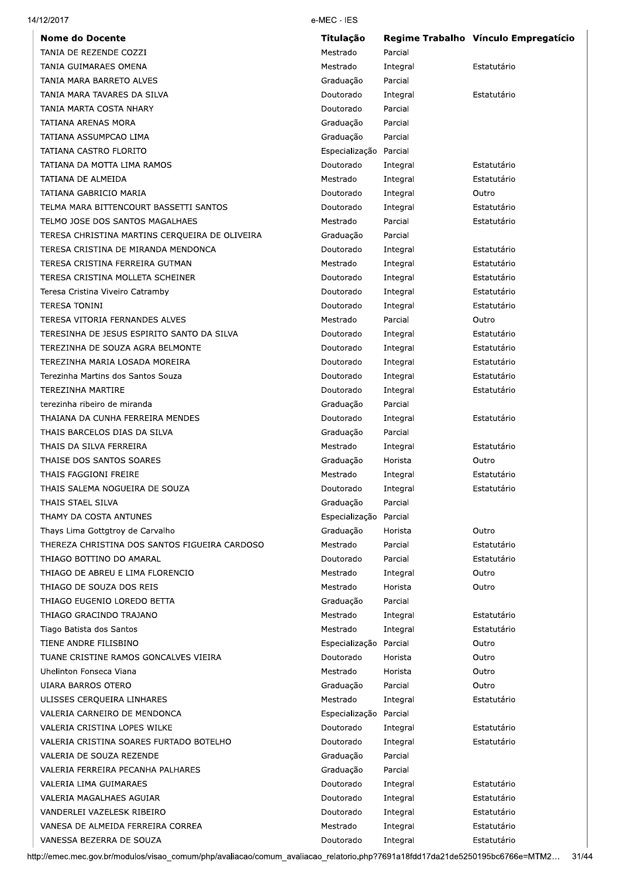| Nome do Docente | Titulação | Regime Trabalho | Vínculo Empregatício |
|---|---|---|---|
| TANIA DE REZENDE COZZI | Mestrado | Parcial | |
| TANIA GUIMARAES OMENA | Mestrado | Integral | Estatutário |
| TANIA MARA BARRETO ALVES | Graduação | Parcial | |
| TANIA MARA TAVARES DA SILVA | Doutorado | Integral | Estatutário |
| TANIA MARTA COSTA NHARY | Doutorado | Parcial | |
| TATIANA ARENAS MORA | Graduação | Parcial | |
| TATIANA ASSUMPCAO LIMA | Graduação | Parcial | |
| TATIANA CASTRO FLORITO | Especialização | Parcial | |
| TATIANA DA MOTTA LIMA RAMOS | Doutorado | Integral | Estatutário |
| TATIANA DE ALMEIDA | Mestrado | Integral | Estatutário |
| TATIANA GABRICIO MARIA | Doutorado | Integral | Outro |
| TELMA MARA BITTENCOURT BASSETTI SANTOS | Doutorado | Integral | Estatutário |
| TELMO JOSE DOS SANTOS MAGALHAES | Mestrado | Parcial | Estatutário |
| TERESA CHRISTINA MARTINS CERQUEIRA DE OLIVEIRA | Graduação | Parcial | |
| TERESA CRISTINA DE MIRANDA MENDONCA | Doutorado | Integral | Estatutário |
| TERESA CRISTINA FERREIRA GUTMAN | Mestrado | Integral | Estatutário |
| TERESA CRISTINA MOLLETA SCHEINER | Doutorado | Integral | Estatutário |
| Teresa Cristina Viveiro Catramby | Doutorado | Integral | Estatutário |
| TERESA TONINI | Doutorado | Integral | Estatutário |
| TERESA VITORIA FERNANDES ALVES | Mestrado | Parcial | Outro |
| TERESINHA DE JESUS ESPIRITO SANTO DA SILVA | Doutorado | Integral | Estatutário |
| TEREZINHA DE SOUZA AGRA BELMONTE | Doutorado | Integral | Estatutário |
| TEREZINHA MARIA LOSADA MOREIRA | Doutorado | Integral | Estatutário |
| Terezinha Martins dos Santos Souza | Doutorado | Integral | Estatutário |
| TEREZINHA MARTIRE | Doutorado | Integral | Estatutário |
| terezinha ribeiro de miranda | Graduação | Parcial | |
| THAIANA DA CUNHA FERREIRA MENDES | Doutorado | Integral | Estatutário |
| THAIS BARCELOS DIAS DA SILVA | Graduação | Parcial | |
| THAIS DA SILVA FERREIRA | Mestrado | Integral | Estatutário |
| THAISE DOS SANTOS SOARES | Graduação | Horista | Outro |
| THAIS FAGGIONI FREIRE | Mestrado | Integral | Estatutário |
| THAIS SALEMA NOGUEIRA DE SOUZA | Doutorado | Integral | Estatutário |
| THAIS STAEL SILVA | Graduação | Parcial | |
| THAMY DA COSTA ANTUNES | Especialização | Parcial | |
| Thays Lima Gottgtroy de Carvalho | Graduação | Horista | Outro |
| THEREZA CHRISTINA DOS SANTOS FIGUEIRA CARDOSO | Mestrado | Parcial | Estatutário |
| THIAGO BOTTINO DO AMARAL | Doutorado | Parcial | Estatutário |
| THIAGO DE ABREU E LIMA FLORENCIO | Mestrado | Integral | Outro |
| THIAGO DE SOUZA DOS REIS | Mestrado | Horista | Outro |
| THIAGO EUGENIO LOREDO BETTA | Graduação | Parcial | |
| THIAGO GRACINDO TRAJANO | Mestrado | Integral | Estatutário |
| Tiago Batista dos Santos | Mestrado | Integral | Estatutário |
| TIENE ANDRE FILISBINO | Especialização | Parcial | Outro |
| TUANE CRISTINE RAMOS GONCALVES VIEIRA | Doutorado | Horista | Outro |
| Uhelinton Fonseca Viana | Mestrado | Horista | Outro |
| UIARA BARROS OTERO | Graduação | Parcial | Outro |
| ULISSES CERQUEIRA LINHARES | Mestrado | Integral | Estatutário |
| VALERIA CARNEIRO DE MENDONCA | Especialização | Parcial | |
| VALERIA CRISTINA LOPES WILKE | Doutorado | Integral | Estatutário |
| VALERIA CRISTINA SOARES FURTADO BOTELHO | Doutorado | Integral | Estatutário |
| VALERIA DE SOUZA REZENDE | Graduação | Parcial | |
| VALERIA FERREIRA PECANHA PALHARES | Graduação | Parcial | |
| VALERIA LIMA GUIMARAES | Doutorado | Integral | Estatutário |
| VALERIA MAGALHAES AGUIAR | Doutorado | Integral | Estatutário |
| VANDERLEI VAZELESK RIBEIRO | Doutorado | Integral | Estatutário |
| VANESA DE ALMEIDA FERREIRA CORREA | Mestrado | Integral | Estatutário |
| VANESSA BEZERRA DE SOUZA | Doutorado | Integral | Estatutário |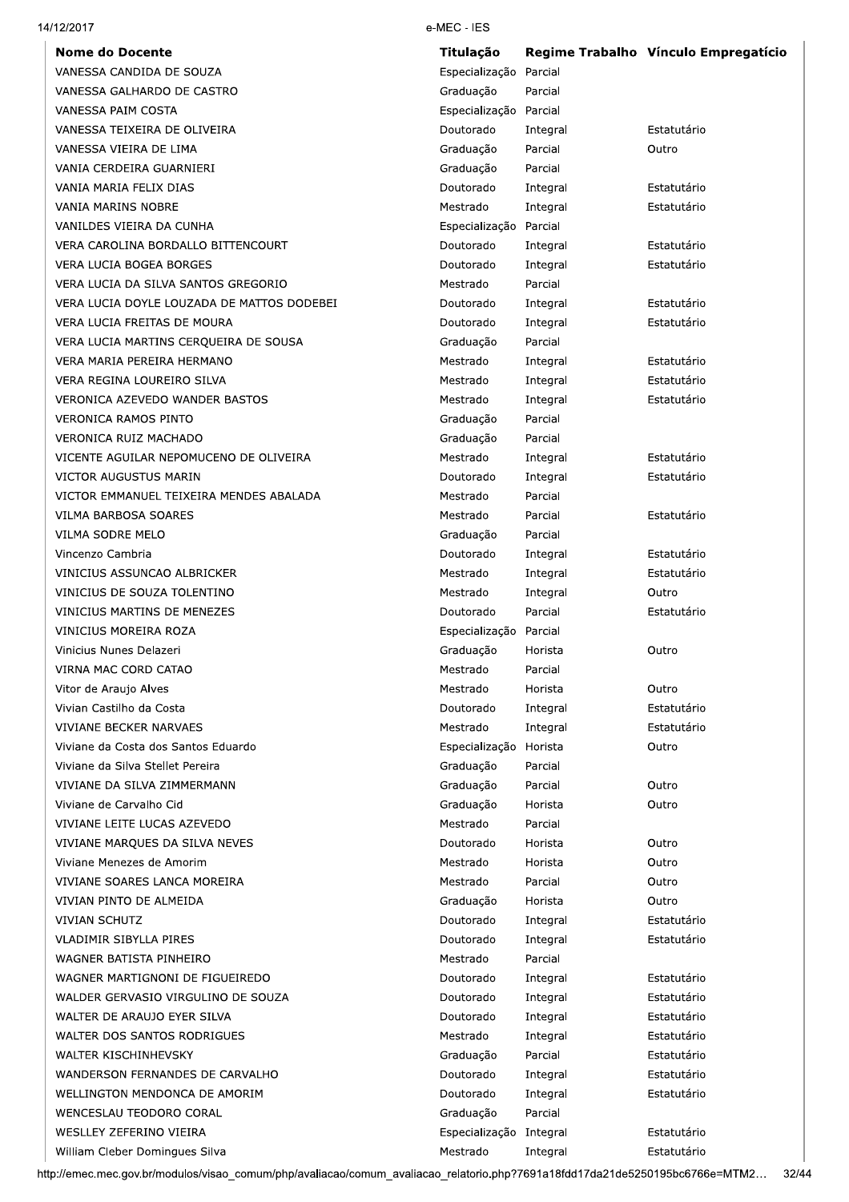| Nome do Docente | Titulação | Regime Trabalho | Vínculo Empregatício |
|---|---|---|---|
| VANESSA CANDIDA DE SOUZA | Especialização | Parcial | |
| VANESSA GALHARDO DE CASTRO | Graduação | Parcial | |
| VANESSA PAIM COSTA | Especialização | Parcial | |
| VANESSA TEIXEIRA DE OLIVEIRA | Doutorado | Integral | Estatutário |
| VANESSA VIEIRA DE LIMA | Graduação | Parcial | Outro |
| VANIA CERDEIRA GUARNIERI | Graduação | Parcial | |
| VANIA MARIA FELIX DIAS | Doutorado | Integral | Estatutário |
| VANIA MARINS NOBRE | Mestrado | Integral | Estatutário |
| VANILDES VIEIRA DA CUNHA | Especialização | Parcial | |
| VERA CAROLINA BORDALLO BITTENCOURT | Doutorado | Integral | Estatutário |
| VERA LUCIA BOGEA BORGES | Doutorado | Integral | Estatutário |
| VERA LUCIA DA SILVA SANTOS GREGORIO | Mestrado | Parcial | |
| VERA LUCIA DOYLE LOUZADA DE MATTOS DODEBEI | Doutorado | Integral | Estatutário |
| VERA LUCIA FREITAS DE MOURA | Doutorado | Integral | Estatutário |
| VERA LUCIA MARTINS CERQUEIRA DE SOUSA | Graduação | Parcial | |
| VERA MARIA PEREIRA HERMANO | Mestrado | Integral | Estatutário |
| VERA REGINA LOUREIRO SILVA | Mestrado | Integral | Estatutário |
| VERONICA AZEVEDO WANDER BASTOS | Mestrado | Integral | Estatutário |
| VERONICA RAMOS PINTO | Graduação | Parcial | |
| VERONICA RUIZ MACHADO | Graduação | Parcial | |
| VICENTE AGUILAR NEPOMUCENO DE OLIVEIRA | Mestrado | Integral | Estatutário |
| VICTOR AUGUSTUS MARIN | Doutorado | Integral | Estatutário |
| VICTOR EMMANUEL TEIXEIRA MENDES ABALADA | Mestrado | Parcial | |
| VILMA BARBOSA SOARES | Mestrado | Parcial | Estatutário |
| VILMA SODRE MELO | Graduação | Parcial | |
| Vincenzo Cambria | Doutorado | Integral | Estatutário |
| VINICIUS ASSUNCAO ALBRICKER | Mestrado | Integral | Estatutário |
| VINICIUS DE SOUZA TOLENTINO | Mestrado | Integral | Outro |
| VINICIUS MARTINS DE MENEZES | Doutorado | Parcial | Estatutário |
| VINICIUS MOREIRA ROZA | Especialização | Parcial | |
| Vinicius Nunes Delazeri | Graduação | Horista | Outro |
| VIRNA MAC CORD CATAO | Mestrado | Parcial | |
| Vitor de Araujo Alves | Mestrado | Horista | Outro |
| Vivian Castilho da Costa | Doutorado | Integral | Estatutário |
| VIVIANE BECKER NARVAES | Mestrado | Integral | Estatutário |
| Viviane da Costa dos Santos Eduardo | Especialização | Horista | Outro |
| Viviane da Silva Stellet Pereira | Graduação | Parcial | |
| VIVIANE DA SILVA ZIMMERMANN | Graduação | Parcial | Outro |
| Viviane de Carvalho Cid | Graduação | Horista | Outro |
| VIVIANE LEITE LUCAS AZEVEDO | Mestrado | Parcial | |
| VIVIANE MARQUES DA SILVA NEVES | Doutorado | Horista | Outro |
| Viviane Menezes de Amorim | Mestrado | Horista | Outro |
| VIVIANE SOARES LANCA MOREIRA | Mestrado | Parcial | Outro |
| VIVIAN PINTO DE ALMEIDA | Graduação | Horista | Outro |
| VIVIAN SCHUTZ | Doutorado | Integral | Estatutário |
| VLADIMIR SIBYLLA PIRES | Doutorado | Integral | Estatutário |
| WAGNER BATISTA PINHEIRO | Mestrado | Parcial | |
| WAGNER MARTIGNONI DE FIGUEIREDO | Doutorado | Integral | Estatutário |
| WALDER GERVASIO VIRGULINO DE SOUZA | Doutorado | Integral | Estatutário |
| WALTER DE ARAUJO EYER SILVA | Doutorado | Integral | Estatutário |
| WALTER DOS SANTOS RODRIGUES | Mestrado | Integral | Estatutário |
| WALTER KISCHINHEVSKY | Graduação | Parcial | Estatutário |
| WANDERSON FERNANDES DE CARVALHO | Doutorado | Integral | Estatutário |
| WELLINGTON MENDONCA DE AMORIM | Doutorado | Integral | Estatutário |
| WENCESLAU TEODORO CORAL | Graduação | Parcial | |
| WESLLEY ZEFERINO VIEIRA | Especialização | Integral | Estatutário |
| William Cleber Domingues Silva | Mestrado | Integral | Estatutário |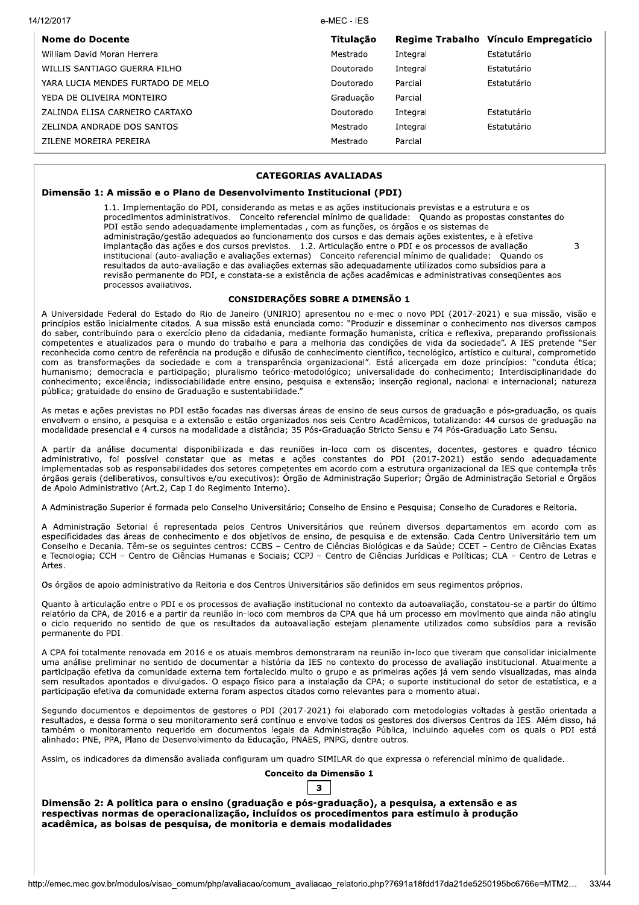| Nome do Docente | Titulação | Regime Trabalho | Vínculo Empregatício |
|---|---|---|---|
| William David Moran Herrera | Mestrado | Integral | Estatutário |
| WILLIS SANTIAGO GUERRA FILHO | Doutorado | Integral | Estatutário |
| YARA LUCIA MENDES FURTADO DE MELO | Doutorado | Parcial | Estatutário |
| YEDA DE OLIVEIRA MONTEIRO | Graduação | Parcial | |
| ZALINDA ELISA CARNEIRO CARTAXO | Doutorado | Integral | Estatutário |
| ZELINDA ANDRADE DOS SANTOS | Mestrado | Integral | Estatutário |
| ZILENE MOREIRA PEREIRA | Mestrado | Parcial | |

## CATEGORIAS AVALIADAS

### Dimensão 1: A missão e o Plano de Desenvolvimento Institucional (PDI)

| | |
|---|---|
| 1.1. Implementação do PDI, considerando as metas e as ações institucionais previstas e a estrutura e os procedimentos administrativos. Conceito referencial mínimo de qualidade: Quando as propostas constantes do PDI estão sendo adequadamente implementadas , com as funções, os órgãos e os sistemas de administração/gestão adequados ao funcionamento dos cursos e das demais ações existentes, e à efetiva implantação das ações e dos cursos previstos. 1.2. Articulação entre o PDI e os processos de avaliação institucional (auto-avaliação e avaliações externas) Conceito referencial mínimo de qualidade: Quando os resultados da auto-avaliação e das avaliações externas são adequadamente utilizados como subsídios para a revisão permanente do PDI, e constata-se a existência de ações acadêmicas e administrativas conseqüentes aos processos avaliativos. | 3 |

#### CONSIDERAÇÕES SOBRE A DIMENSÃO 1

A Universidade Federal do Estado do Rio de Janeiro (UNIRIO) apresentou no e-mec o novo PDI (2017-2021) e sua missão, visão e princípios estão inicialmente citados. A sua missão está enunciada como: "Produzir e disseminar o conhecimento nos diversos campos do saber, contribuindo para o exercício pleno da cidadania, mediante formação humanista, crítica e reflexiva, preparando profissionais competentes e atualizados para o mundo do trabalho e para a melhoria das condições de vida da sociedade". A IES pretende "Ser reconhecida como centro de referência na produção e difusão de conhecimento científico, tecnológico, artístico e cultural, comprometido com as transformações da sociedade e com a transparência organizacional". Está alicerçada em doze princípios: "conduta ética; humanismo; democracia e participação; pluralismo teórico-metodológico; universalidade do conhecimento; Interdisciplinaridade do conhecimento; excelência; indissociabilidade entre ensino, pesquisa e extensão; inserção regional, nacional e internacional; natureza pública; gratuidade do ensino de Graduação e sustentabilidade."

As metas e ações previstas no PDI estão focadas nas diversas áreas de ensino de seus cursos de graduação e pós-graduação, os quais envolvem o ensino, a pesquisa e a extensão e estão organizados nos seis Centro Acadêmicos, totalizando: 44 cursos de graduação na modalidade presencial e 4 cursos na modalidade a distância; 35 Pós-Graduação Stricto Sensu e 74 Pós-Graduação Lato Sensu.

A partir da análise documental disponibilizada e das reuniões in-loco com os discentes, docentes, gestores e quadro técnico administrativo, foi possível constatar que as metas e ações constantes do PDI (2017-2021) estão sendo adequadamente implementadas sob as responsabilidades dos setores competentes em acordo com a estrutura organizacional da IES que contempla três órgãos gerais (deliberativos, consultivos e/ou executivos): Órgão de Administração Superior; Órgão de Administração Setorial e Órgãos de Apoio Administrativo (Art.2, Cap I do Regimento Interno).

A Administração Superior é formada pelo Conselho Universitário; Conselho de Ensino e Pesquisa; Conselho de Curadores e Reitoria.

A Administração Setorial é representada pelos Centros Universitários que reúnem diversos departamentos em acordo com as especificidades das áreas de conhecimento e dos objetivos de ensino, de pesquisa e de extensão. Cada Centro Universitário tem um Conselho e Decania. Têm-se os seguintes centros: CCBS – Centro de Ciências Biológicas e da Saúde; CCET – Centro de Ciências Exatas e Tecnologia; CCH – Centro de Ciências Humanas e Sociais; CCPJ – Centro de Ciências Jurídicas e Políticas; CLA – Centro de Letras e Artes.

Os órgãos de apoio administrativo da Reitoria e dos Centros Universitários são definidos em seus regimentos próprios.

Quanto à articulação entre o PDI e os processos de avaliação institucional no contexto da autoavaliação, constatou-se a partir do último relatório da CPA, de 2016 e a partir da reunião in-loco com membros da CPA que há um processo em movimento que ainda não atingiu o ciclo requerido no sentido de que os resultados da autoavaliação estejam plenamente utilizados como subsídios para a revisão permanente do PDI.

A CPA foi totalmente renovada em 2016 e os atuais membros demonstraram na reunião in-loco que tiveram que consolidar inicialmente uma análise preliminar no sentido de documentar a história da IES no contexto do processo de avaliação institucional. Atualmente a participação efetiva da comunidade externa tem fortalecido muito o grupo e as primeiras ações já vem sendo visualizadas, mas ainda sem resultados apontados e divulgados. O espaço físico para a instalação da CPA; o suporte institucional do setor de estatística, e a participação efetiva da comunidade externa foram aspectos citados como relevantes para o momento atual.

Segundo documentos e depoimentos de gestores o PDI (2017-2021) foi elaborado com metodologias voltadas à gestão orientada a resultados, e dessa forma o seu monitoramento será contínuo e envolve todos os gestores dos diversos Centros da IES. Além disso, há também o monitoramento requerido em documentos legais da Administração Pública, incluindo aqueles com os quais o PDI está alinhado: PNE, PPA, Plano de Desenvolvimento da Educação, PNAES, PNPG, dentre outros.

Assim, os indicadores da dimensão avaliada configuram um quadro SIMILAR do que expressa o referencial mínimo de qualidade.

**Conceito da Dimensão 1**

**3**

### Dimensão 2: A política para o ensino (graduação e pós-graduação), a pesquisa, a extensão e as respectivas normas de operacionalização, incluídos os procedimentos para estímulo à produção acadêmica, as bolsas de pesquisa, de monitoria e demais modalidades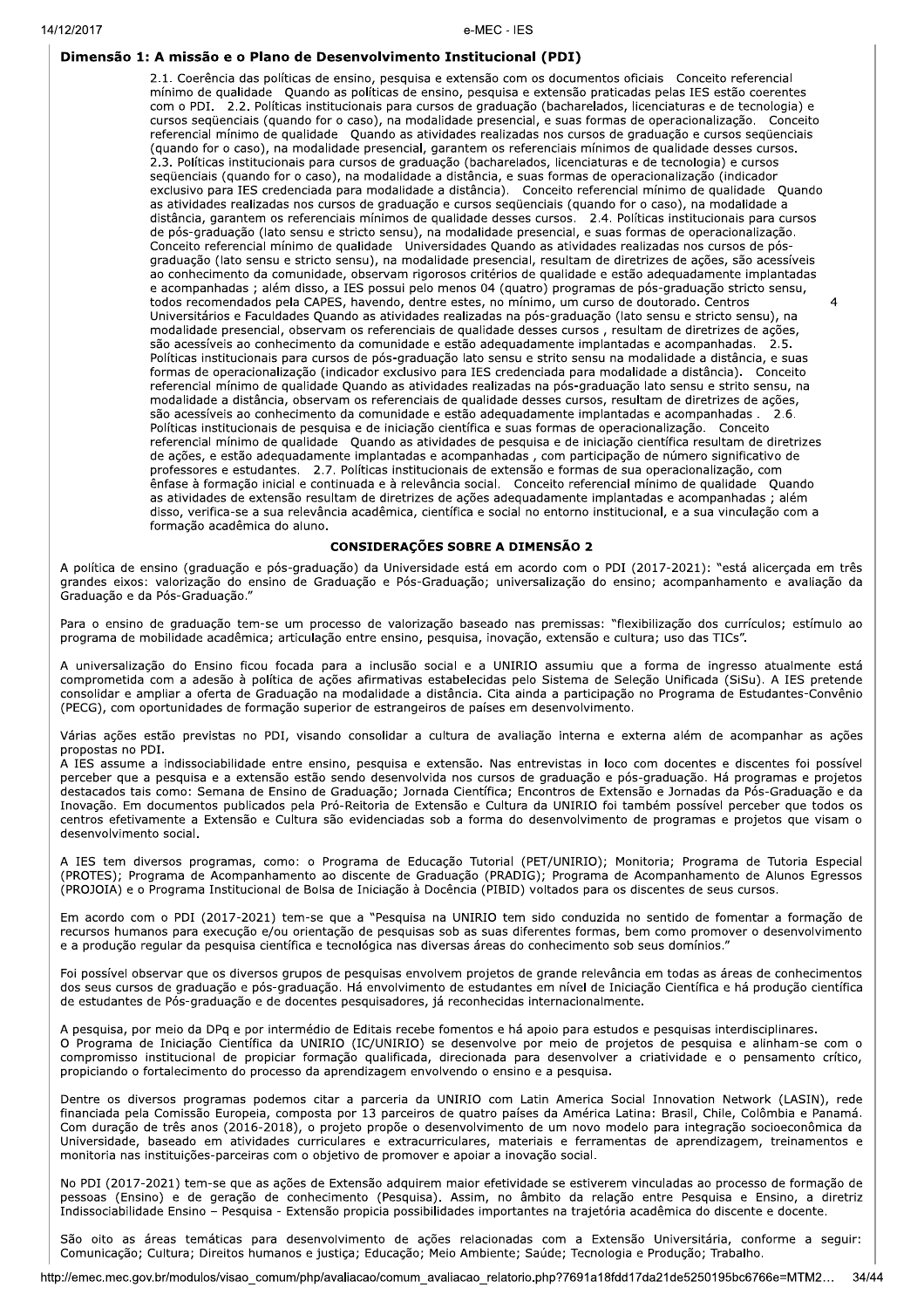**Dimensão 1: A missão e o Plano de Desenvolvimento Institucional (PDI)**

2.1. Coerência das políticas de ensino, pesquisa e extensão com os documentos oficiais Conceito referencial mínimo de qualidade Quando as políticas de ensino, pesquisa e extensão praticadas pelas IES estão coerentes com o PDI. 2.2. Políticas institucionais para cursos de graduação (bacharelados, licenciaturas e de tecnologia) e cursos seqüenciais (quando for o caso), na modalidade presencial, e suas formas de operacionalização. Conceito referencial mínimo de qualidade Quando as atividades realizadas nos cursos de graduação e cursos seqüenciais (quando for o caso), na modalidade presencial, garantem os referenciais mínimos de qualidade desses cursos. 2.3. Políticas institucionais para cursos de graduação (bacharelados, licenciaturas e de tecnologia) e cursos seqüenciais (quando for o caso), na modalidade a distância, e suas formas de operacionalização (indicador exclusivo para IES credenciada para modalidade a distância). Conceito referencial mínimo de qualidade Quando as atividades realizadas nos cursos de graduação e cursos seqüenciais (quando for o caso), na modalidade a distância, garantem os referenciais mínimos de qualidade desses cursos. 2.4. Políticas institucionais para cursos de pós-graduação (lato sensu e stricto sensu), na modalidade presencial, e suas formas de operacionalização. Conceito referencial mínimo de qualidade Universidades Quando as atividades realizadas nos cursos de pós-graduação (lato sensu e stricto sensu), na modalidade presencial, resultam de diretrizes de ações, são acessíveis ao conhecimento da comunidade, observam rigorosos critérios de qualidade e estão adequadamente implantadas e acompanhadas ; além disso, a IES possui pelo menos 04 (quatro) programas de pós-graduação stricto sensu, todos recomendados pela CAPES, havendo, dentre estes, no mínimo, um curso de doutorado. Centros Universitários e Faculdades Quando as atividades realizadas na pós-graduação (lato sensu e stricto sensu), na modalidade presencial, observam os referenciais de qualidade desses cursos , resultam de diretrizes de ações, são acessíveis ao conhecimento da comunidade e estão adequadamente implantadas e acompanhadas. 2.5. Políticas institucionais para cursos de pós-graduação lato sensu e strito sensu na modalidade a distância, e suas formas de operacionalização (indicador exclusivo para IES credenciada para modalidade a distância). Conceito referencial mínimo de qualidade Quando as atividades realizadas na pós-graduação lato sensu e strito sensu, na modalidade a distância, observam os referenciais de qualidade desses cursos, resultam de diretrizes de ações, são acessíveis ao conhecimento da comunidade e estão adequadamente implantadas e acompanhadas . 2.6. Políticas institucionais de pesquisa e de iniciação científica e suas formas de operacionalização. Conceito referencial mínimo de qualidade Quando as atividades de pesquisa e de iniciação científica resultam de diretrizes de ações, e estão adequadamente implantadas e acompanhadas , com participação de número significativo de professores e estudantes. 2.7. Políticas institucionais de extensão e formas de sua operacionalização, com ênfase à formação inicial e continuada e à relevância social. Conceito referencial mínimo de qualidade Quando as atividades de extensão resultam de diretrizes de ações adequadamente implantadas e acompanhadas ; além disso, verifica-se a sua relevância acadêmica, científica e social no entorno institucional, e a sua vinculação com a formação acadêmica do aluno.

4

**CONSIDERAÇÕES SOBRE A DIMENSÃO 2**

A política de ensino (graduação e pós-graduação) da Universidade está em acordo com o PDI (2017-2021): "está alicerçada em três grandes eixos: valorização do ensino de Graduação e Pós-Graduação; universalização do ensino; acompanhamento e avaliação da Graduação e da Pós-Graduação."

Para o ensino de graduação tem-se um processo de valorização baseado nas premissas: "flexibilização dos currículos; estímulo ao programa de mobilidade acadêmica; articulação entre ensino, pesquisa, inovação, extensão e cultura; uso das TICs".

A universalização do Ensino ficou focada para a inclusão social e a UNIRIO assumiu que a forma de ingresso atualmente está comprometida com a adesão à política de ações afirmativas estabelecidas pelo Sistema de Seleção Unificada (SiSu). A IES pretende consolidar e ampliar a oferta de Graduação na modalidade a distância. Cita ainda a participação no Programa de Estudantes-Convênio (PECG), com oportunidades de formação superior de estrangeiros de países em desenvolvimento.

Várias ações estão previstas no PDI, visando consolidar a cultura de avaliação interna e externa além de acompanhar as ações propostas no PDI.

A IES assume a indissociabilidade entre ensino, pesquisa e extensão. Nas entrevistas in loco com docentes e discentes foi possível perceber que a pesquisa e a extensão estão sendo desenvolvida nos cursos de graduação e pós-graduação. Há programas e projetos destacados tais como: Semana de Ensino de Graduação; Jornada Científica; Encontros de Extensão e Jornadas da Pós-Graduação e da Inovação. Em documentos publicados pela Pró-Reitoria de Extensão e Cultura da UNIRIO foi também possível perceber que todos os centros efetivamente a Extensão e Cultura são evidenciadas sob a forma do desenvolvimento de programas e projetos que visam o desenvolvimento social.

A IES tem diversos programas, como: o Programa de Educação Tutorial (PET/UNIRIO); Monitoria; Programa de Tutoria Especial (PROTES); Programa de Acompanhamento ao discente de Graduação (PRADIG); Programa de Acompanhamento de Alunos Egressos (PROJOIA) e o Programa Institucional de Bolsa de Iniciação à Docência (PIBID) voltados para os discentes de seus cursos.

Em acordo com o PDI (2017-2021) tem-se que a "Pesquisa na UNIRIO tem sido conduzida no sentido de fomentar a formação de recursos humanos para execução e/ou orientação de pesquisas sob as suas diferentes formas, bem como promover o desenvolvimento e a produção regular da pesquisa científica e tecnológica nas diversas áreas do conhecimento sob seus domínios."

Foi possível observar que os diversos grupos de pesquisas envolvem projetos de grande relevância em todas as áreas de conhecimentos dos seus cursos de graduação e pós-graduação. Há envolvimento de estudantes em nível de Iniciação Científica e há produção científica de estudantes de Pós-graduação e de docentes pesquisadores, já reconhecidas internacionalmente.

A pesquisa, por meio da DPq e por intermédio de Editais recebe fomentos e há apoio para estudos e pesquisas interdisciplinares.

O Programa de Iniciação Científica da UNIRIO (IC/UNIRIO) se desenvolve por meio de projetos de pesquisa e alinham-se com o compromisso institucional de propiciar formação qualificada, direcionada para desenvolver a criatividade e o pensamento crítico, propiciando o fortalecimento do processo da aprendizagem envolvendo o ensino e a pesquisa.

Dentre os diversos programas podemos citar a parceria da UNIRIO com Latin America Social Innovation Network (LASIN), rede financiada pela Comissão Europeia, composta por 13 parceiros de quatro países da América Latina: Brasil, Chile, Colômbia e Panamá. Com duração de três anos (2016-2018), o projeto propõe o desenvolvimento de um novo modelo para integração socioeconômica da Universidade, baseado em atividades curriculares e extracurriculares, materiais e ferramentas de aprendizagem, treinamentos e monitoria nas instituições-parceiras com o objetivo de promover e apoiar a inovação social.

No PDI (2017-2021) tem-se que as ações de Extensão adquirem maior efetividade se estiverem vinculadas ao processo de formação de pessoas (Ensino) e de geração de conhecimento (Pesquisa). Assim, no âmbito da relação entre Pesquisa e Ensino, a diretriz Indissociabilidade Ensino – Pesquisa - Extensão propicia possibilidades importantes na trajetória acadêmica do discente e docente.

São oito as áreas temáticas para desenvolvimento de ações relacionadas com a Extensão Universitária, conforme a seguir: Comunicação; Cultura; Direitos humanos e justiça; Educação; Meio Ambiente; Saúde; Tecnologia e Produção; Trabalho.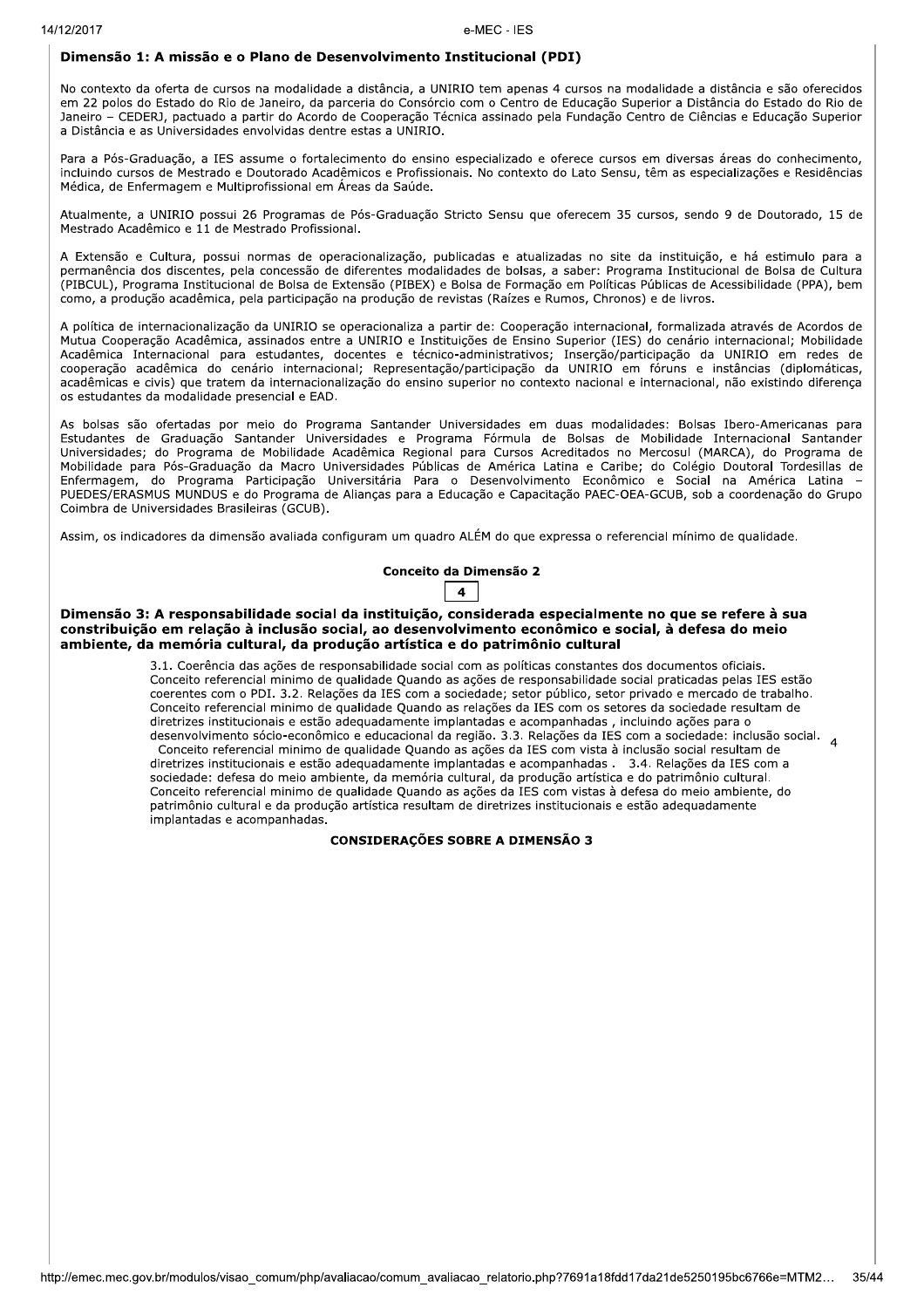### Dimensão 1: A missão e o Plano de Desenvolvimento Institucional (PDI)

No contexto da oferta de cursos na modalidade a distância, a UNIRIO tem apenas 4 cursos na modalidade a distância e são oferecidos em 22 polos do Estado do Rio de Janeiro, da parceria do Consórcio com o Centro de Educação Superior a Distância do Estado do Rio de Janeiro – CEDERJ, pactuado a partir do Acordo de Cooperação Técnica assinado pela Fundação Centro de Ciências e Educação Superior a Distância e as Universidades envolvidas dentre estas a UNIRIO.

Para a Pós-Graduação, a IES assume o fortalecimento do ensino especializado e oferece cursos em diversas áreas do conhecimento, incluindo cursos de Mestrado e Doutorado Acadêmicos e Profissionais. No contexto do Lato Sensu, têm as especializações e Residências Médica, de Enfermagem e Multiprofissional em Áreas da Saúde.

Atualmente, a UNIRIO possui 26 Programas de Pós-Graduação Stricto Sensu que oferecem 35 cursos, sendo 9 de Doutorado, 15 de Mestrado Acadêmico e 11 de Mestrado Profissional.

A Extensão e Cultura, possui normas de operacionalização, publicadas e atualizadas no site da instituição, e há estimulo para a permanência dos discentes, pela concessão de diferentes modalidades de bolsas, a saber: Programa Institucional de Bolsa de Cultura (PIBCUL), Programa Institucional de Bolsa de Extensão (PIBEX) e Bolsa de Formação em Políticas Públicas de Acessibilidade (PPA), bem como, a produção acadêmica, pela participação na produção de revistas (Raízes e Rumos, Chronos) e de livros.

A política de internacionalização da UNIRIO se operacionaliza a partir de: Cooperação internacional, formalizada através de Acordos de Mutua Cooperação Acadêmica, assinados entre a UNIRIO e Instituições de Ensino Superior (IES) do cenário internacional; Mobilidade Acadêmica Internacional para estudantes, docentes e técnico-administrativos; Inserção/participação da UNIRIO em redes de cooperação acadêmica do cenário internacional; Representação/participação da UNIRIO em fóruns e instâncias (diplomáticas, acadêmicas e civis) que tratem da internacionalização do ensino superior no contexto nacional e internacional, não existindo diferença os estudantes da modalidade presencial e EAD.

As bolsas são ofertadas por meio do Programa Santander Universidades em duas modalidades: Bolsas Ibero-Americanas para Estudantes de Graduação Santander Universidades e Programa Fórmula de Bolsas de Mobilidade Internacional Santander Universidades; do Programa de Mobilidade Acadêmica Regional para Cursos Acreditados no Mercosul (MARCA), do Programa de Mobilidade para Pós-Graduação da Macro Universidades Públicas de América Latina e Caribe; do Colégio Doutoral Tordesillas de Enfermagem, do Programa Participação Universitária Para o Desenvolvimento Econômico e Social na América Latina – PUEDES/ERASMUS MUNDUS e do Programa de Alianças para a Educação e Capacitação PAEC-OEA-GCUB, sob a coordenação do Grupo Coimbra de Universidades Brasileiras (GCUB).

Assim, os indicadores da dimensão avaliada configuram um quadro ALÉM do que expressa o referencial mínimo de qualidade.

**Conceito da Dimensão 2**

**4**

### Dimensão 3: A responsabilidade social da instituição, considerada especialmente no que se refere à sua constribuição em relação à inclusão social, ao desenvolvimento econômico e social, à defesa do meio ambiente, da memória cultural, da produção artística e do patrimônio cultural

3.1. Coerência das ações de responsabilidade social com as políticas constantes dos documentos oficiais. Conceito referencial minimo de qualidade Quando as ações de responsabilidade social praticadas pelas IES estão coerentes com o PDI. 3.2. Relações da IES com a sociedade; setor público, setor privado e mercado de trabalho. Conceito referencial minimo de qualidade Quando as relações da IES com os setores da sociedade resultam de diretrizes institucionais e estão adequadamente implantadas e acompanhadas , incluindo ações para o desenvolvimento sócio-econômico e educacional da região. 3.3. Relações da IES com a sociedade: inclusão social. Conceito referencial minimo de qualidade Quando as ações da IES com vista à inclusão social resultam de diretrizes institucionais e estão adequadamente implantadas e acompanhadas . 3.4. Relações da IES com a sociedade: defesa do meio ambiente, da memória cultural, da produção artística e do patrimônio cultural. Conceito referencial minimo de qualidade Quando as ações da IES com vistas à defesa do meio ambiente, do patrimônio cultural e da produção artística resultam de diretrizes institucionais e estão adequadamente implantadas e acompanhadas. — 4

**CONSIDERAÇÕES SOBRE A DIMENSÃO 3**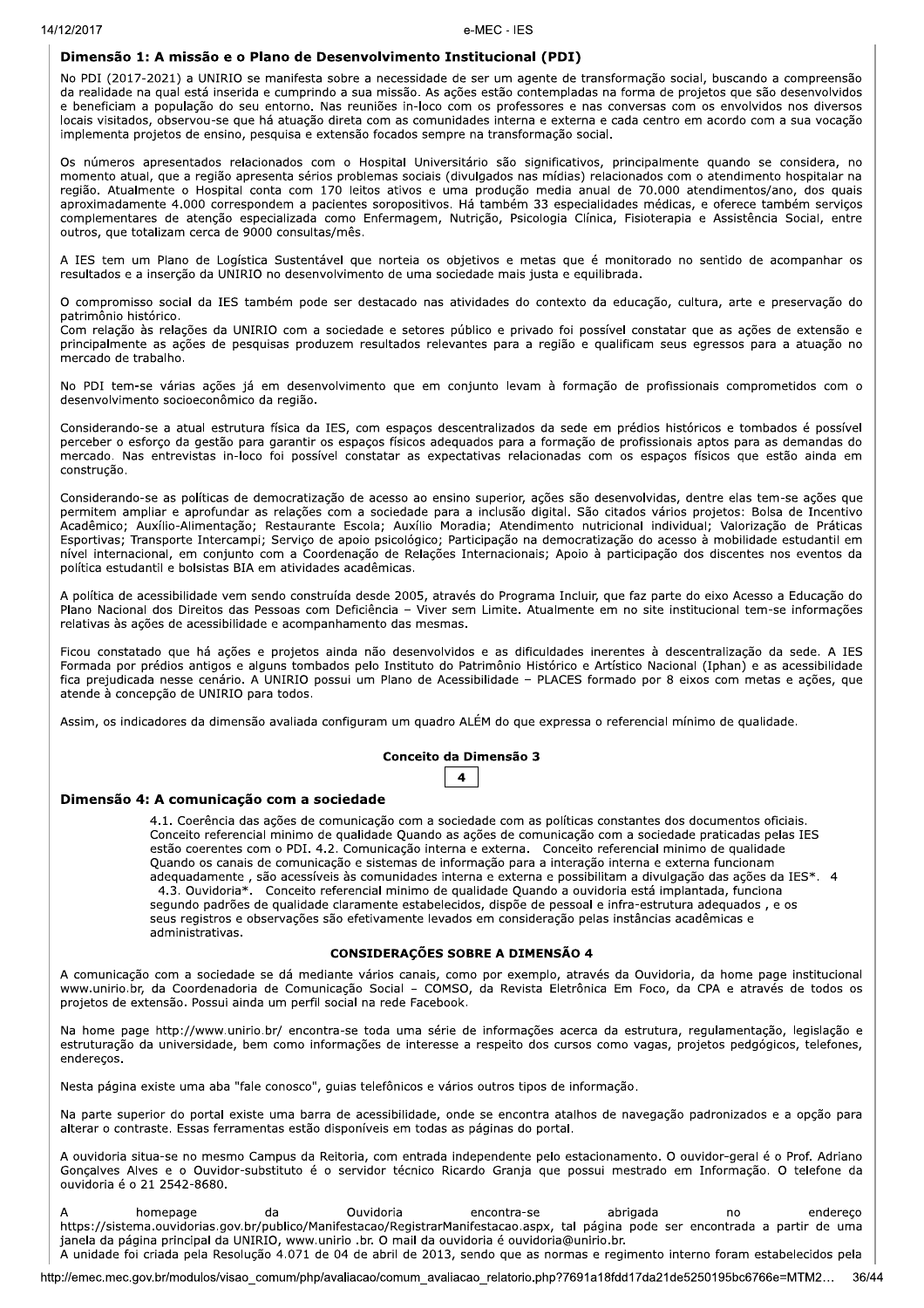### Dimensão 1: A missão e o Plano de Desenvolvimento Institucional (PDI)

No PDI (2017-2021) a UNIRIO se manifesta sobre a necessidade de ser um agente de transformação social, buscando a compreensão da realidade na qual está inserida e cumprindo a sua missão. As ações estão contempladas na forma de projetos que são desenvolvidos e beneficiam a população do seu entorno. Nas reuniões in-loco com os professores e nas conversas com os envolvidos nos diversos locais visitados, observou-se que há atuação direta com as comunidades interna e externa e cada centro em acordo com a sua vocação implementa projetos de ensino, pesquisa e extensão focados sempre na transformação social.

Os números apresentados relacionados com o Hospital Universitário são significativos, principalmente quando se considera, no momento atual, que a região apresenta sérios problemas sociais (divulgados nas mídias) relacionados com o atendimento hospitalar na região. Atualmente o Hospital conta com 170 leitos ativos e uma produção media anual de 70.000 atendimentos/ano, dos quais aproximadamente 4.000 correspondem a pacientes soropositivos. Há também 33 especialidades médicas, e oferece também serviços complementares de atenção especializada como Enfermagem, Nutrição, Psicologia Clínica, Fisioterapia e Assistência Social, entre outros, que totalizam cerca de 9000 consultas/mês.

A IES tem um Plano de Logística Sustentável que norteia os objetivos e metas que é monitorado no sentido de acompanhar os resultados e a inserção da UNIRIO no desenvolvimento de uma sociedade mais justa e equilibrada.

O compromisso social da IES também pode ser destacado nas atividades do contexto da educação, cultura, arte e preservação do patrimônio histórico.
Com relação às relações da UNIRIO com a sociedade e setores público e privado foi possível constatar que as ações de extensão e principalmente as ações de pesquisas produzem resultados relevantes para a região e qualificam seus egressos para a atuação no mercado de trabalho.

No PDI tem-se várias ações já em desenvolvimento que em conjunto levam à formação de profissionais comprometidos com o desenvolvimento socioeconômico da região.

Considerando-se a atual estrutura física da IES, com espaços descentralizados da sede em prédios históricos e tombados é possível perceber o esforço da gestão para garantir os espaços físicos adequados para a formação de profissionais aptos para as demandas do mercado. Nas entrevistas in-loco foi possível constatar as expectativas relacionadas com os espaços físicos que estão ainda em construção.

Considerando-se as políticas de democratização de acesso ao ensino superior, ações são desenvolvidas, dentre elas tem-se ações que permitem ampliar e aprofundar as relações com a sociedade para a inclusão digital. São citados vários projetos: Bolsa de Incentivo Acadêmico; Auxílio-Alimentação; Restaurante Escola; Auxílio Moradia; Atendimento nutricional individual; Valorização de Práticas Esportivas; Transporte Intercampi; Serviço de apoio psicológico; Participação na democratização do acesso à mobilidade estudantil em nível internacional, em conjunto com a Coordenação de Relações Internacionais; Apoio à participação dos discentes nos eventos da política estudantil e bolsistas BIA em atividades acadêmicas.

A política de acessibilidade vem sendo construída desde 2005, através do Programa Incluir, que faz parte do eixo Acesso a Educação do Plano Nacional dos Direitos das Pessoas com Deficiência – Viver sem Limite. Atualmente em no site institucional tem-se informações relativas às ações de acessibilidade e acompanhamento das mesmas.

Ficou constatado que há ações e projetos ainda não desenvolvidos e as dificuldades inerentes à descentralização da sede. A IES Formada por prédios antigos e alguns tombados pelo Instituto do Patrimônio Histórico e Artístico Nacional (Iphan) e as acessibilidade fica prejudicada nesse cenário. A UNIRIO possui um Plano de Acessibilidade – PLACES formado por 8 eixos com metas e ações, que atende à concepção de UNIRIO para todos.

Assim, os indicadores da dimensão avaliada configuram um quadro ALÉM do que expressa o referencial mínimo de qualidade.

**Conceito da Dimensão 3**

**4**

### Dimensão 4: A comunicação com a sociedade

4.1. Coerência das ações de comunicação com a sociedade com as políticas constantes dos documentos oficiais. Conceito referencial mínimo de qualidade Quando as ações de comunicação com a sociedade praticadas pelas IES estão coerentes com o PDI. 4.2. Comunicação interna e externa. Conceito referencial mínimo de qualidade Quando os canais de comunicação e sistemas de informação para a interação interna e externa funcionam adequadamente , são acessíveis às comunidades interna e externa e possibilitam a divulgação das ações da IES*. 4
4.3. Ouvidoria*. Conceito referencial mínimo de qualidade Quando a ouvidoria está implantada, funciona segundo padrões de qualidade claramente estabelecidos, dispõe de pessoal e infra-estrutura adequados , e os seus registros e observações são efetivamente levados em consideração pelas instâncias acadêmicas e administrativas.

**CONSIDERAÇÕES SOBRE A DIMENSÃO 4**

A comunicação com a sociedade se dá mediante vários canais, como por exemplo, através da Ouvidoria, da home page institucional www.unirio.br, da Coordenadoria de Comunicação Social – COMSO, da Revista Eletrônica Em Foco, da CPA e através de todos os projetos de extensão. Possui ainda um perfil social na rede Facebook.

Na home page http://www.unirio.br/ encontra-se toda uma série de informações acerca da estrutura, regulamentação, legislação e estruturação da universidade, bem como informações de interesse a respeito dos cursos como vagas, projetos pedgógicos, telefones, endereços.

Nesta página existe uma aba "fale conosco", guias telefônicos e vários outros tipos de informação.

Na parte superior do portal existe uma barra de acessibilidade, onde se encontra atalhos de navegação padronizados e a opção para alterar o contraste. Essas ferramentas estão disponíveis em todas as páginas do portal.

A ouvidoria situa-se no mesmo Campus da Reitoria, com entrada independente pelo estacionamento. O ouvidor-geral é o Prof. Adriano Gonçalves Alves e o Ouvidor-substituto é o servidor técnico Ricardo Granja que possui mestrado em Informação. O telefone da ouvidoria é o 21 2542-8680.

A homepage da Ouvidoria encontra-se abrigada no endereço https://sistema.ouvidorias.gov.br/publico/Manifestacao/RegistrarManifestacao.aspx, tal página pode ser encontrada a partir de uma janela da página principal da UNIRIO, www.unirio .br. O mail da ouvidoria é ouvidoria@unirio.br.
A unidade foi criada pela Resolução 4.071 de 04 de abril de 2013, sendo que as normas e regimento interno foram estabelecidos pela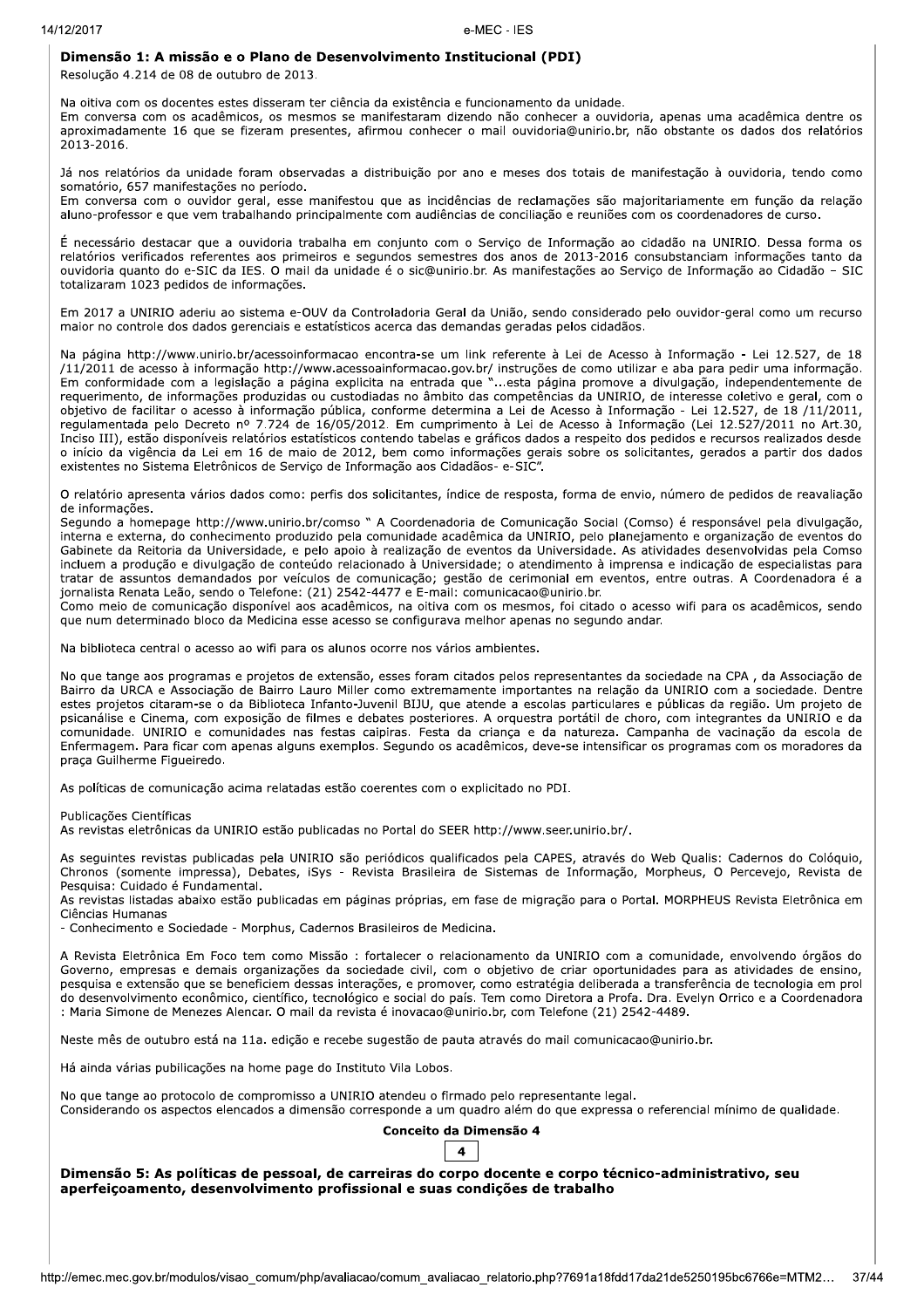**Dimensão 1: A missão e o Plano de Desenvolvimento Institucional (PDI)**

Resolução 4.214 de 08 de outubro de 2013.

Na oitiva com os docentes estes disseram ter ciência da existência e funcionamento da unidade.
Em conversa com os acadêmicos, os mesmos se manifestaram dizendo não conhecer a ouvidoria, apenas uma acadêmica dentre os aproximadamente 16 que se fizeram presentes, afirmou conhecer o mail ouvidoria@unirio.br, não obstante os dados dos relatórios 2013-2016.

Já nos relatórios da unidade foram observadas a distribuição por ano e meses dos totais de manifestação à ouvidoria, tendo como somatório, 657 manifestações no período.
Em conversa com o ouvidor geral, esse manifestou que as incidências de reclamações são majoritariamente em função da relação aluno-professor e que vem trabalhando principalmente com audiências de conciliação e reuniões com os coordenadores de curso.

É necessário destacar que a ouvidoria trabalha em conjunto com o Serviço de Informação ao cidadão na UNIRIO. Dessa forma os relatórios verificados referentes aos primeiros e segundos semestres dos anos de 2013-2016 consubstanciam informações tanto da ouvidoria quanto do e-SIC da IES. O mail da unidade é o sic@unirio.br. As manifestações ao Serviço de Informação ao Cidadão – SIC totalizaram 1023 pedidos de informações.

Em 2017 a UNIRIO aderiu ao sistema e-OUV da Controladoria Geral da União, sendo considerado pelo ouvidor-geral como um recurso maior no controle dos dados gerenciais e estatísticos acerca das demandas geradas pelos cidadãos.

Na página http://www.unirio.br/acessoinformacao encontra-se um link referente à Lei de Acesso à Informação - Lei 12.527, de 18 /11/2011 de acesso à informação http://www.acessoainformacao.gov.br/ instruções de como utilizar e aba para pedir uma informação. Em conformidade com a legislação a página explicita na entrada que "...esta página promove a divulgação, independentemente de requerimento, de informações produzidas ou custodiadas no âmbito das competências da UNIRIO, de interesse coletivo e geral, com o objetivo de facilitar o acesso à informação pública, conforme determina a Lei de Acesso à Informação - Lei 12.527, de 18 /11/2011, regulamentada pelo Decreto nº 7.724 de 16/05/2012. Em cumprimento à Lei de Acesso à Informação (Lei 12.527/2011 no Art.30, Inciso III), estão disponíveis relatórios estatísticos contendo tabelas e gráficos dados a respeito dos pedidos e recursos realizados desde o início da vigência da Lei em 16 de maio de 2012, bem como informações gerais sobre os solicitantes, gerados a partir dos dados existentes no Sistema Eletrônicos de Serviço de Informação aos Cidadãos- e-SIC".

O relatório apresenta vários dados como: perfis dos solicitantes, índice de resposta, forma de envio, número de pedidos de reavaliação de informações.
Segundo a homepage http://www.unirio.br/comso " A Coordenadoria de Comunicação Social (Comso) é responsável pela divulgação, interna e externa, do conhecimento produzido pela comunidade acadêmica da UNIRIO, pelo planejamento e organização de eventos do Gabinete da Reitoria da Universidade, e pelo apoio à realização de eventos da Universidade. As atividades desenvolvidas pela Comso incluem a produção e divulgação de conteúdo relacionado à Universidade; o atendimento à imprensa e indicação de especialistas para tratar de assuntos demandados por veículos de comunicação; gestão de cerimonial em eventos, entre outras. A Coordenadora é a jornalista Renata Leão, sendo o Telefone: (21) 2542-4477 e E-mail: comunicacao@unirio.br.
Como meio de comunicação disponível aos acadêmicos, na oitiva com os mesmos, foi citado o acesso wifi para os acadêmicos, sendo que num determinado bloco da Medicina esse acesso se configurava melhor apenas no segundo andar.

Na biblioteca central o acesso ao wifi para os alunos ocorre nos vários ambientes.

No que tange aos programas e projetos de extensão, esses foram citados pelos representantes da sociedade na CPA , da Associação de Bairro da URCA e Associação de Bairro Lauro Miller como extremamente importantes na relação da UNIRIO com a sociedade. Dentre estes projetos citaram-se o da Biblioteca Infanto-Juvenil BIJU, que atende a escolas particulares e públicas da região. Um projeto de psicanálise e Cinema, com exposição de filmes e debates posteriores. A orquestra portátil de choro, com integrantes da UNIRIO e da comunidade. UNIRIO e comunidades nas festas caipiras. Festa da criança e da natureza. Campanha de vacinação da escola de Enfermagem. Para ficar com apenas alguns exemplos. Segundo os acadêmicos, deve-se intensificar os programas com os moradores da praça Guilherme Figueiredo.

As políticas de comunicação acima relatadas estão coerentes com o explicitado no PDI.

Publicações Científicas
As revistas eletrônicas da UNIRIO estão publicadas no Portal do SEER http://www.seer.unirio.br/.

As seguintes revistas publicadas pela UNIRIO são periódicos qualificados pela CAPES, através do Web Qualis: Cadernos do Colóquio, Chronos (somente impressa), Debates, iSys - Revista Brasileira de Sistemas de Informação, Morpheus, O Percevejo, Revista de Pesquisa: Cuidado é Fundamental.
As revistas listadas abaixo estão publicadas em páginas próprias, em fase de migração para o Portal. MORPHEUS Revista Eletrônica em Ciências Humanas
- Conhecimento e Sociedade - Morphus, Cadernos Brasileiros de Medicina.

A Revista Eletrônica Em Foco tem como Missão : fortalecer o relacionamento da UNIRIO com a comunidade, envolvendo órgãos do Governo, empresas e demais organizações da sociedade civil, com o objetivo de criar oportunidades para as atividades de ensino, pesquisa e extensão que se beneficiem dessas interações, e promover, como estratégia deliberada a transferência de tecnologia em prol do desenvolvimento econômico, científico, tecnológico e social do país. Tem como Diretora a Profa. Dra. Evelyn Orrico e a Coordenadora : Maria Simone de Menezes Alencar. O mail da revista é inovacao@unirio.br, com Telefone (21) 2542-4489.

Neste mês de outubro está na 11a. edição e recebe sugestão de pauta através do mail comunicacao@unirio.br.

Há ainda várias publicações na home page do Instituto Vila Lobos.

No que tange ao protocolo de compromisso a UNIRIO atendeu o firmado pelo representante legal.
Considerando os aspectos elencados a dimensão corresponde a um quadro além do que expressa o referencial mínimo de qualidade.

**Conceito da Dimensão 4**

4

**Dimensão 5: As políticas de pessoal, de carreiras do corpo docente e corpo técnico-administrativo, seu aperfeiçoamento, desenvolvimento profissional e suas condições de trabalho**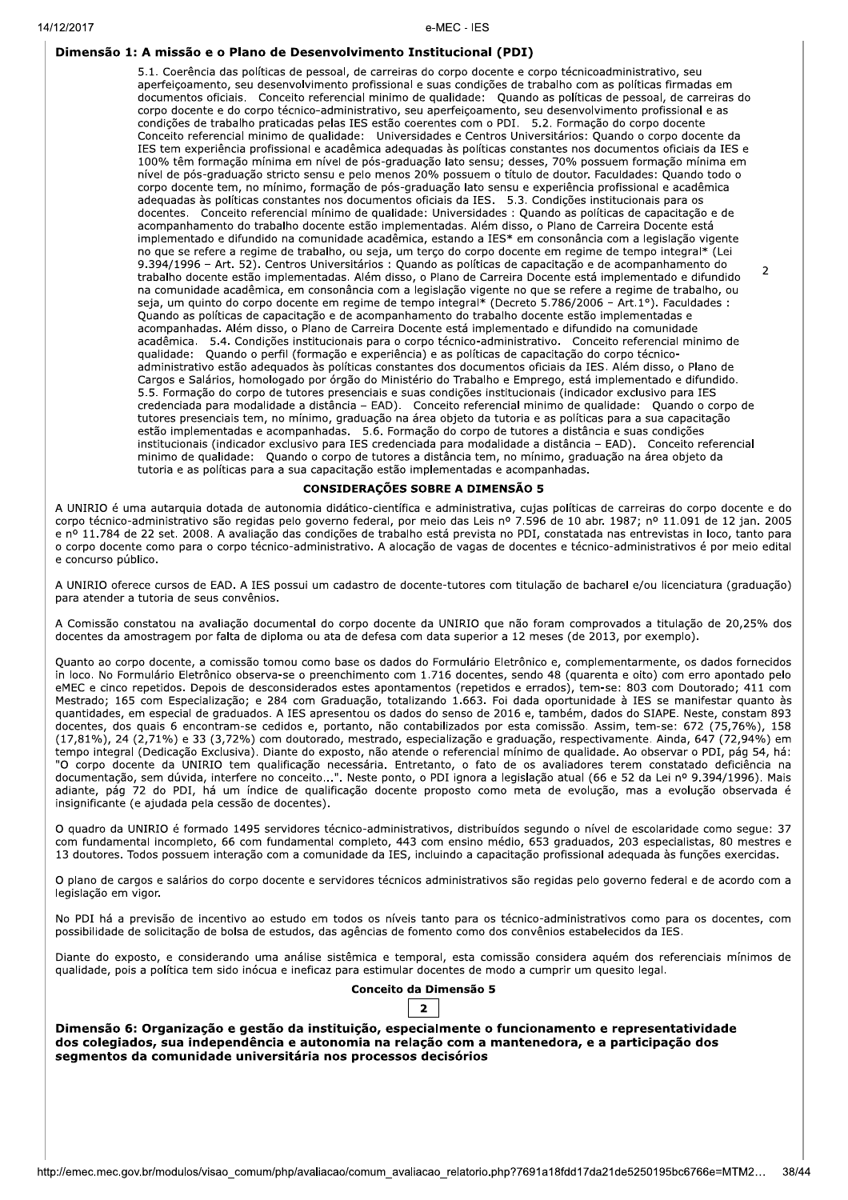### Dimensão 1: A missão e o Plano de Desenvolvimento Institucional (PDI)

| | |
|---|---|
| 5.1. Coerência das políticas de pessoal, de carreiras do corpo docente e corpo técnicoadministrativo, seu aperfeiçoamento, seu desenvolvimento profissional e suas condições de trabalho com as políticas firmadas em documentos oficiais. Conceito referencial mínimo de qualidade: Quando as políticas de pessoal, de carreiras do corpo docente e do corpo técnico-administrativo, seu aperfeiçoamento, seu desenvolvimento profissional e as condições de trabalho praticadas pelas IES estão coerentes com o PDI. 5.2. Formação do corpo docente Conceito referencial mínimo de qualidade: Universidades e Centros Universitários: Quando o corpo docente da IES tem experiência profissional e acadêmica adequadas às políticas constantes nos documentos oficiais da IES e 100% têm formação mínima em nível de pós-graduação lato sensu; desses, 70% possuem formação mínima em nível de pós-graduação stricto sensu e pelo menos 20% possuem o título de doutor. Faculdades: Quando todo o corpo docente tem, no mínimo, formação de pós-graduação lato sensu e experiência profissional e acadêmica adequadas às políticas constantes nos documentos oficiais da IES. 5.3. Condições institucionais para os docentes. Conceito referencial mínimo de qualidade: Universidades : Quando as políticas de capacitação e de acompanhamento do trabalho docente estão implementadas. Além disso, o Plano de Carreira Docente está implementado e difundido na comunidade acadêmica, estando a IES* em consonância com a legislação vigente no que se refere a regime de trabalho, ou seja, um terço do corpo docente em regime de tempo integral* (Lei 9.394/1996 – Art. 52). Centros Universitários : Quando as políticas de capacitação e de acompanhamento do trabalho docente estão implementadas. Além disso, o Plano de Carreira Docente está implementado e difundido na comunidade acadêmica, em consonância com a legislação vigente no que se refere a regime de trabalho, ou seja, um quinto do corpo docente em regime de tempo integral* (Decreto 5.786/2006 – Art.1°). Faculdades : Quando as políticas de capacitação e de acompanhamento do trabalho docente estão implementadas e acompanhadas. Além disso, o Plano de Carreira Docente está implementado e difundido na comunidade acadêmica. 5.4. Condições institucionais para o corpo técnico-administrativo. Conceito referencial mínimo de qualidade: Quando o perfil (formação e experiência) e as políticas de capacitação do corpo técnico-administrativo estão adequados às políticas constantes dos documentos oficiais da IES. Além disso, o Plano de Cargos e Salários, homologado por órgão do Ministério do Trabalho e Emprego, está implementado e difundido. 5.5. Formação do corpo de tutores presenciais e suas condições institucionais (indicador exclusivo para IES credenciada para modalidade a distância – EAD). Conceito referencial mínimo de qualidade: Quando o corpo de tutores presenciais tem, no mínimo, graduação na área objeto da tutoria e as políticas para a sua capacitação estão implementadas e acompanhadas. 5.6. Formação do corpo de tutores a distância e suas condições institucionais (indicador exclusivo para IES credenciada para modalidade a distância – EAD). Conceito referencial mínimo de qualidade: Quando o corpo de tutores a distância tem, no mínimo, graduação na área objeto da tutoria e as políticas para a sua capacitação estão implementadas e acompanhadas. | 2 |

**CONSIDERAÇÕES SOBRE A DIMENSÃO 5**

A UNIRIO é uma autarquia dotada de autonomia didático-científica e administrativa, cujas políticas de carreiras do corpo docente e do corpo técnico-administrativo são regidas pelo governo federal, por meio das Leis nº 7.596 de 10 abr. 1987; nº 11.091 de 12 jan. 2005 e nº 11.784 de 22 set. 2008. A avaliação das condições de trabalho está prevista no PDI, constatada nas entrevistas in loco, tanto para o corpo docente como para o corpo técnico-administrativo. A alocação de vagas de docentes e técnico-administrativos é por meio edital e concurso público.

A UNIRIO oferece cursos de EAD. A IES possui um cadastro de docente-tutores com titulação de bacharel e/ou licenciatura (graduação) para atender a tutoria de seus convênios.

A Comissão constatou na avaliação documental do corpo docente da UNIRIO que não foram comprovados a titulação de 20,25% dos docentes da amostragem por falta de diploma ou ata de defesa com data superior a 12 meses (de 2013, por exemplo).

Quanto ao corpo docente, a comissão tomou como base os dados do Formulário Eletrônico e, complementarmente, os dados fornecidos in loco. No Formulário Eletrônico observa-se o preenchimento com 1.716 docentes, sendo 48 (quarenta e oito) com erro apontado pelo eMEC e cinco repetidos. Depois de desconsiderados estes apontamentos (repetidos e errados), tem-se: 803 com Doutorado; 411 com Mestrado; 165 com Especialização; e 284 com Graduação, totalizando 1.663. Foi dada oportunidade à IES se manifestar quanto às quantidades, em especial de graduados. A IES apresentou os dados do senso de 2016 e, também, dados do SIAPE. Neste, constam 893 docentes, dos quais 6 encontram-se cedidos e, portanto, não contabilizados por esta comissão. Assim, tem-se: 672 (75,76%), 158 (17,81%), 24 (2,71%) e 33 (3,72%) com doutorado, mestrado, especialização e graduação, respectivamente. Ainda, 647 (72,94%) em tempo integral (Dedicação Exclusiva). Diante do exposto, não atende o referencial mínimo de qualidade. Ao observar o PDI, pág 54, há: "O corpo docente da UNIRIO tem qualificação necessária. Entretanto, o fato de os avaliadores terem constatado deficiência na documentação, sem dúvida, interfere no conceito...". Neste ponto, o PDI ignora a legislação atual (66 e 52 da Lei nº 9.394/1996). Mais adiante, pág 72 do PDI, há um índice de qualificação docente proposto como meta de evolução, mas a evolução observada é insignificante (e ajudada pela cessão de docentes).

O quadro da UNIRIO é formado 1495 servidores técnico-administrativos, distribuídos segundo o nível de escolaridade como segue: 37 com fundamental incompleto, 66 com fundamental completo, 443 com ensino médio, 653 graduados, 203 especialistas, 80 mestres e 13 doutores. Todos possuem interação com a comunidade da IES, incluindo a capacitação profissional adequada às funções exercidas.

O plano de cargos e salários do corpo docente e servidores técnicos administrativos são regidas pelo governo federal e de acordo com a legislação em vigor.

No PDI há a previsão de incentivo ao estudo em todos os níveis tanto para os técnico-administrativos como para os docentes, com possibilidade de solicitação de bolsa de estudos, das agências de fomento como dos convênios estabelecidos da IES.

Diante do exposto, e considerando uma análise sistêmica e temporal, esta comissão considera aquém dos referenciais mínimos de qualidade, pois a política tem sido inócua e ineficaz para estimular docentes de modo a cumprir um quesito legal.

**Conceito da Dimensão 5**

**2**

### Dimensão 6: Organização e gestão da instituição, especialmente o funcionamento e representatividade dos colegiados, sua independência e autonomia na relação com a mantenedora, e a participação dos segmentos da comunidade universitária nos processos decisórios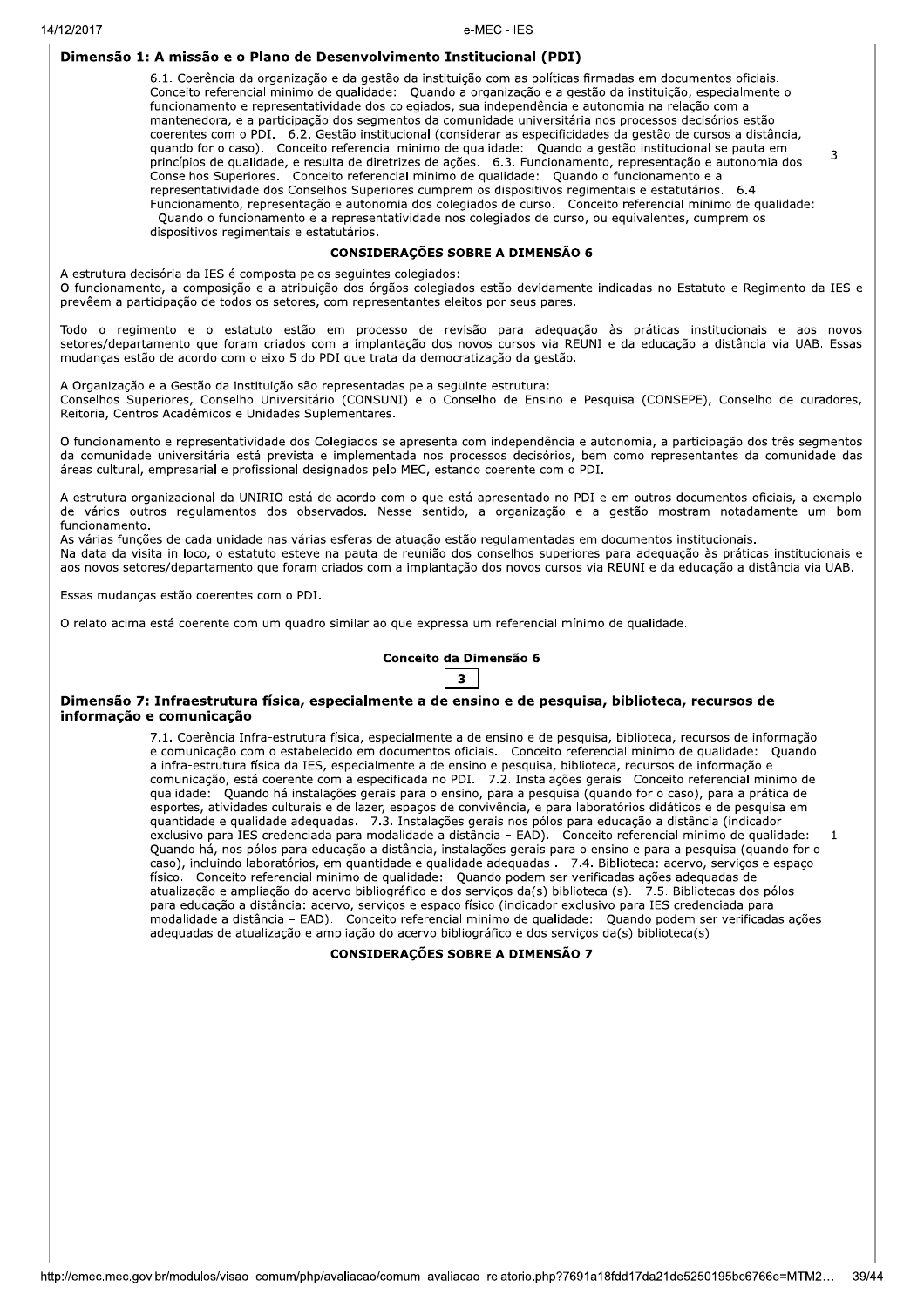### Dimensão 1: A missão e o Plano de Desenvolvimento Institucional (PDI)

6.1. Coerência da organização e da gestão da instituição com as políticas firmadas em documentos oficiais. Conceito referencial mínimo de qualidade: Quando a organização e a gestão da instituição, especialmente o funcionamento e representatividade dos colegiados, sua independência e autonomia na relação com a mantenedora, e a participação dos segmentos da comunidade universitária nos processos decisórios estão coerentes com o PDI. 6.2. Gestão institucional (considerar as especificidades da gestão de cursos a distância, quando for o caso). Conceito referencial mínimo de qualidade: Quando a gestão institucional se pauta em princípios de qualidade, e resulta de diretrizes de ações. 6.3. Funcionamento, representação e autonomia dos Conselhos Superiores. Conceito referencial mínimo de qualidade: Quando o funcionamento e a representatividade dos Conselhos Superiores cumprem os dispositivos regimentais e estatutários. 6.4. Funcionamento, representação e autonomia dos colegiados de curso. Conceito referencial mínimo de qualidade: Quando o funcionamento e a representatividade nos colegiados de curso, ou equivalentes, cumprem os dispositivos regimentais e estatutários. — 3

#### CONSIDERAÇÕES SOBRE A DIMENSÃO 6

A estrutura decisória da IES é composta pelos seguintes colegiados:
O funcionamento, a composição e a atribuição dos órgãos colegiados estão devidamente indicadas no Estatuto e Regimento da IES e prevêem a participação de todos os setores, com representantes eleitos por seus pares.

Todo o regimento e o estatuto estão em processo de revisão para adequação às práticas institucionais e aos novos setores/departamento que foram criados com a implantação dos novos cursos via REUNI e da educação a distância via UAB. Essas mudanças estão de acordo com o eixo 5 do PDI que trata da democratização da gestão.

A Organização e a Gestão da instituição são representadas pela seguinte estrutura:
Conselhos Superiores, Conselho Universitário (CONSUNI) e o Conselho de Ensino e Pesquisa (CONSEPE), Conselho de curadores, Reitoria, Centros Acadêmicos e Unidades Suplementares.

O funcionamento e representatividade dos Colegiados se apresenta com independência e autonomia, a participação dos três segmentos da comunidade universitária está prevista e implementada nos processos decisórios, bem como representantes da comunidade das áreas cultural, empresarial e profissional designados pelo MEC, estando coerente com o PDI.

A estrutura organizacional da UNIRIO está de acordo com o que está apresentado no PDI e em outros documentos oficiais, a exemplo de vários outros regulamentos dos observados. Nesse sentido, a organização e a gestão mostram notadamente um bom funcionamento.
As várias funções de cada unidade nas várias esferas de atuação estão regulamentadas em documentos institucionais.
Na data da visita in loco, o estatuto esteve na pauta de reunião dos conselhos superiores para adequação às práticas institucionais e aos novos setores/departamento que foram criados com a implantação dos novos cursos via REUNI e da educação a distância via UAB.

Essas mudanças estão coerentes com o PDI.

O relato acima está coerente com um quadro similar ao que expressa um referencial mínimo de qualidade.

**Conceito da Dimensão 6**

**3**

### Dimensão 7: Infraestrutura física, especialmente a de ensino e de pesquisa, biblioteca, recursos de informação e comunicação

7.1. Coerência Infra-estrutura física, especialmente a de ensino e de pesquisa, biblioteca, recursos de informação e comunicação com o estabelecido em documentos oficiais. Conceito referencial mínimo de qualidade: Quando a infra-estrutura física da IES, especialmente a de ensino e pesquisa, biblioteca, recursos de informação e comunicação, está coerente com a especificada no PDI. 7.2. Instalações gerais Conceito referencial mínimo de qualidade: Quando há instalações gerais para o ensino, para a pesquisa (quando for o caso), para a prática de esportes, atividades culturais e de lazer, espaços de convivência, e para laboratórios didáticos e de pesquisa em quantidade e qualidade adequadas. 7.3. Instalações gerais nos pólos para educação a distância (indicador exclusivo para IES credenciada para modalidade a distância – EAD). Conceito referencial mínimo de qualidade: Quando há, nos pólos para educação a distância, instalações gerais para o ensino e para a pesquisa (quando for o caso), incluindo laboratórios, em quantidade e qualidade adequadas . 7.4. Biblioteca: acervo, serviços e espaço físico. Conceito referencial mínimo de qualidade: Quando podem ser verificadas ações adequadas de atualização e ampliação do acervo bibliográfico e dos serviços da(s) biblioteca (s). 7.5. Bibliotecas dos pólos para educação a distância: acervo, serviços e espaço físico (indicador exclusivo para IES credenciada para modalidade a distância – EAD). Conceito referencial mínimo de qualidade: Quando podem ser verificadas ações adequadas de atualização e ampliação do acervo bibliográfico e dos serviços da(s) biblioteca(s) — 1

#### CONSIDERAÇÕES SOBRE A DIMENSÃO 7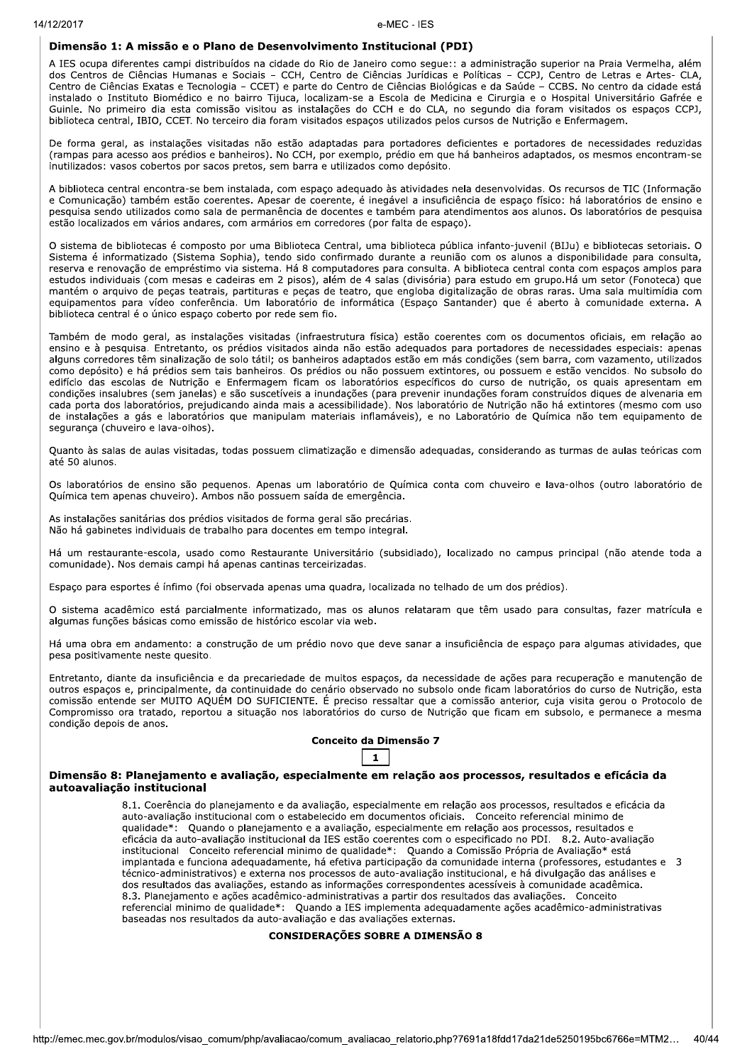## Dimensão 1: A missão e o Plano de Desenvolvimento Institucional (PDI)

A IES ocupa diferentes campi distribuídos na cidade do Rio de Janeiro como segue:: a administração superior na Praia Vermelha, além dos Centros de Ciências Humanas e Sociais – CCH, Centro de Ciências Jurídicas e Políticas – CCPJ, Centro de Letras e Artes- CLA, Centro de Ciências Exatas e Tecnologia – CCET) e parte do Centro de Ciências Biológicas e da Saúde – CCBS. No centro da cidade está instalado o Instituto Biomédico e no bairro Tijuca, localizam-se a Escola de Medicina e Cirurgia e o Hospital Universitário Gafrée e Guinle. No primeiro dia esta comissão visitou as instalações do CCH e do CLA, no segundo dia foram visitados os espaços CCPJ, biblioteca central, IBIO, CCET. No terceiro dia foram visitados espaços utilizados pelos cursos de Nutrição e Enfermagem.

De forma geral, as instalações visitadas não estão adaptadas para portadores deficientes e portadores de necessidades reduzidas (rampas para acesso aos prédios e banheiros). No CCH, por exemplo, prédio em que há banheiros adaptados, os mesmos encontram-se inutilizados: vasos cobertos por sacos pretos, sem barra e utilizados como depósito.

A biblioteca central encontra-se bem instalada, com espaço adequado às atividades nela desenvolvidas. Os recursos de TIC (Informação e Comunicação) também estão coerentes. Apesar de coerente, é inegável a insuficiência de espaço físico: há laboratórios de ensino e pesquisa sendo utilizados como sala de permanência de docentes e também para atendimentos aos alunos. Os laboratórios de pesquisa estão localizados em vários andares, com armários em corredores (por falta de espaço).

O sistema de bibliotecas é composto por uma Biblioteca Central, uma biblioteca pública infanto-juvenil (BIJu) e bibliotecas setoriais. O Sistema é informatizado (Sistema Sophia), tendo sido confirmado durante a reunião com os alunos a disponibilidade para consulta, reserva e renovação de empréstimo via sistema. Há 8 computadores para consulta. A biblioteca central conta com espaços amplos para estudos individuais (com mesas e cadeiras em 2 pisos), além de 4 salas (divisória) para estudo em grupo.Há um setor (Fonoteca) que mantém o arquivo de peças teatrais, partituras e peças de teatro, que engloba digitalização de obras raras. Uma sala multimídia com equipamentos para vídeo conferência. Um laboratório de informática (Espaço Santander) que é aberto à comunidade externa. A biblioteca central é o único espaço coberto por rede sem fio.

Também de modo geral, as instalações visitadas (infraestrutura física) estão coerentes com os documentos oficiais, em relação ao ensino e à pesquisa. Entretanto, os prédios visitados ainda não estão adequados para portadores de necessidades especiais: apenas alguns corredores têm sinalização de solo tátil; os banheiros adaptados estão em más condições (sem barra, com vazamento, utilizados como depósito) e há prédios sem tais banheiros. Os prédios ou não possuem extintores, ou possuem e estão vencidos. No subsolo do edifício das escolas de Nutrição e Enfermagem ficam os laboratórios específicos do curso de nutrição, os quais apresentam em condições insalubres (sem janelas) e são suscetíveis a inundações (para prevenir inundações foram construídos diques de alvenaria em cada porta dos laboratórios, prejudicando ainda mais a acessibilidade). Nos laboratório de Nutrição não há extintores (mesmo com uso de instalações a gás e laboratórios que manipulam materiais inflamáveis), e no Laboratório de Química não tem equipamento de segurança (chuveiro e lava-olhos).

Quanto às salas de aulas visitadas, todas possuem climatização e dimensão adequadas, considerando as turmas de aulas teóricas com até 50 alunos.

Os laboratórios de ensino são pequenos. Apenas um laboratório de Química conta com chuveiro e lava-olhos (outro laboratório de Química tem apenas chuveiro). Ambos não possuem saída de emergência.

As instalações sanitárias dos prédios visitados de forma geral são precárias.
Não há gabinetes individuais de trabalho para docentes em tempo integral.

Há um restaurante-escola, usado como Restaurante Universitário (subsidiado), localizado no campus principal (não atende toda a comunidade). Nos demais campi há apenas cantinas terceirizadas.

Espaço para esportes é ínfimo (foi observada apenas uma quadra, localizada no telhado de um dos prédios).

O sistema acadêmico está parcialmente informatizado, mas os alunos relataram que têm usado para consultas, fazer matrícula e algumas funções básicas como emissão de histórico escolar via web.

Há uma obra em andamento: a construção de um prédio novo que deve sanar a insuficiência de espaço para algumas atividades, que pesa positivamente neste quesito.

Entretanto, diante da insuficiência e da precariedade de muitos espaços, da necessidade de ações para recuperação e manutenção de outros espaços e, principalmente, da continuidade do cenário observado no subsolo onde ficam laboratórios do curso de Nutrição, esta comissão entende ser MUITO AQUÉM DO SUFICIENTE. É preciso ressaltar que a comissão anterior, cuja visita gerou o Protocolo de Compromisso ora tratado, reportou a situação nos laboratórios do curso de Nutrição que ficam em subsolo, e permanece a mesma condição depois de anos.

**Conceito da Dimensão 7**

**1**

## Dimensão 8: Planejamento e avaliação, especialmente em relação aos processos, resultados e eficácia da autoavaliação institucional

8.1. Coerência do planejamento e da avaliação, especialmente em relação aos processos, resultados e eficácia da auto-avaliação institucional com o estabelecido em documentos oficiais. Conceito referencial mínimo de qualidade*: Quando o planejamento e a avaliação, especialmente em relação aos processos, resultados e eficácia da auto-avaliação institucional da IES estão coerentes com o especificado no PDI. 8.2. Auto-avaliação institucional Conceito referencial mínimo de qualidade*: Quando a Comissão Própria de Avaliação* está implantada e funciona adequadamente, há efetiva participação da comunidade interna (professores, estudantes e técnico-administrativos) e externa nos processos de auto-avaliação institucional, e há divulgação das análises e dos resultados das avaliações, estando as informações correspondentes acessíveis à comunidade acadêmica. 8.3. Planejamento e ações acadêmico-administrativas a partir dos resultados das avaliações. Conceito referencial mínimo de qualidade*: Quando a IES implementa adequadamente ações acadêmico-administrativas baseadas nos resultados da auto-avaliação e das avaliações externas. 3

**CONSIDERAÇÕES SOBRE A DIMENSÃO 8**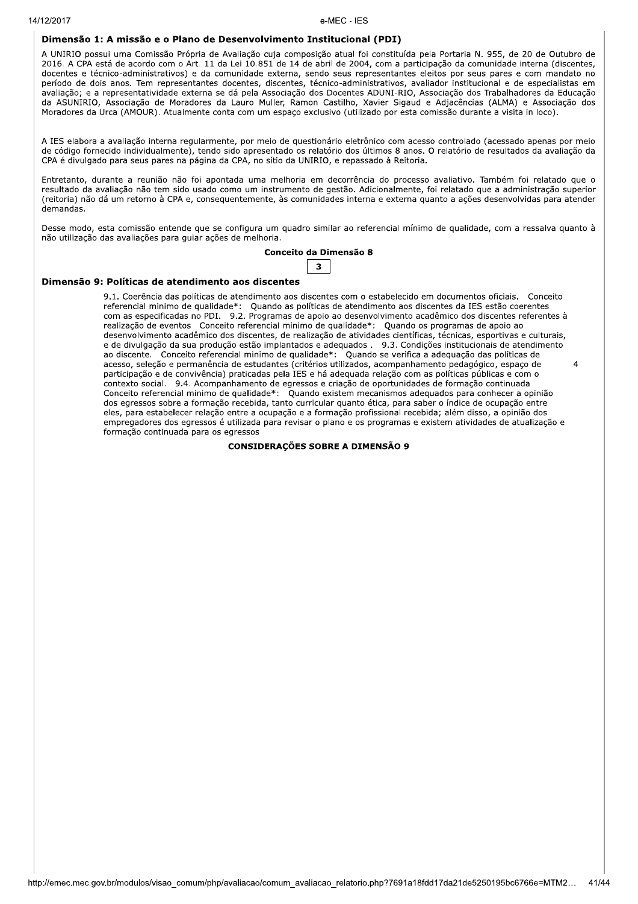### Dimensão 1: A missão e o Plano de Desenvolvimento Institucional (PDI)

A UNIRIO possui uma Comissão Própria de Avaliação cuja composição atual foi constituída pela Portaria N. 955, de 20 de Outubro de 2016. A CPA está de acordo com o Art. 11 da Lei 10.851 de 14 de abril de 2004, com a participação da comunidade interna (discentes, docentes e técnico-administrativos) e da comunidade externa, sendo seus representantes eleitos por seus pares e com mandato no período de dois anos. Tem representantes docentes, discentes, técnico-administrativos, avaliador institucional e de especialistas em avaliação; e a representatividade externa se dá pela Associação dos Docentes ADUNI-RIO, Associação dos Trabalhadores da Educação da ASUNIRIO, Associação de Moradores da Lauro Muller, Ramon Castilho, Xavier Sigaud e Adjacências (ALMA) e Associação dos Moradores da Urca (AMOUR). Atualmente conta com um espaço exclusivo (utilizado por esta comissão durante a visita in loco).

A IES elabora a avaliação interna regularmente, por meio de questionário eletrônico com acesso controlado (acessado apenas por meio de código fornecido individualmente), tendo sido apresentado os relatório dos últimos 8 anos. O relatório de resultados da avaliação da CPA é divulgado para seus pares na página da CPA, no sítio da UNIRIO, e repassado à Reitoria.

Entretanto, durante a reunião não foi apontada uma melhoria em decorrência do processo avaliativo. Também foi relatado que o resultado da avaliação não tem sido usado como um instrumento de gestão. Adicionalmente, foi relatado que a administração superior (reitoria) não dá um retorno à CPA e, consequentemente, às comunidades interna e externa quanto a ações desenvolvidas para atender demandas.

Desse modo, esta comissão entende que se configura um quadro similar ao referencial mínimo de qualidade, com a ressalva quanto à não utilização das avaliações para guiar ações de melhoria.

**Conceito da Dimensão 8**

**3**

### Dimensão 9: Políticas de atendimento aos discentes

| | |
|---|---|
| 9.1. Coerência das políticas de atendimento aos discentes com o estabelecido em documentos oficiais. Conceito referencial mínimo de qualidade*: Quando as políticas de atendimento aos discentes da IES estão coerentes com as especificadas no PDI. 9.2. Programas de apoio ao desenvolvimento acadêmico dos discentes referentes à realização de eventos Conceito referencial mínimo de qualidade*: Quando os programas de apoio ao desenvolvimento acadêmico dos discentes, de realização de atividades científicas, técnicas, esportivas e culturais, e de divulgação da sua produção estão implantados e adequados . 9.3. Condições institucionais de atendimento ao discente. Conceito referencial mínimo de qualidade*: Quando se verifica a adequação das políticas de acesso, seleção e permanência de estudantes (critérios utilizados, acompanhamento pedagógico, espaço de participação e de convivência) praticadas pela IES e há adequada relação com as políticas públicas e com o contexto social. 9.4. Acompanhamento de egressos e criação de oportunidades de formação continuada Conceito referencial mínimo de qualidade*: Quando existem mecanismos adequados para conhecer a opinião dos egressos sobre a formação recebida, tanto curricular quanto ética, para saber o índice de ocupação entre eles, para estabelecer relação entre a ocupação e a formação profissional recebida; além disso, a opinião dos empregadores dos egressos é utilizada para revisar o plano e os programas e existem atividades de atualização e formação continuada para os egressos | 4 |

**CONSIDERAÇÕES SOBRE A DIMENSÃO 9**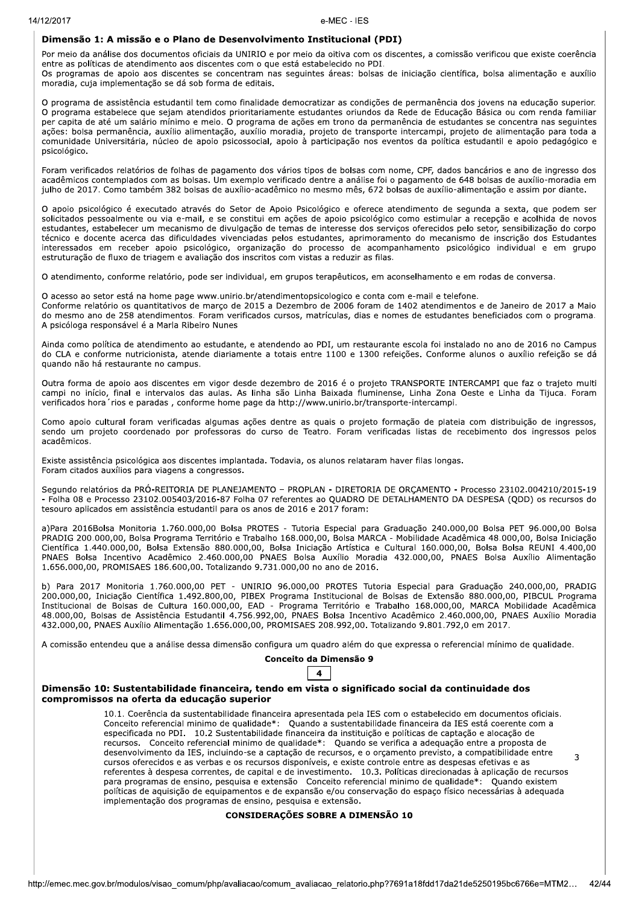### Dimensão 1: A missão e o Plano de Desenvolvimento Institucional (PDI)

Por meio da análise dos documentos oficiais da UNIRIO e por meio da oitiva com os discentes, a comissão verificou que existe coerência entre as políticas de atendimento aos discentes com o que está estabelecido no PDI.
Os programas de apoio aos discentes se concentram nas seguintes áreas: bolsas de iniciação científica, bolsa alimentação e auxílio moradia, cuja implementação se dá sob forma de editais.

O programa de assistência estudantil tem como finalidade democratizar as condições de permanência dos jovens na educação superior. O programa estabelece que sejam atendidos prioritariamente estudantes oriundos da Rede de Educação Básica ou com renda familiar per capita de até um salário mínimo e meio. O programa de ações em trono da permanência de estudantes se concentra nas seguintes ações: bolsa permanência, auxílio alimentação, auxílio moradia, projeto de transporte intercampi, projeto de alimentação para toda a comunidade Universitária, núcleo de apoio psicossocial, apoio à participação nos eventos da política estudantil e apoio pedagógico e psicológico.

Foram verificados relatórios de folhas de pagamento dos vários tipos de bolsas com nome, CPF, dados bancários e ano de ingresso dos acadêmicos contemplados com as bolsas. Um exemplo verificado dentre a análise foi o pagamento de 648 bolsas de auxílio-moradia em julho de 2017. Como também 382 bolsas de auxílio-acadêmico no mesmo mês, 672 bolsas de auxílio-alimentação e assim por diante.

O apoio psicológico é executado através do Setor de Apoio Psicológico e oferece atendimento de segunda a sexta, que podem ser solicitados pessoalmente ou via e-mail, e se constitui em ações de apoio psicológico como estimular a recepção e acolhida de novos estudantes, estabelecer um mecanismo de divulgação de temas de interesse dos serviços oferecidos pelo setor, sensibilização do corpo técnico e docente acerca das dificuldades vivenciadas pelos estudantes, aprimoramento do mecanismo de inscrição dos Estudantes interessados em receber apoio psicológico, organização do processo de acompanhamento psicológico individual e em grupo estruturação de fluxo de triagem e avaliação dos inscritos com vistas a reduzir as filas.

O atendimento, conforme relatório, pode ser individual, em grupos terapêuticos, em aconselhamento e em rodas de conversa.

O acesso ao setor está na home page www.unirio.br/atendimentopsicologico e conta com e-mail e telefone.
Conforme relatório os quantitativos de março de 2015 a Dezembro de 2006 foram de 1402 atendimentos e de Janeiro de 2017 a Maio do mesmo ano de 258 atendimentos. Foram verificados cursos, matrículas, dias e nomes de estudantes beneficiados com o programa. A psicóloga responsável é a Marla Ribeiro Nunes

Ainda como política de atendimento ao estudante, e atendendo ao PDI, um restaurante escola foi instalado no ano de 2016 no Campus do CLA e conforme nutricionista, atende diariamente a totais entre 1100 e 1300 refeições. Conforme alunos o auxílio refeição se dá quando não há restaurante no campus.

Outra forma de apoio aos discentes em vigor desde dezembro de 2016 é o projeto TRANSPORTE INTERCAMPI que faz o trajeto multi campi no início, final e intervalos das aulas. As linha são Linha Baixada fluminense, Linha Zona Oeste e Linha da Tijuca. Foram verificados hora´rios e paradas , conforme home page da http://www.unirio.br/transporte-intercampi.

Como apoio cultural foram verificadas algumas ações dentre as quais o projeto formação de plateia com distribuição de ingressos, sendo um projeto coordenado por professoras do curso de Teatro. Foram verificadas listas de recebimento dos ingressos pelos acadêmicos.

Existe assistência psicológica aos discentes implantada. Todavia, os alunos relataram haver filas longas.
Foram citados auxílios para viagens a congressos.

Segundo relatórios da PRÓ-REITORIA DE PLANEJAMENTO – PROPLAN - DIRETORIA DE ORÇAMENTO - Processo 23102.004210/2015-19 - Folha 08 e Processo 23102.005403/2016-87 Folha 07 referentes ao QUADRO DE DETALHAMENTO DA DESPESA (QDD) os recursos do tesouro aplicados em assistência estudantil para os anos de 2016 e 2017 foram:

a)Para 2016Bolsa Monitoria 1.760.000,00 Bolsa PROTES - Tutoria Especial para Graduação 240.000,00 Bolsa PET 96.000,00 Bolsa PRADIG 200.000,00, Bolsa Programa Território e Trabalho 168.000,00, Bolsa MARCA - Mobilidade Acadêmica 48.000,00, Bolsa Iniciação Científica 1.440.000,00, Bolsa Extensão 880.000,00, Bolsa Iniciação Artística e Cultural 160.000,00, Bolsa Bolsa REUNI 4.400,00 PNAES Bolsa Incentivo Acadêmico 2.460.000,00 PNAES Bolsa Auxílio Moradia 432.000,00, PNAES Bolsa Auxílio Alimentação 1.656.000,00, PROMISAES 186.600,00. Totalizando 9.731.000,00 no ano de 2016.

b) Para 2017 Monitoria 1.760.000,00 PET - UNIRIO 96.000,00 PROTES Tutoria Especial para Graduação 240.000,00, PRADIG 200.000,00, Iniciação Científica 1.492.800,00, PIBEX Programa Institucional de Bolsas de Extensão 880.000,00, PIBCUL Programa Institucional de Bolsas de Cultura 160.000,00, EAD - Programa Território e Trabalho 168.000,00, MARCA Mobilidade Acadêmica 48.000,00, Bolsas de Assistência Estudantil 4.756.992,00, PNAES Bolsa Incentivo Acadêmico 2.460.000,00, PNAES Auxílio Moradia 432.000,00, PNAES Auxílio Alimentação 1.656.000,00, PROMISAES 208.992,00. Totalizando 9.801.792,0 em 2017.

A comissão entendeu que a análise dessa dimensão configura um quadro além do que expressa o referencial mínimo de qualidade.

**Conceito da Dimensão 9**

**4**

### Dimensão 10: Sustentabilidade financeira, tendo em vista o significado social da continuidade dos compromissos na oferta da educação superior

| | |
|---|---|
| 10.1. Coerência da sustentabilidade financeira apresentada pela IES com o estabelecido em documentos oficiais. Conceito referencial mínimo de qualidade*: Quando a sustentabilidade financeira da IES está coerente com a especificada no PDI. 10.2 Sustentabilidade financeira da instituição e políticas de captação e alocação de recursos. Conceito referencial mínimo de qualidade*: Quando se verifica a adequação entre a proposta de desenvolvimento da IES, incluindo-se a captação de recursos, e o orçamento previsto, a compatibilidade entre cursos oferecidos e as verbas e os recursos disponíveis, e existe controle entre as despesas efetivas e as referentes à despesa correntes, de capital e de investimento. 10.3. Políticas direcionadas à aplicação de recursos para programas de ensino, pesquisa e extensão Conceito referencial mínimo de qualidade*: Quando existem políticas de aquisição de equipamentos e de expansão e/ou conservação do espaço físico necessárias à adequada implementação dos programas de ensino, pesquisa e extensão. | 3 |

**CONSIDERAÇÕES SOBRE A DIMENSÃO 10**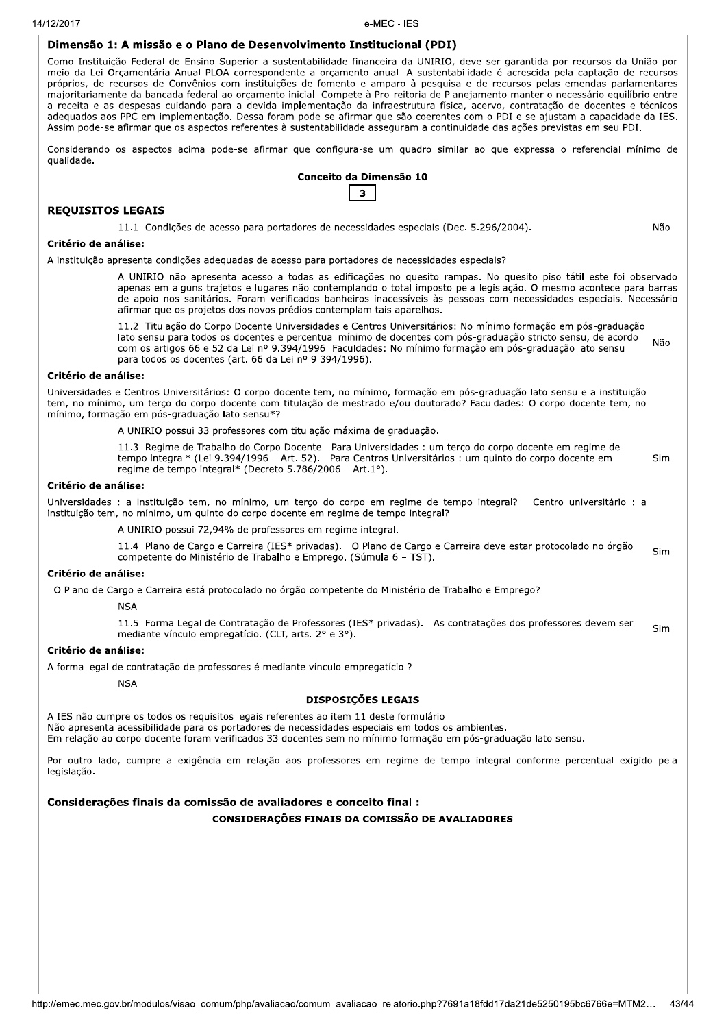### Dimensão 1: A missão e o Plano de Desenvolvimento Institucional (PDI)

Como Instituição Federal de Ensino Superior a sustentabilidade financeira da UNIRIO, deve ser garantida por recursos da União por meio da Lei Orçamentária Anual PLOA correspondente a orçamento anual. A sustentabilidade é acrescida pela captação de recursos próprios, de recursos de Convênios com instituições de fomento e amparo à pesquisa e de recursos pelas emendas parlamentares majoritariamente da bancada federal ao orçamento inicial. Compete à Pro-reitoria de Planejamento manter o necessário equilíbrio entre a receita e as despesas cuidando para a devida implementação da infraestrutura física, acervo, contratação de docentes e técnicos adequados aos PPC em implementação. Dessa foram pode-se afirmar que são coerentes com o PDI e se ajustam a capacidade da IES. Assim pode-se afirmar que os aspectos referentes à sustentabilidade asseguram a continuidade das ações previstas em seu PDI.

Considerando os aspectos acima pode-se afirmar que configura-se um quadro similar ao que expressa o referencial mínimo de qualidade.

**Conceito da Dimensão 10**

**3**

### REQUISITOS LEGAIS

11.1. Condições de acesso para portadores de necessidades especiais (Dec. 5.296/2004). — Não

**Critério de análise:**

A instituição apresenta condições adequadas de acesso para portadores de necessidades especiais?

A UNIRIO não apresenta acesso a todas as edificações no quesito rampas. No quesito piso tátil este foi observado apenas em alguns trajetos e lugares não contemplando o total imposto pela legislação. O mesmo acontece para barras de apoio nos sanitários. Foram verificados banheiros inacessíveis às pessoas com necessidades especiais. Necessário afirmar que os projetos dos novos prédios contemplam tais aparelhos.

11.2. Titulação do Corpo Docente Universidades e Centros Universitários: No mínimo formação em pós-graduação lato sensu para todos os docentes e percentual mínimo de docentes com pós-graduação stricto sensu, de acordo com os artigos 66 e 52 da Lei nº 9.394/1996. Faculdades: No mínimo formação em pós-graduação lato sensu para todos os docentes (art. 66 da Lei nº 9.394/1996). — Não

**Critério de análise:**

Universidades e Centros Universitários: O corpo docente tem, no mínimo, formação em pós-graduação lato sensu e a instituição tem, no mínimo, um terço do corpo docente com titulação de mestrado e/ou doutorado? Faculdades: O corpo docente tem, no mínimo, formação em pós-graduação lato sensu*?

A UNIRIO possui 33 professores com titulação máxima de graduação.

11.3. Regime de Trabalho do Corpo Docente Para Universidades : um terço do corpo docente em regime de tempo integral* (Lei 9.394/1996 – Art. 52). Para Centros Universitários : um quinto do corpo docente em regime de tempo integral* (Decreto 5.786/2006 – Art.1°). — Sim

**Critério de análise:**

Universidades : a instituição tem, no mínimo, um terço do corpo em regime de tempo integral? Centro universitário : a instituição tem, no mínimo, um quinto do corpo docente em regime de tempo integral?

A UNIRIO possui 72,94% de professores em regime integral.

11.4. Plano de Cargo e Carreira (IES* privadas). O Plano de Cargo e Carreira deve estar protocolado no órgão competente do Ministério de Trabalho e Emprego. (Súmula 6 – TST). — Sim

**Critério de análise:**

O Plano de Cargo e Carreira está protocolado no órgão competente do Ministério de Trabalho e Emprego?

NSA

11.5. Forma Legal de Contratação de Professores (IES* privadas). As contratações dos professores devem ser mediante vínculo empregatício. (CLT, arts. 2° e 3°). — Sim

**Critério de análise:**

A forma legal de contratação de professores é mediante vínculo empregatício ?

NSA

**DISPOSIÇÕES LEGAIS**

A IES não cumpre os todos os requisitos legais referentes ao item 11 deste formulário.
Não apresenta acessibilidade para os portadores de necessidades especiais em todos os ambientes.
Em relação ao corpo docente foram verificados 33 docentes sem no mínimo formação em pós-graduação lato sensu.

Por outro lado, cumpre a exigência em relação aos professores em regime de tempo integral conforme percentual exigido pela legislação.

### Considerações finais da comissão de avaliadores e conceito final :

**CONSIDERAÇÕES FINAIS DA COMISSÃO DE AVALIADORES**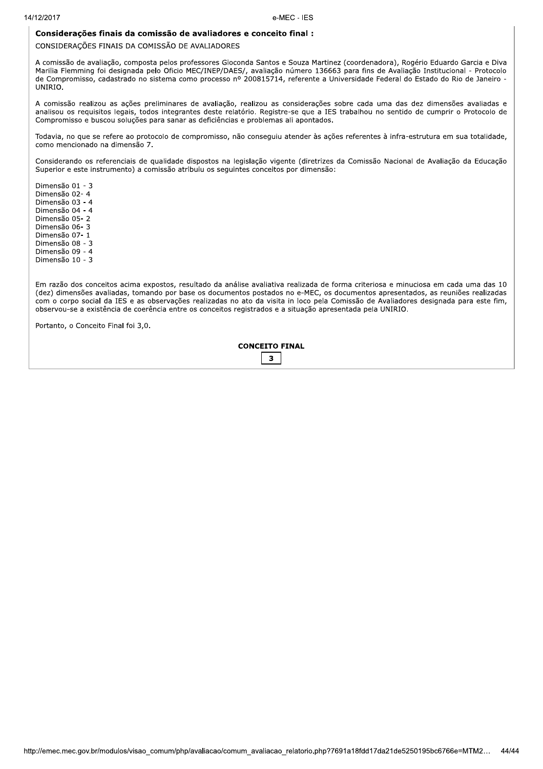**Considerações finais da comissão de avaliadores e conceito final :**

CONSIDERAÇÕES FINAIS DA COMISSÃO DE AVALIADORES

A comissão de avaliação, composta pelos professores Gioconda Santos e Souza Martinez (coordenadora), Rogério Eduardo Garcia e Diva Marilia Flemming foi designada pelo Ofício MEC/INEP/DAES/, avaliação número 136663 para fins de Avaliação Institucional - Protocolo de Compromisso, cadastrado no sistema como processo nº 200815714, referente a Universidade Federal do Estado do Rio de Janeiro - UNIRIO.

A comissão realizou as ações preliminares de avaliação, realizou as considerações sobre cada uma das dez dimensões avaliadas e analisou os requisitos legais, todos integrantes deste relatório. Registre-se que a IES trabalhou no sentido de cumprir o Protocolo de Compromisso e buscou soluções para sanar as deficiências e problemas ali apontados.

Todavia, no que se refere ao protocolo de compromisso, não conseguiu atender às ações referentes à infra-estrutura em sua totalidade, como mencionado na dimensão 7.

Considerando os referenciais de qualidade dispostos na legislação vigente (diretrizes da Comissão Nacional de Avaliação da Educação Superior e este instrumento) a comissão atribuiu os seguintes conceitos por dimensão:

Dimensão 01 - 3
Dimensão 02- 4
Dimensão 03 - 4
Dimensão 04 - 4
Dimensão 05- 2
Dimensão 06- 3
Dimensão 07- 1
Dimensão 08 - 3
Dimensão 09 - 4
Dimensão 10 - 3

Em razão dos conceitos acima expostos, resultado da análise avaliativa realizada de forma criteriosa e minuciosa em cada uma das 10 (dez) dimensões avaliadas, tomando por base os documentos postados no e-MEC, os documentos apresentados, as reuniões realizadas com o corpo social da IES e as observações realizadas no ato da visita in loco pela Comissão de Avaliadores designada para este fim, observou-se a existência de coerência entre os conceitos registrados e a situação apresentada pela UNIRIO.

Portanto, o Conceito Final foi 3,0.

**CONCEITO FINAL**

**3**